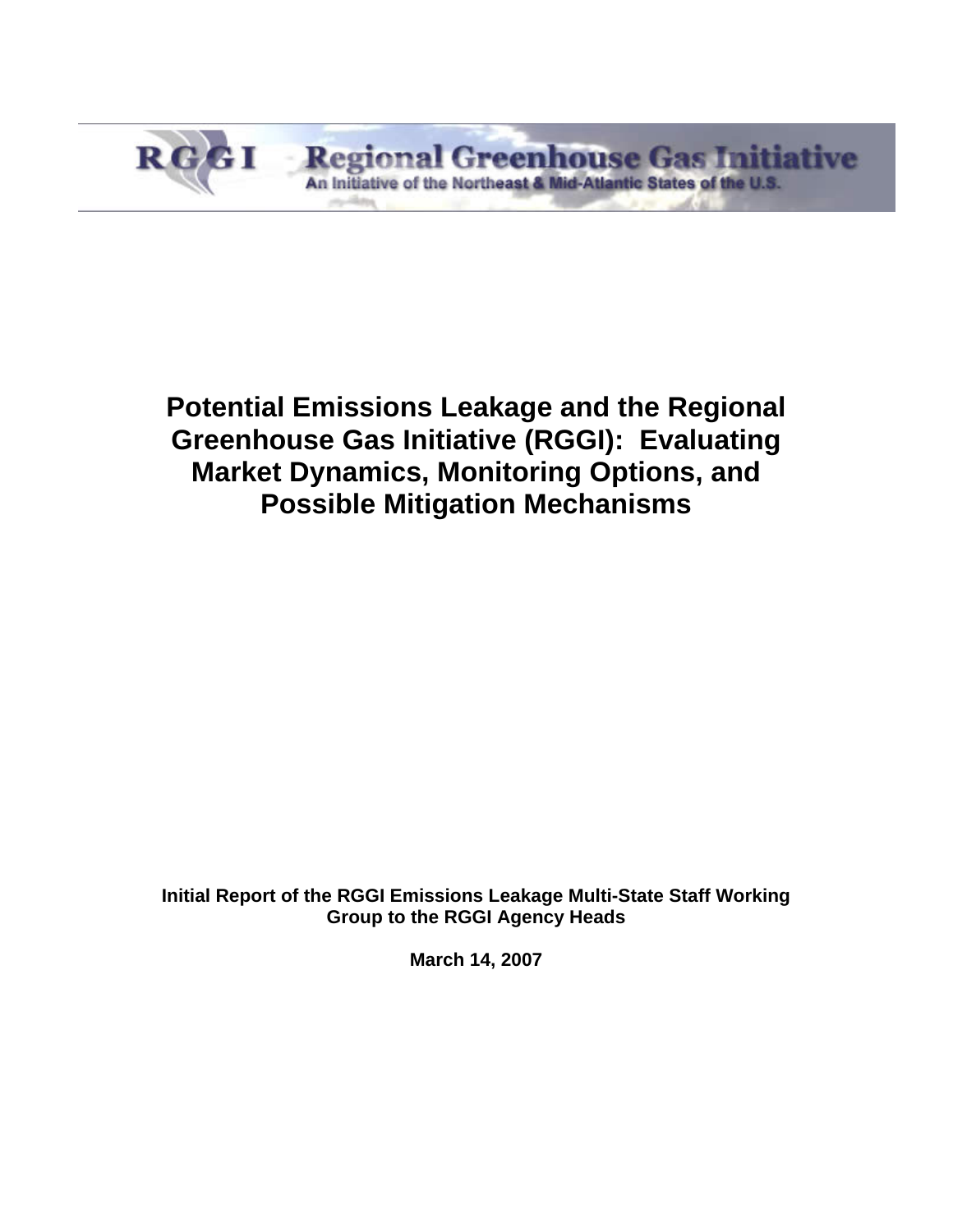RGGI Regional Greenhouse Gas Initiative
An Initiative of the Northeast & Mid-Atlantic States of the U.S.

# Potential Emissions Leakage and the Regional Greenhouse Gas Initiative (RGGI): Evaluating Market Dynamics, Monitoring Options, and Possible Mitigation Mechanisms

**Initial Report of the RGGI Emissions Leakage Multi-State Staff Working Group to the RGGI Agency Heads**

**March 14, 2007**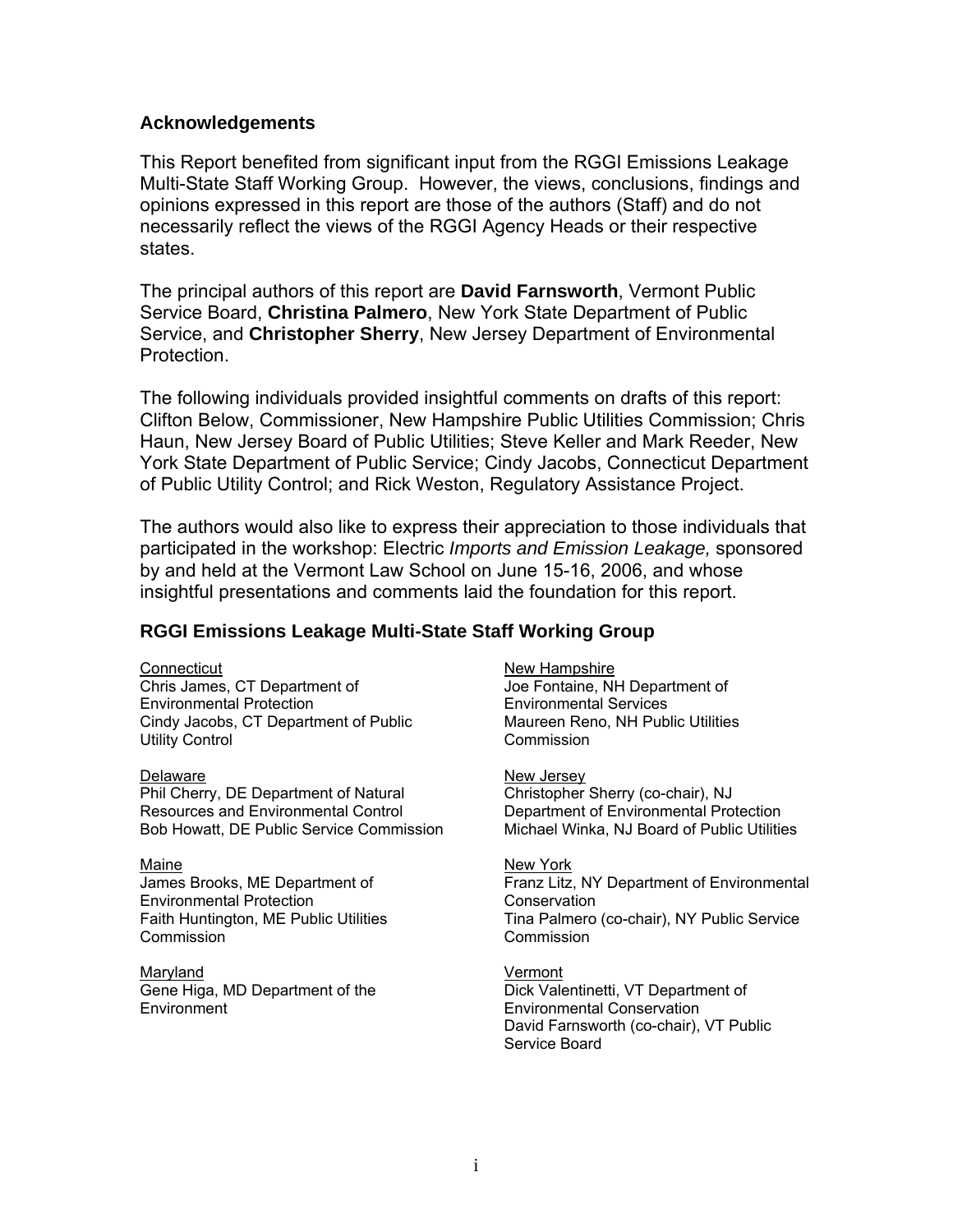## Acknowledgements

This Report benefited from significant input from the RGGI Emissions Leakage Multi-State Staff Working Group. However, the views, conclusions, findings and opinions expressed in this report are those of the authors (Staff) and do not necessarily reflect the views of the RGGI Agency Heads or their respective states.

The principal authors of this report are **David Farnsworth**, Vermont Public Service Board, **Christina Palmero**, New York State Department of Public Service, and **Christopher Sherry**, New Jersey Department of Environmental Protection.

The following individuals provided insightful comments on drafts of this report: Clifton Below, Commissioner, New Hampshire Public Utilities Commission; Chris Haun, New Jersey Board of Public Utilities; Steve Keller and Mark Reeder, New York State Department of Public Service; Cindy Jacobs, Connecticut Department of Public Utility Control; and Rick Weston, Regulatory Assistance Project.

The authors would also like to express their appreciation to those individuals that participated in the workshop: Electric *Imports and Emission Leakage,* sponsored by and held at the Vermont Law School on June 15-16, 2006, and whose insightful presentations and comments laid the foundation for this report.

### RGGI Emissions Leakage Multi-State Staff Working Group

Connecticut
Chris James, CT Department of Environmental Protection
Cindy Jacobs, CT Department of Public Utility Control

Delaware
Phil Cherry, DE Department of Natural Resources and Environmental Control
Bob Howatt, DE Public Service Commission

Maine
James Brooks, ME Department of Environmental Protection
Faith Huntington, ME Public Utilities Commission

Maryland
Gene Higa, MD Department of the Environment

New Hampshire
Joe Fontaine, NH Department of Environmental Services
Maureen Reno, NH Public Utilities Commission

New Jersey
Christopher Sherry (co-chair), NJ Department of Environmental Protection
Michael Winka, NJ Board of Public Utilities

New York
Franz Litz, NY Department of Environmental Conservation
Tina Palmero (co-chair), NY Public Service Commission

Vermont
Dick Valentinetti, VT Department of Environmental Conservation
David Farnsworth (co-chair), VT Public Service Board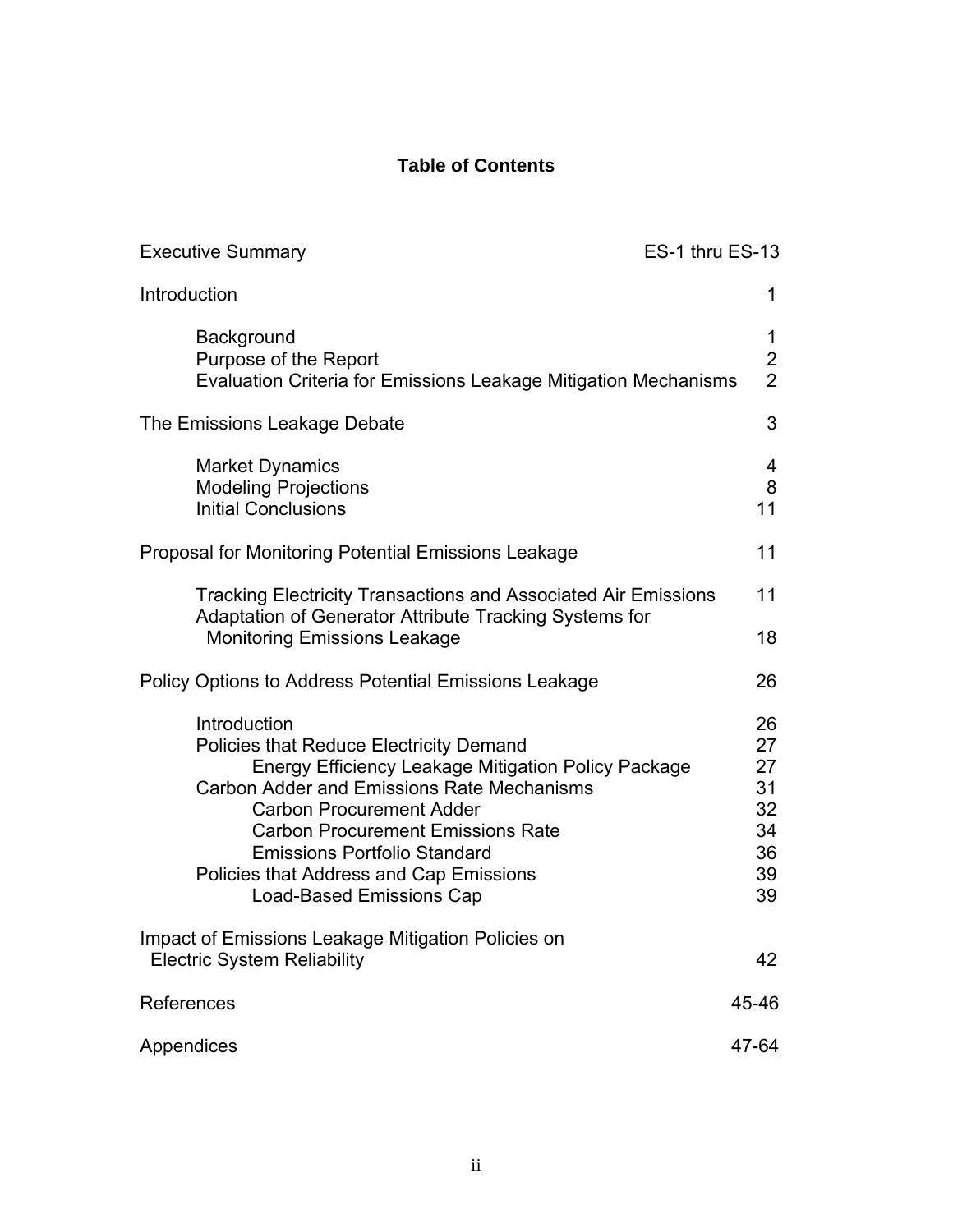# Table of Contents

| | |
|---|---|
| Executive Summary | ES-1 thru ES-13 |
| Introduction | 1 |
| Background | 1 |
| Purpose of the Report | 2 |
| Evaluation Criteria for Emissions Leakage Mitigation Mechanisms | 2 |
| The Emissions Leakage Debate | 3 |
| Market Dynamics | 4 |
| Modeling Projections | 8 |
| Initial Conclusions | 11 |
| Proposal for Monitoring Potential Emissions Leakage | 11 |
| Tracking Electricity Transactions and Associated Air Emissions | 11 |
| Adaptation of Generator Attribute Tracking Systems for Monitoring Emissions Leakage | 18 |
| Policy Options to Address Potential Emissions Leakage | 26 |
| Introduction | 26 |
| Policies that Reduce Electricity Demand | 27 |
| Energy Efficiency Leakage Mitigation Policy Package | 27 |
| Carbon Adder and Emissions Rate Mechanisms | 31 |
| Carbon Procurement Adder | 32 |
| Carbon Procurement Emissions Rate | 34 |
| Emissions Portfolio Standard | 36 |
| Policies that Address and Cap Emissions | 39 |
| Load-Based Emissions Cap | 39 |
| Impact of Emissions Leakage Mitigation Policies on Electric System Reliability | 42 |
| References | 45-46 |
| Appendices | 47-64 |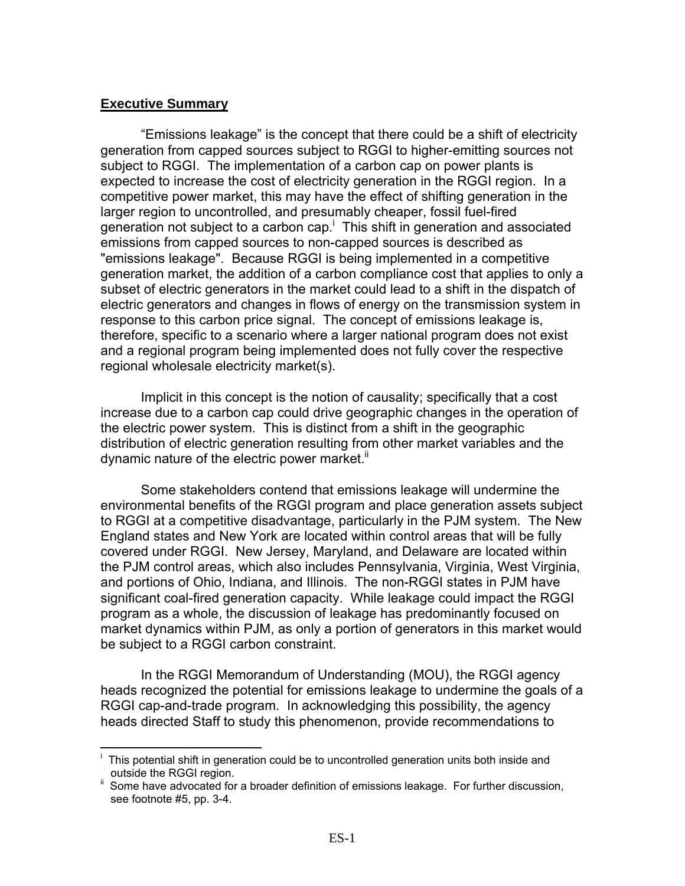**Executive Summary**

"Emissions leakage" is the concept that there could be a shift of electricity generation from capped sources subject to RGGI to higher-emitting sources not subject to RGGI. The implementation of a carbon cap on power plants is expected to increase the cost of electricity generation in the RGGI region. In a competitive power market, this may have the effect of shifting generation in the larger region to uncontrolled, and presumably cheaper, fossil fuel-fired generation not subject to a carbon cap.[i] This shift in generation and associated emissions from capped sources to non-capped sources is described as "emissions leakage". Because RGGI is being implemented in a competitive generation market, the addition of a carbon compliance cost that applies to only a subset of electric generators in the market could lead to a shift in the dispatch of electric generators and changes in flows of energy on the transmission system in response to this carbon price signal. The concept of emissions leakage is, therefore, specific to a scenario where a larger national program does not exist and a regional program being implemented does not fully cover the respective regional wholesale electricity market(s).

Implicit in this concept is the notion of causality; specifically that a cost increase due to a carbon cap could drive geographic changes in the operation of the electric power system. This is distinct from a shift in the geographic distribution of electric generation resulting from other market variables and the dynamic nature of the electric power market.[ii]

Some stakeholders contend that emissions leakage will undermine the environmental benefits of the RGGI program and place generation assets subject to RGGI at a competitive disadvantage, particularly in the PJM system. The New England states and New York are located within control areas that will be fully covered under RGGI. New Jersey, Maryland, and Delaware are located within the PJM control areas, which also includes Pennsylvania, Virginia, West Virginia, and portions of Ohio, Indiana, and Illinois. The non-RGGI states in PJM have significant coal-fired generation capacity. While leakage could impact the RGGI program as a whole, the discussion of leakage has predominantly focused on market dynamics within PJM, as only a portion of generators in this market would be subject to a RGGI carbon constraint.

In the RGGI Memorandum of Understanding (MOU), the RGGI agency heads recognized the potential for emissions leakage to undermine the goals of a RGGI cap-and-trade program. In acknowledging this possibility, the agency heads directed Staff to study this phenomenon, provide recommendations to

---

[i] This potential shift in generation could be to uncontrolled generation units both inside and outside the RGGI region.

[ii] Some have advocated for a broader definition of emissions leakage. For further discussion, see footnote #5, pp. 3-4.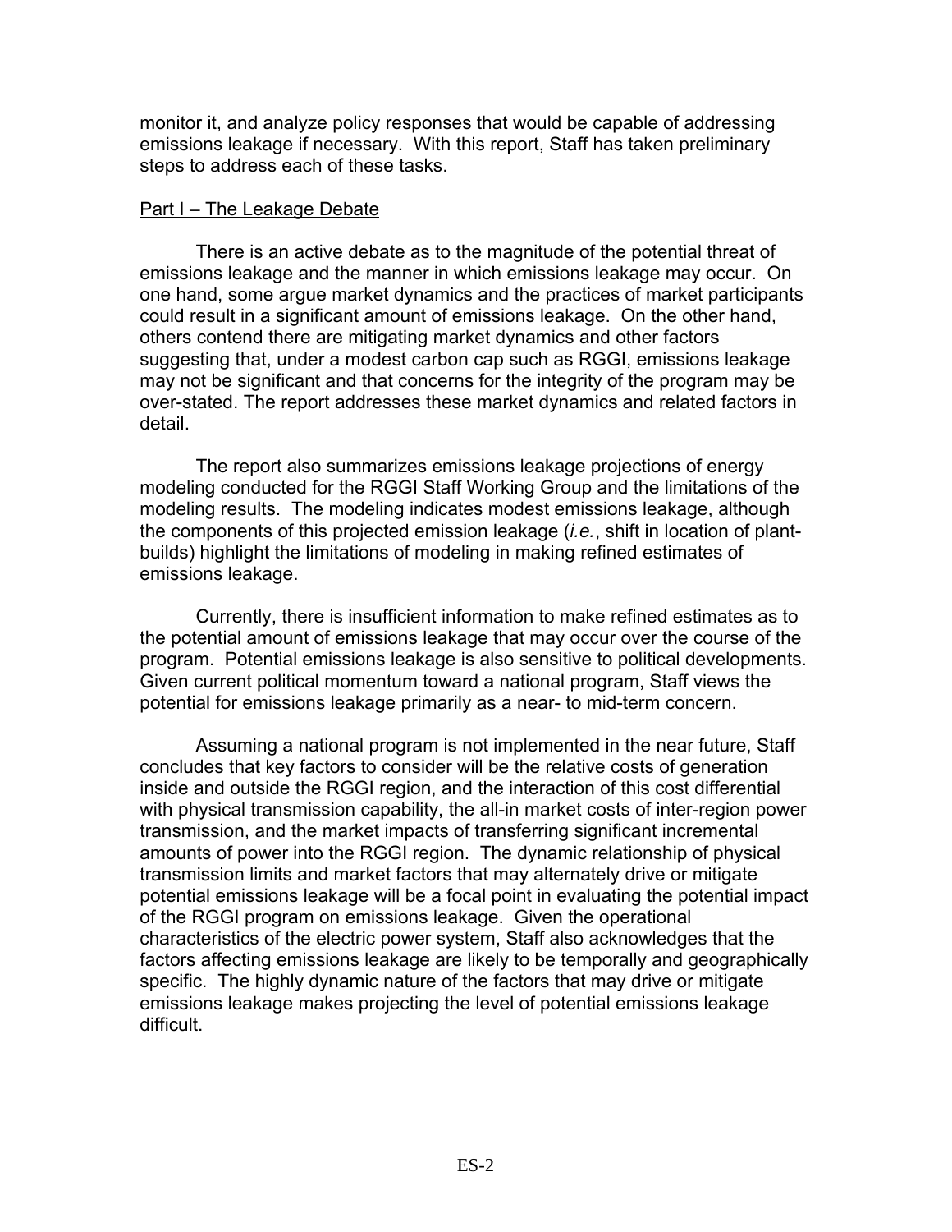monitor it, and analyze policy responses that would be capable of addressing emissions leakage if necessary. With this report, Staff has taken preliminary steps to address each of these tasks.

Part I – The Leakage Debate

There is an active debate as to the magnitude of the potential threat of emissions leakage and the manner in which emissions leakage may occur. On one hand, some argue market dynamics and the practices of market participants could result in a significant amount of emissions leakage. On the other hand, others contend there are mitigating market dynamics and other factors suggesting that, under a modest carbon cap such as RGGI, emissions leakage may not be significant and that concerns for the integrity of the program may be over-stated. The report addresses these market dynamics and related factors in detail.

The report also summarizes emissions leakage projections of energy modeling conducted for the RGGI Staff Working Group and the limitations of the modeling results. The modeling indicates modest emissions leakage, although the components of this projected emission leakage (*i.e.*, shift in location of plant-builds) highlight the limitations of modeling in making refined estimates of emissions leakage.

Currently, there is insufficient information to make refined estimates as to the potential amount of emissions leakage that may occur over the course of the program. Potential emissions leakage is also sensitive to political developments. Given current political momentum toward a national program, Staff views the potential for emissions leakage primarily as a near- to mid-term concern.

Assuming a national program is not implemented in the near future, Staff concludes that key factors to consider will be the relative costs of generation inside and outside the RGGI region, and the interaction of this cost differential with physical transmission capability, the all-in market costs of inter-region power transmission, and the market impacts of transferring significant incremental amounts of power into the RGGI region. The dynamic relationship of physical transmission limits and market factors that may alternately drive or mitigate potential emissions leakage will be a focal point in evaluating the potential impact of the RGGI program on emissions leakage. Given the operational characteristics of the electric power system, Staff also acknowledges that the factors affecting emissions leakage are likely to be temporally and geographically specific. The highly dynamic nature of the factors that may drive or mitigate emissions leakage makes projecting the level of potential emissions leakage difficult.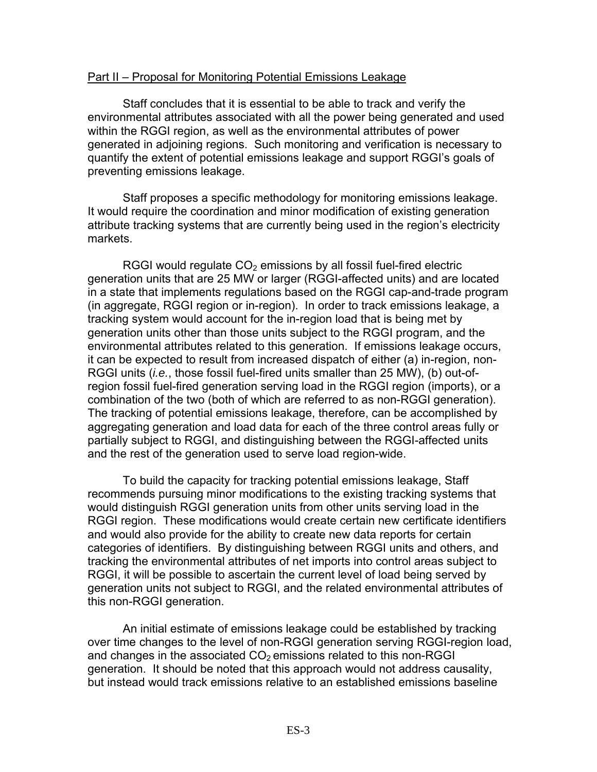Part II – Proposal for Monitoring Potential Emissions Leakage

Staff concludes that it is essential to be able to track and verify the environmental attributes associated with all the power being generated and used within the RGGI region, as well as the environmental attributes of power generated in adjoining regions. Such monitoring and verification is necessary to quantify the extent of potential emissions leakage and support RGGI's goals of preventing emissions leakage.

Staff proposes a specific methodology for monitoring emissions leakage. It would require the coordination and minor modification of existing generation attribute tracking systems that are currently being used in the region's electricity markets.

RGGI would regulate $CO_2$ emissions by all fossil fuel-fired electric generation units that are 25 MW or larger (RGGI-affected units) and are located in a state that implements regulations based on the RGGI cap-and-trade program (in aggregate, RGGI region or in-region). In order to track emissions leakage, a tracking system would account for the in-region load that is being met by generation units other than those units subject to the RGGI program, and the environmental attributes related to this generation. If emissions leakage occurs, it can be expected to result from increased dispatch of either (a) in-region, non-RGGI units (*i.e.*, those fossil fuel-fired units smaller than 25 MW), (b) out-of-region fossil fuel-fired generation serving load in the RGGI region (imports), or a combination of the two (both of which are referred to as non-RGGI generation). The tracking of potential emissions leakage, therefore, can be accomplished by aggregating generation and load data for each of the three control areas fully or partially subject to RGGI, and distinguishing between the RGGI-affected units and the rest of the generation used to serve load region-wide.

To build the capacity for tracking potential emissions leakage, Staff recommends pursuing minor modifications to the existing tracking systems that would distinguish RGGI generation units from other units serving load in the RGGI region. These modifications would create certain new certificate identifiers and would also provide for the ability to create new data reports for certain categories of identifiers. By distinguishing between RGGI units and others, and tracking the environmental attributes of net imports into control areas subject to RGGI, it will be possible to ascertain the current level of load being served by generation units not subject to RGGI, and the related environmental attributes of this non-RGGI generation.

An initial estimate of emissions leakage could be established by tracking over time changes to the level of non-RGGI generation serving RGGI-region load, and changes in the associated $CO_2$ emissions related to this non-RGGI generation. It should be noted that this approach would not address causality, but instead would track emissions relative to an established emissions baseline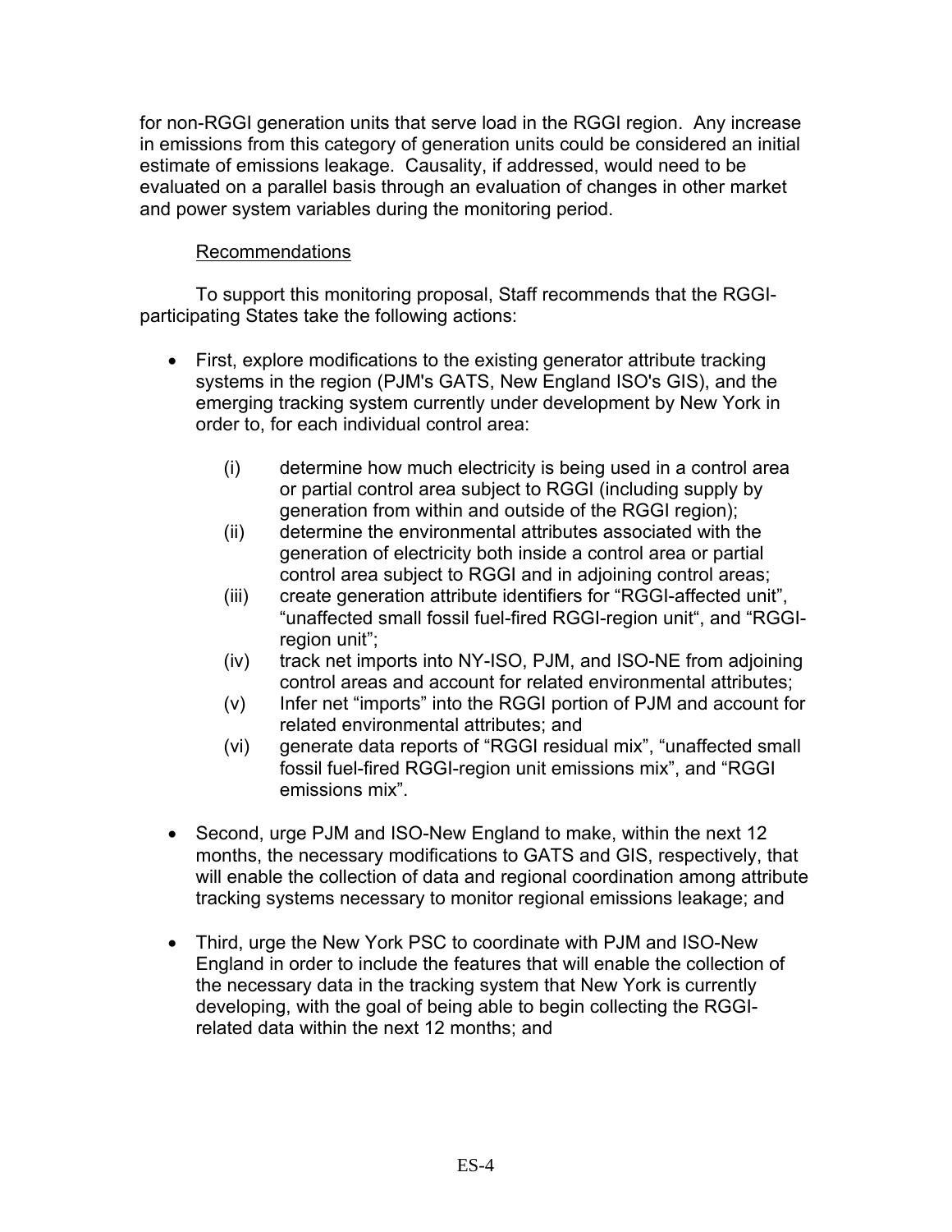for non-RGGI generation units that serve load in the RGGI region. Any increase in emissions from this category of generation units could be considered an initial estimate of emissions leakage. Causality, if addressed, would need to be evaluated on a parallel basis through an evaluation of changes in other market and power system variables during the monitoring period.

Recommendations

To support this monitoring proposal, Staff recommends that the RGGI-participating States take the following actions:

- First, explore modifications to the existing generator attribute tracking systems in the region (PJM's GATS, New England ISO's GIS), and the emerging tracking system currently under development by New York in order to, for each individual control area:
  - (i) determine how much electricity is being used in a control area or partial control area subject to RGGI (including supply by generation from within and outside of the RGGI region);
  - (ii) determine the environmental attributes associated with the generation of electricity both inside a control area or partial control area subject to RGGI and in adjoining control areas;
  - (iii) create generation attribute identifiers for "RGGI-affected unit", "unaffected small fossil fuel-fired RGGI-region unit", and "RGGI-region unit";
  - (iv) track net imports into NY-ISO, PJM, and ISO-NE from adjoining control areas and account for related environmental attributes;
  - (v) Infer net "imports" into the RGGI portion of PJM and account for related environmental attributes; and
  - (vi) generate data reports of "RGGI residual mix", "unaffected small fossil fuel-fired RGGI-region unit emissions mix", and "RGGI emissions mix".

- Second, urge PJM and ISO-New England to make, within the next 12 months, the necessary modifications to GATS and GIS, respectively, that will enable the collection of data and regional coordination among attribute tracking systems necessary to monitor regional emissions leakage; and

- Third, urge the New York PSC to coordinate with PJM and ISO-New England in order to include the features that will enable the collection of the necessary data in the tracking system that New York is currently developing, with the goal of being able to begin collecting the RGGI-related data within the next 12 months; and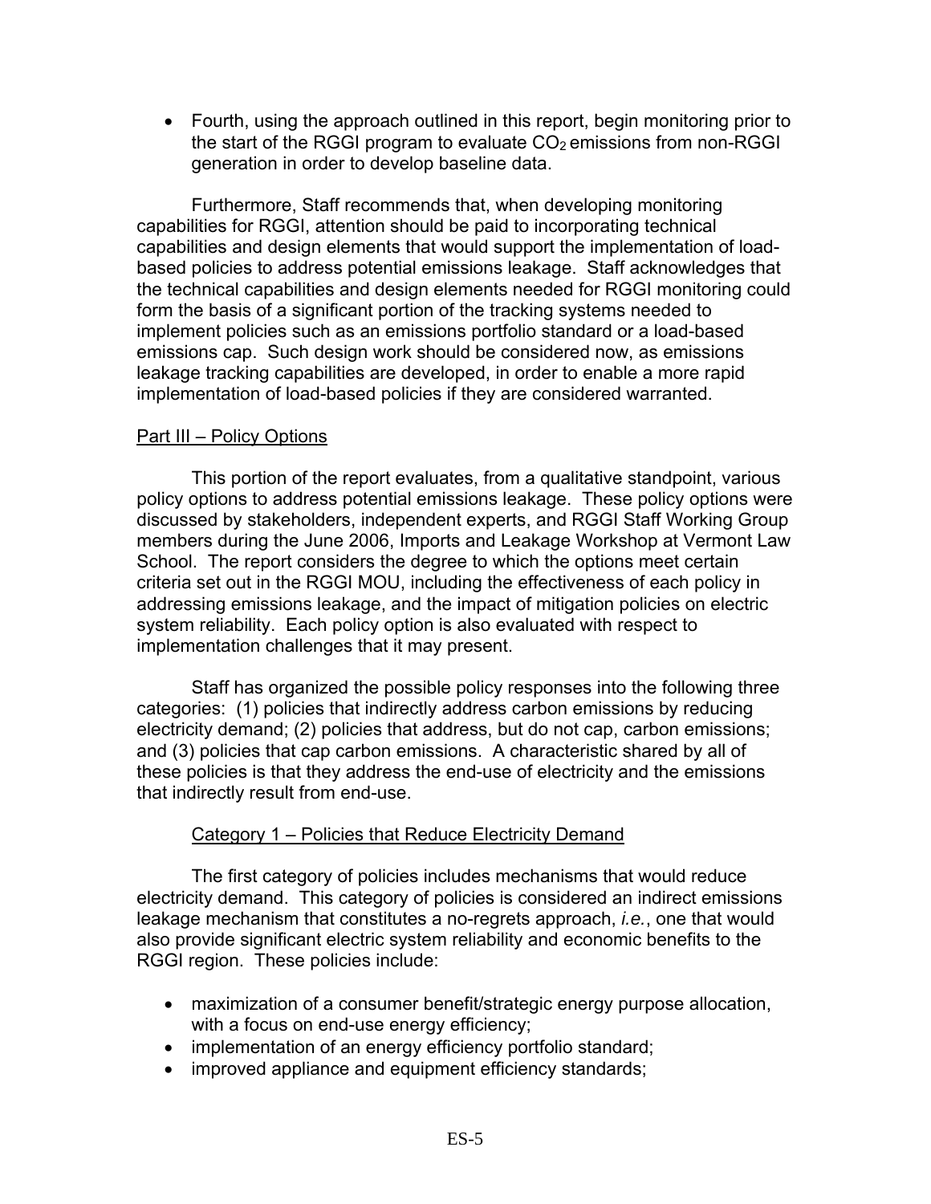- Fourth, using the approach outlined in this report, begin monitoring prior to the start of the RGGI program to evaluate $CO_2$ emissions from non-RGGI generation in order to develop baseline data.

Furthermore, Staff recommends that, when developing monitoring capabilities for RGGI, attention should be paid to incorporating technical capabilities and design elements that would support the implementation of load-based policies to address potential emissions leakage. Staff acknowledges that the technical capabilities and design elements needed for RGGI monitoring could form the basis of a significant portion of the tracking systems needed to implement policies such as an emissions portfolio standard or a load-based emissions cap. Such design work should be considered now, as emissions leakage tracking capabilities are developed, in order to enable a more rapid implementation of load-based policies if they are considered warranted.

Part III – Policy Options

This portion of the report evaluates, from a qualitative standpoint, various policy options to address potential emissions leakage. These policy options were discussed by stakeholders, independent experts, and RGGI Staff Working Group members during the June 2006, Imports and Leakage Workshop at Vermont Law School. The report considers the degree to which the options meet certain criteria set out in the RGGI MOU, including the effectiveness of each policy in addressing emissions leakage, and the impact of mitigation policies on electric system reliability. Each policy option is also evaluated with respect to implementation challenges that it may present.

Staff has organized the possible policy responses into the following three categories: (1) policies that indirectly address carbon emissions by reducing electricity demand; (2) policies that address, but do not cap, carbon emissions; and (3) policies that cap carbon emissions. A characteristic shared by all of these policies is that they address the end-use of electricity and the emissions that indirectly result from end-use.

Category 1 – Policies that Reduce Electricity Demand

The first category of policies includes mechanisms that would reduce electricity demand. This category of policies is considered an indirect emissions leakage mechanism that constitutes a no-regrets approach, *i.e.*, one that would also provide significant electric system reliability and economic benefits to the RGGI region. These policies include:

- maximization of a consumer benefit/strategic energy purpose allocation, with a focus on end-use energy efficiency;
- implementation of an energy efficiency portfolio standard;
- improved appliance and equipment efficiency standards;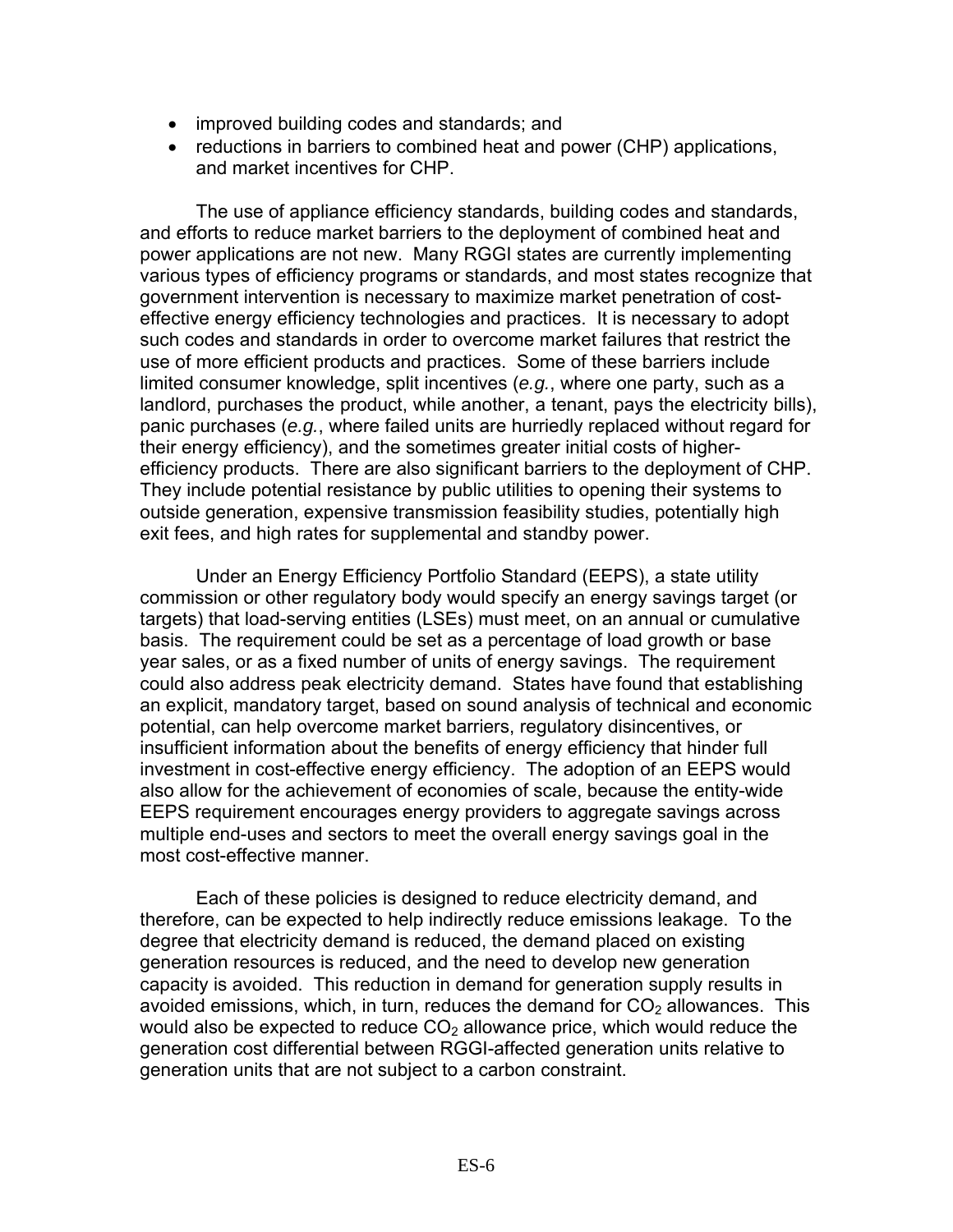- improved building codes and standards; and
- reductions in barriers to combined heat and power (CHP) applications, and market incentives for CHP.

The use of appliance efficiency standards, building codes and standards, and efforts to reduce market barriers to the deployment of combined heat and power applications are not new. Many RGGI states are currently implementing various types of efficiency programs or standards, and most states recognize that government intervention is necessary to maximize market penetration of cost-effective energy efficiency technologies and practices. It is necessary to adopt such codes and standards in order to overcome market failures that restrict the use of more efficient products and practices. Some of these barriers include limited consumer knowledge, split incentives (*e.g.*, where one party, such as a landlord, purchases the product, while another, a tenant, pays the electricity bills), panic purchases (*e.g.*, where failed units are hurriedly replaced without regard for their energy efficiency), and the sometimes greater initial costs of higher-efficiency products. There are also significant barriers to the deployment of CHP. They include potential resistance by public utilities to opening their systems to outside generation, expensive transmission feasibility studies, potentially high exit fees, and high rates for supplemental and standby power.

Under an Energy Efficiency Portfolio Standard (EEPS), a state utility commission or other regulatory body would specify an energy savings target (or targets) that load-serving entities (LSEs) must meet, on an annual or cumulative basis. The requirement could be set as a percentage of load growth or base year sales, or as a fixed number of units of energy savings. The requirement could also address peak electricity demand. States have found that establishing an explicit, mandatory target, based on sound analysis of technical and economic potential, can help overcome market barriers, regulatory disincentives, or insufficient information about the benefits of energy efficiency that hinder full investment in cost-effective energy efficiency. The adoption of an EEPS would also allow for the achievement of economies of scale, because the entity-wide EEPS requirement encourages energy providers to aggregate savings across multiple end-uses and sectors to meet the overall energy savings goal in the most cost-effective manner.

Each of these policies is designed to reduce electricity demand, and therefore, can be expected to help indirectly reduce emissions leakage. To the degree that electricity demand is reduced, the demand placed on existing generation resources is reduced, and the need to develop new generation capacity is avoided. This reduction in demand for generation supply results in avoided emissions, which, in turn, reduces the demand for $CO_2$ allowances. This would also be expected to reduce $CO_2$ allowance price, which would reduce the generation cost differential between RGGI-affected generation units relative to generation units that are not subject to a carbon constraint.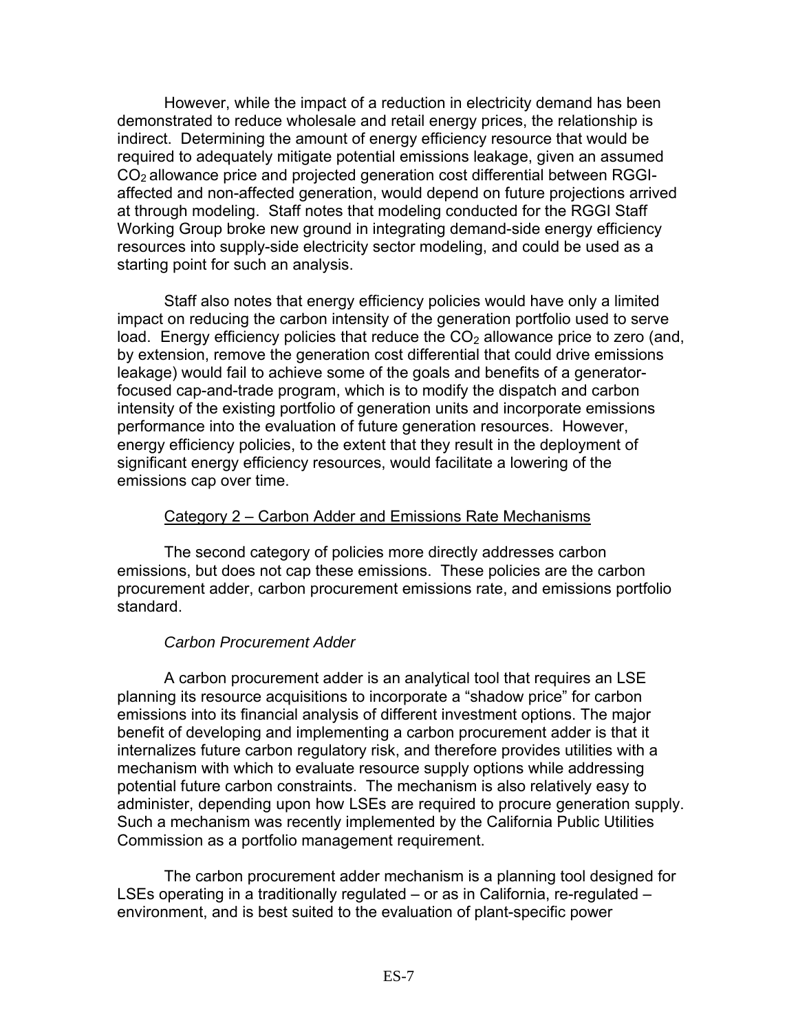However, while the impact of a reduction in electricity demand has been demonstrated to reduce wholesale and retail energy prices, the relationship is indirect. Determining the amount of energy efficiency resource that would be required to adequately mitigate potential emissions leakage, given an assumed $CO_2$ allowance price and projected generation cost differential between RGGI-affected and non-affected generation, would depend on future projections arrived at through modeling. Staff notes that modeling conducted for the RGGI Staff Working Group broke new ground in integrating demand-side energy efficiency resources into supply-side electricity sector modeling, and could be used as a starting point for such an analysis.

Staff also notes that energy efficiency policies would have only a limited impact on reducing the carbon intensity of the generation portfolio used to serve load. Energy efficiency policies that reduce the $CO_2$ allowance price to zero (and, by extension, remove the generation cost differential that could drive emissions leakage) would fail to achieve some of the goals and benefits of a generator-focused cap-and-trade program, which is to modify the dispatch and carbon intensity of the existing portfolio of generation units and incorporate emissions performance into the evaluation of future generation resources. However, energy efficiency policies, to the extent that they result in the deployment of significant energy efficiency resources, would facilitate a lowering of the emissions cap over time.

### Category 2 – Carbon Adder and Emissions Rate Mechanisms

The second category of policies more directly addresses carbon emissions, but does not cap these emissions. These policies are the carbon procurement adder, carbon procurement emissions rate, and emissions portfolio standard.

#### *Carbon Procurement Adder*

A carbon procurement adder is an analytical tool that requires an LSE planning its resource acquisitions to incorporate a "shadow price" for carbon emissions into its financial analysis of different investment options. The major benefit of developing and implementing a carbon procurement adder is that it internalizes future carbon regulatory risk, and therefore provides utilities with a mechanism with which to evaluate resource supply options while addressing potential future carbon constraints. The mechanism is also relatively easy to administer, depending upon how LSEs are required to procure generation supply. Such a mechanism was recently implemented by the California Public Utilities Commission as a portfolio management requirement.

The carbon procurement adder mechanism is a planning tool designed for LSEs operating in a traditionally regulated – or as in California, re-regulated – environment, and is best suited to the evaluation of plant-specific power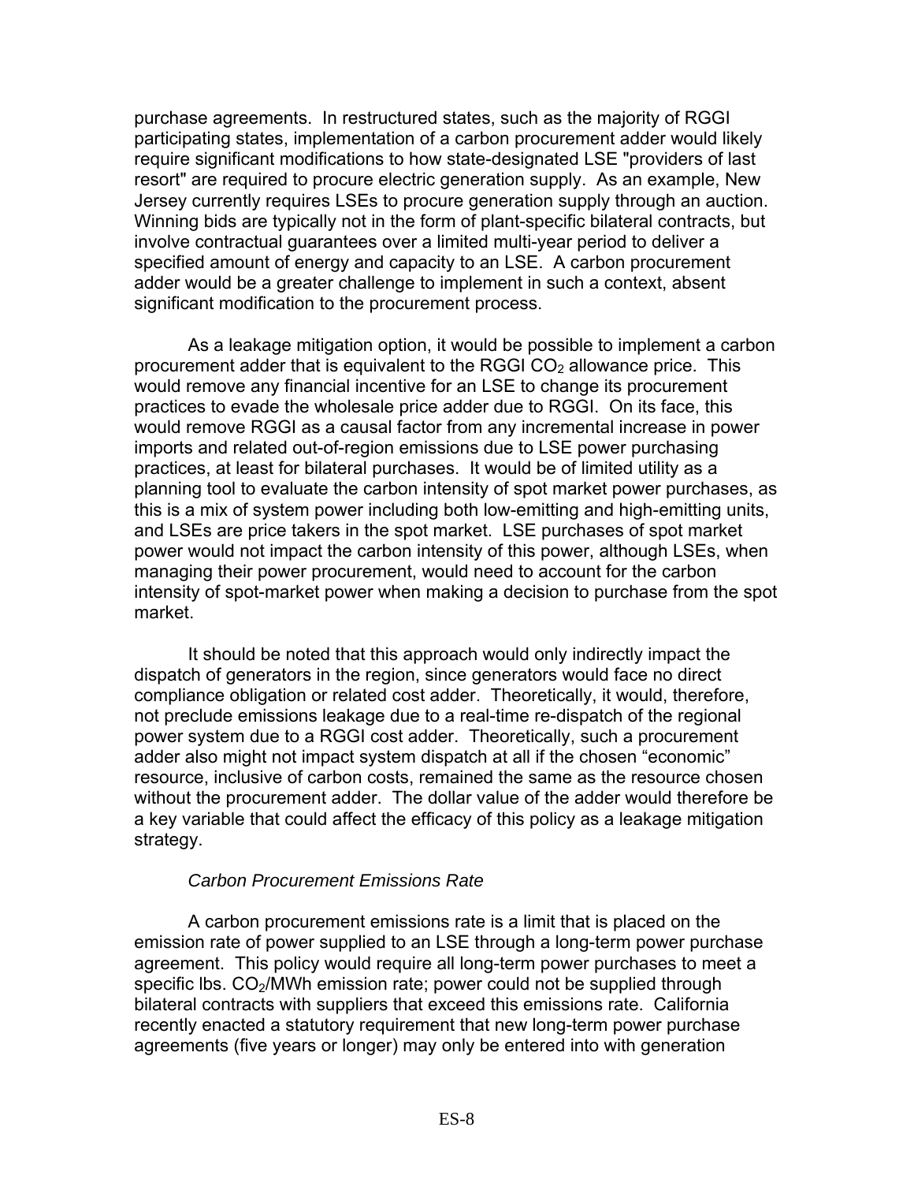purchase agreements. In restructured states, such as the majority of RGGI participating states, implementation of a carbon procurement adder would likely require significant modifications to how state-designated LSE "providers of last resort" are required to procure electric generation supply. As an example, New Jersey currently requires LSEs to procure generation supply through an auction. Winning bids are typically not in the form of plant-specific bilateral contracts, but involve contractual guarantees over a limited multi-year period to deliver a specified amount of energy and capacity to an LSE. A carbon procurement adder would be a greater challenge to implement in such a context, absent significant modification to the procurement process.

As a leakage mitigation option, it would be possible to implement a carbon procurement adder that is equivalent to the RGGI $CO_2$ allowance price. This would remove any financial incentive for an LSE to change its procurement practices to evade the wholesale price adder due to RGGI. On its face, this would remove RGGI as a causal factor from any incremental increase in power imports and related out-of-region emissions due to LSE power purchasing practices, at least for bilateral purchases. It would be of limited utility as a planning tool to evaluate the carbon intensity of spot market power purchases, as this is a mix of system power including both low-emitting and high-emitting units, and LSEs are price takers in the spot market. LSE purchases of spot market power would not impact the carbon intensity of this power, although LSEs, when managing their power procurement, would need to account for the carbon intensity of spot-market power when making a decision to purchase from the spot market.

It should be noted that this approach would only indirectly impact the dispatch of generators in the region, since generators would face no direct compliance obligation or related cost adder. Theoretically, it would, therefore, not preclude emissions leakage due to a real-time re-dispatch of the regional power system due to a RGGI cost adder. Theoretically, such a procurement adder also might not impact system dispatch at all if the chosen "economic" resource, inclusive of carbon costs, remained the same as the resource chosen without the procurement adder. The dollar value of the adder would therefore be a key variable that could affect the efficacy of this policy as a leakage mitigation strategy.

*Carbon Procurement Emissions Rate*

A carbon procurement emissions rate is a limit that is placed on the emission rate of power supplied to an LSE through a long-term power purchase agreement. This policy would require all long-term power purchases to meet a specific lbs. $CO_2$/MWh emission rate; power could not be supplied through bilateral contracts with suppliers that exceed this emissions rate. California recently enacted a statutory requirement that new long-term power purchase agreements (five years or longer) may only be entered into with generation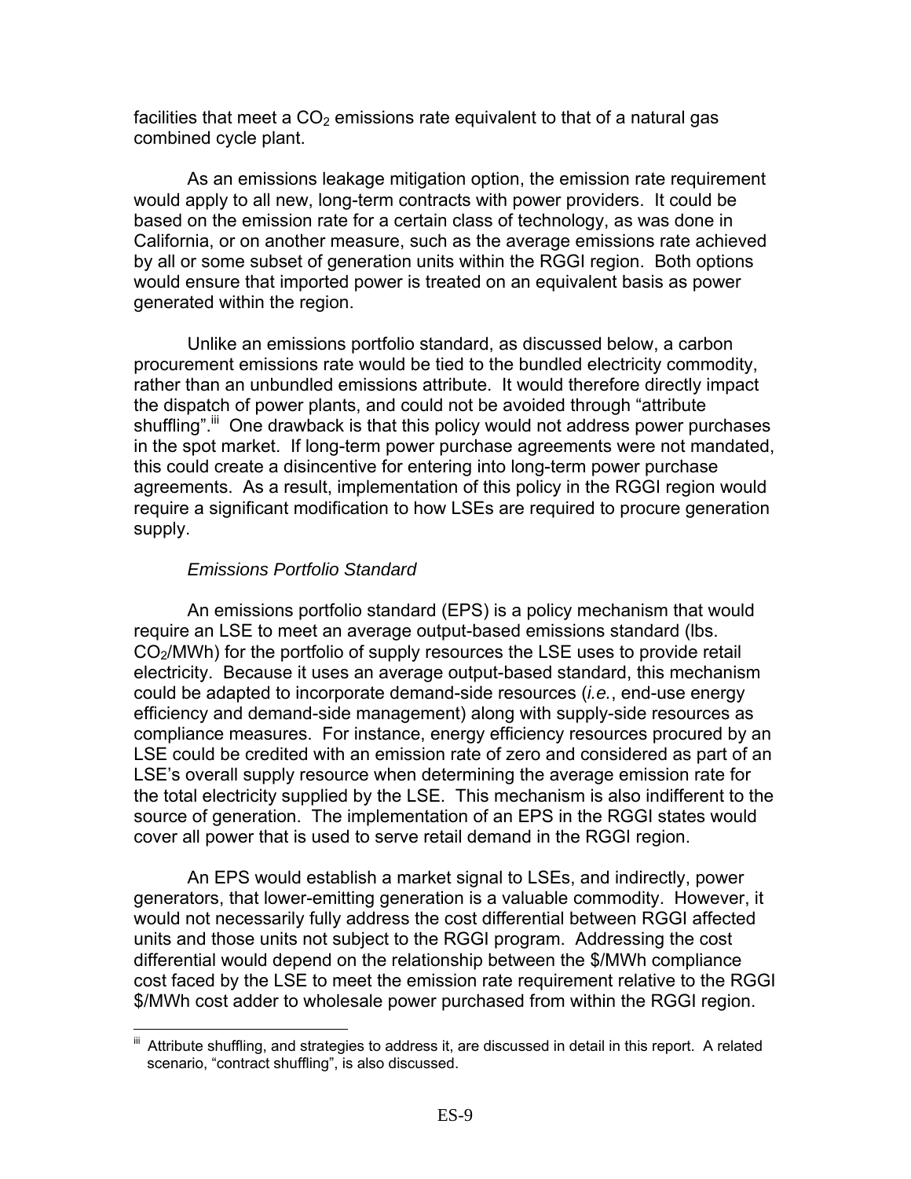facilities that meet a $CO_2$ emissions rate equivalent to that of a natural gas combined cycle plant.

As an emissions leakage mitigation option, the emission rate requirement would apply to all new, long-term contracts with power providers. It could be based on the emission rate for a certain class of technology, as was done in California, or on another measure, such as the average emissions rate achieved by all or some subset of generation units within the RGGI region. Both options would ensure that imported power is treated on an equivalent basis as power generated within the region.

Unlike an emissions portfolio standard, as discussed below, a carbon procurement emissions rate would be tied to the bundled electricity commodity, rather than an unbundled emissions attribute. It would therefore directly impact the dispatch of power plants, and could not be avoided through "attribute shuffling".[iii] One drawback is that this policy would not address power purchases in the spot market. If long-term power purchase agreements were not mandated, this could create a disincentive for entering into long-term power purchase agreements. As a result, implementation of this policy in the RGGI region would require a significant modification to how LSEs are required to procure generation supply.

*Emissions Portfolio Standard*

An emissions portfolio standard (EPS) is a policy mechanism that would require an LSE to meet an average output-based emissions standard (lbs. $CO_2$/MWh) for the portfolio of supply resources the LSE uses to provide retail electricity. Because it uses an average output-based standard, this mechanism could be adapted to incorporate demand-side resources (*i.e.*, end-use energy efficiency and demand-side management) along with supply-side resources as compliance measures. For instance, energy efficiency resources procured by an LSE could be credited with an emission rate of zero and considered as part of an LSE's overall supply resource when determining the average emission rate for the total electricity supplied by the LSE. This mechanism is also indifferent to the source of generation. The implementation of an EPS in the RGGI states would cover all power that is used to serve retail demand in the RGGI region.

An EPS would establish a market signal to LSEs, and indirectly, power generators, that lower-emitting generation is a valuable commodity. However, it would not necessarily fully address the cost differential between RGGI affected units and those units not subject to the RGGI program. Addressing the cost differential would depend on the relationship between the $/MWh compliance cost faced by the LSE to meet the emission rate requirement relative to the RGGI $/MWh cost adder to wholesale power purchased from within the RGGI region.

[iii] Attribute shuffling, and strategies to address it, are discussed in detail in this report. A related scenario, "contract shuffling", is also discussed.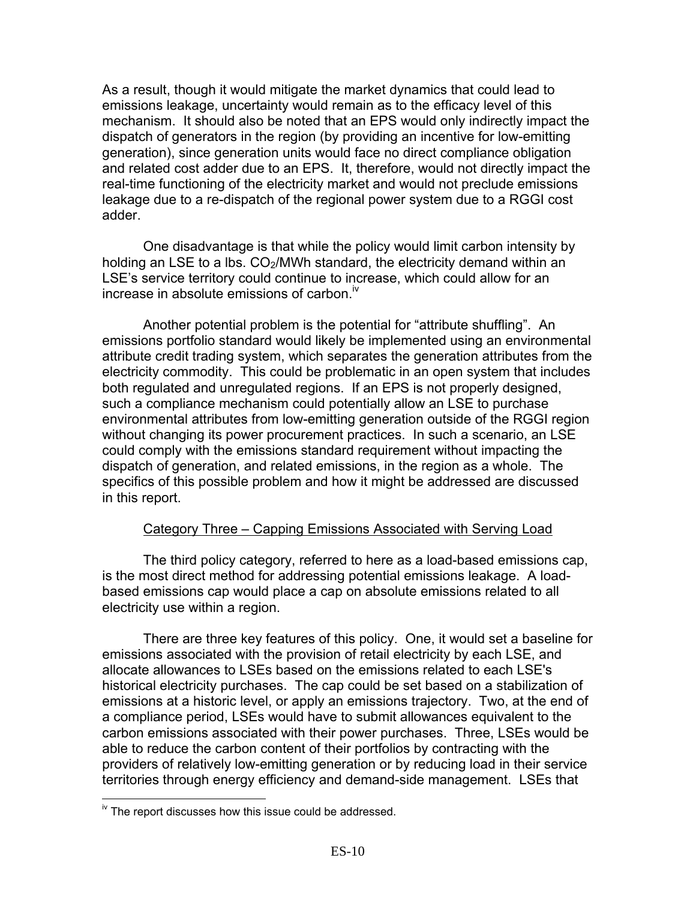As a result, though it would mitigate the market dynamics that could lead to emissions leakage, uncertainty would remain as to the efficacy level of this mechanism. It should also be noted that an EPS would only indirectly impact the dispatch of generators in the region (by providing an incentive for low-emitting generation), since generation units would face no direct compliance obligation and related cost adder due to an EPS. It, therefore, would not directly impact the real-time functioning of the electricity market and would not preclude emissions leakage due to a re-dispatch of the regional power system due to a RGGI cost adder.

One disadvantage is that while the policy would limit carbon intensity by holding an LSE to a lbs. $CO_2$/MWh standard, the electricity demand within an LSE's service territory could continue to increase, which could allow for an increase in absolute emissions of carbon.[iv]

Another potential problem is the potential for "attribute shuffling". An emissions portfolio standard would likely be implemented using an environmental attribute credit trading system, which separates the generation attributes from the electricity commodity. This could be problematic in an open system that includes both regulated and unregulated regions. If an EPS is not properly designed, such a compliance mechanism could potentially allow an LSE to purchase environmental attributes from low-emitting generation outside of the RGGI region without changing its power procurement practices. In such a scenario, an LSE could comply with the emissions standard requirement without impacting the dispatch of generation, and related emissions, in the region as a whole. The specifics of this possible problem and how it might be addressed are discussed in this report.

Category Three – Capping Emissions Associated with Serving Load

The third policy category, referred to here as a load-based emissions cap, is the most direct method for addressing potential emissions leakage. A load-based emissions cap would place a cap on absolute emissions related to all electricity use within a region.

There are three key features of this policy. One, it would set a baseline for emissions associated with the provision of retail electricity by each LSE, and allocate allowances to LSEs based on the emissions related to each LSE's historical electricity purchases. The cap could be set based on a stabilization of emissions at a historic level, or apply an emissions trajectory. Two, at the end of a compliance period, LSEs would have to submit allowances equivalent to the carbon emissions associated with their power purchases. Three, LSEs would be able to reduce the carbon content of their portfolios by contracting with the providers of relatively low-emitting generation or by reducing load in their service territories through energy efficiency and demand-side management. LSEs that

[iv] The report discusses how this issue could be addressed.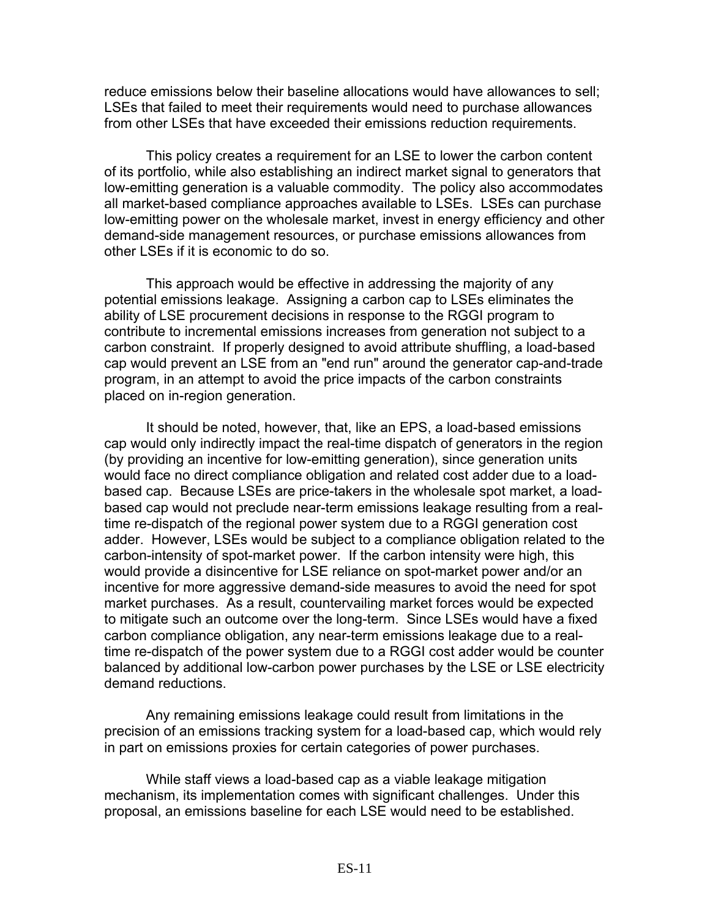reduce emissions below their baseline allocations would have allowances to sell; LSEs that failed to meet their requirements would need to purchase allowances from other LSEs that have exceeded their emissions reduction requirements.

This policy creates a requirement for an LSE to lower the carbon content of its portfolio, while also establishing an indirect market signal to generators that low-emitting generation is a valuable commodity. The policy also accommodates all market-based compliance approaches available to LSEs. LSEs can purchase low-emitting power on the wholesale market, invest in energy efficiency and other demand-side management resources, or purchase emissions allowances from other LSEs if it is economic to do so.

This approach would be effective in addressing the majority of any potential emissions leakage. Assigning a carbon cap to LSEs eliminates the ability of LSE procurement decisions in response to the RGGI program to contribute to incremental emissions increases from generation not subject to a carbon constraint. If properly designed to avoid attribute shuffling, a load-based cap would prevent an LSE from an "end run" around the generator cap-and-trade program, in an attempt to avoid the price impacts of the carbon constraints placed on in-region generation.

It should be noted, however, that, like an EPS, a load-based emissions cap would only indirectly impact the real-time dispatch of generators in the region (by providing an incentive for low-emitting generation), since generation units would face no direct compliance obligation and related cost adder due to a load-based cap. Because LSEs are price-takers in the wholesale spot market, a load-based cap would not preclude near-term emissions leakage resulting from a real-time re-dispatch of the regional power system due to a RGGI generation cost adder. However, LSEs would be subject to a compliance obligation related to the carbon-intensity of spot-market power. If the carbon intensity were high, this would provide a disincentive for LSE reliance on spot-market power and/or an incentive for more aggressive demand-side measures to avoid the need for spot market purchases. As a result, countervailing market forces would be expected to mitigate such an outcome over the long-term. Since LSEs would have a fixed carbon compliance obligation, any near-term emissions leakage due to a real-time re-dispatch of the power system due to a RGGI cost adder would be counter balanced by additional low-carbon power purchases by the LSE or LSE electricity demand reductions.

Any remaining emissions leakage could result from limitations in the precision of an emissions tracking system for a load-based cap, which would rely in part on emissions proxies for certain categories of power purchases.

While staff views a load-based cap as a viable leakage mitigation mechanism, its implementation comes with significant challenges. Under this proposal, an emissions baseline for each LSE would need to be established.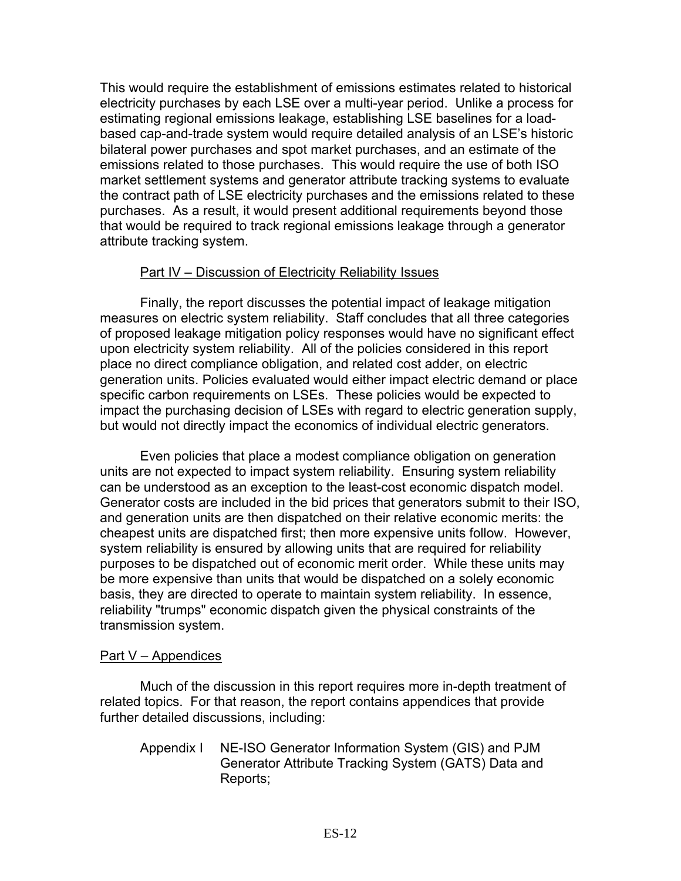This would require the establishment of emissions estimates related to historical electricity purchases by each LSE over a multi-year period. Unlike a process for estimating regional emissions leakage, establishing LSE baselines for a load-based cap-and-trade system would require detailed analysis of an LSE's historic bilateral power purchases and spot market purchases, and an estimate of the emissions related to those purchases. This would require the use of both ISO market settlement systems and generator attribute tracking systems to evaluate the contract path of LSE electricity purchases and the emissions related to these purchases. As a result, it would present additional requirements beyond those that would be required to track regional emissions leakage through a generator attribute tracking system.

### Part IV – Discussion of Electricity Reliability Issues

Finally, the report discusses the potential impact of leakage mitigation measures on electric system reliability. Staff concludes that all three categories of proposed leakage mitigation policy responses would have no significant effect upon electricity system reliability. All of the policies considered in this report place no direct compliance obligation, and related cost adder, on electric generation units. Policies evaluated would either impact electric demand or place specific carbon requirements on LSEs. These policies would be expected to impact the purchasing decision of LSEs with regard to electric generation supply, but would not directly impact the economics of individual electric generators.

Even policies that place a modest compliance obligation on generation units are not expected to impact system reliability. Ensuring system reliability can be understood as an exception to the least-cost economic dispatch model. Generator costs are included in the bid prices that generators submit to their ISO, and generation units are then dispatched on their relative economic merits: the cheapest units are dispatched first; then more expensive units follow. However, system reliability is ensured by allowing units that are required for reliability purposes to be dispatched out of economic merit order. While these units may be more expensive than units that would be dispatched on a solely economic basis, they are directed to operate to maintain system reliability. In essence, reliability "trumps" economic dispatch given the physical constraints of the transmission system.

## Part V – Appendices

Much of the discussion in this report requires more in-depth treatment of related topics. For that reason, the report contains appendices that provide further detailed discussions, including:

Appendix I NE-ISO Generator Information System (GIS) and PJM Generator Attribute Tracking System (GATS) Data and Reports;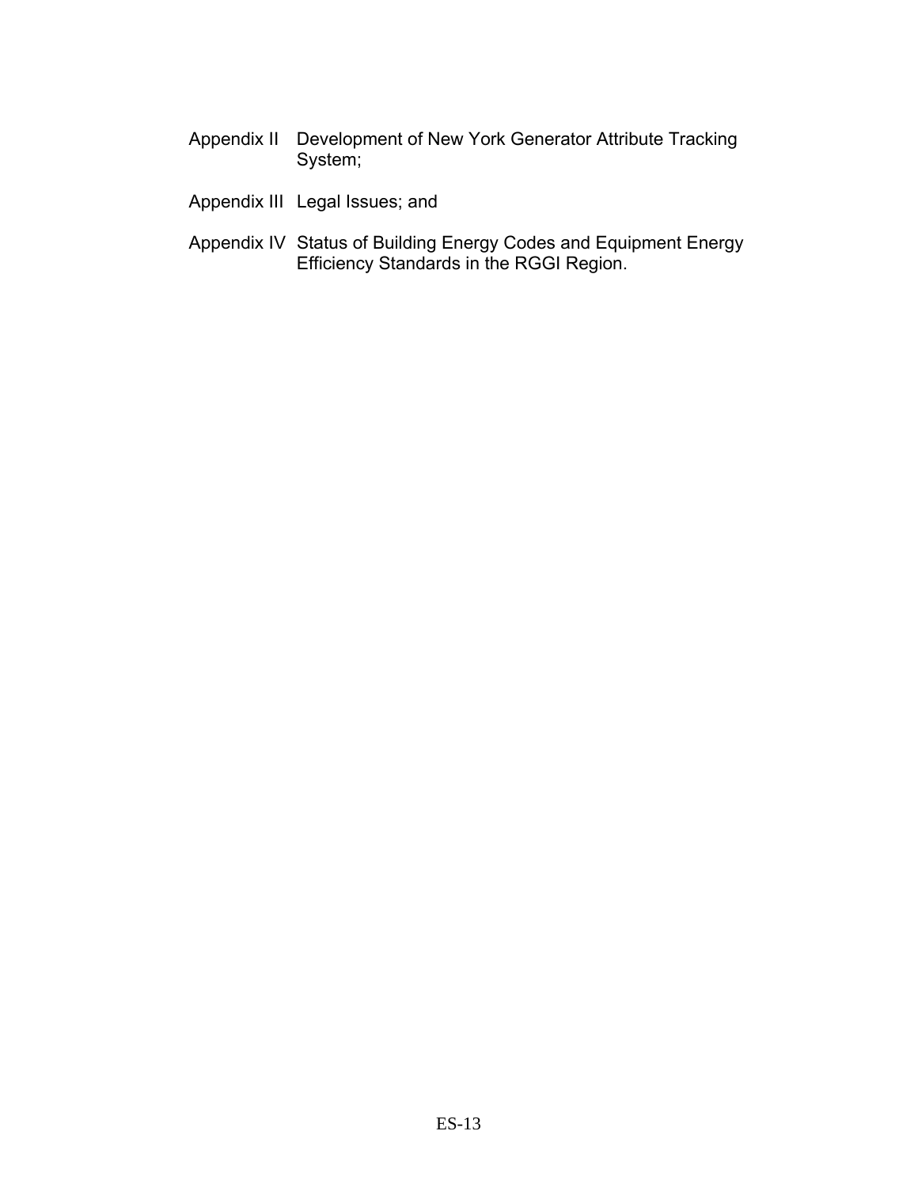Appendix II Development of New York Generator Attribute Tracking System;

Appendix III Legal Issues; and

Appendix IV Status of Building Energy Codes and Equipment Energy Efficiency Standards in the RGGI Region.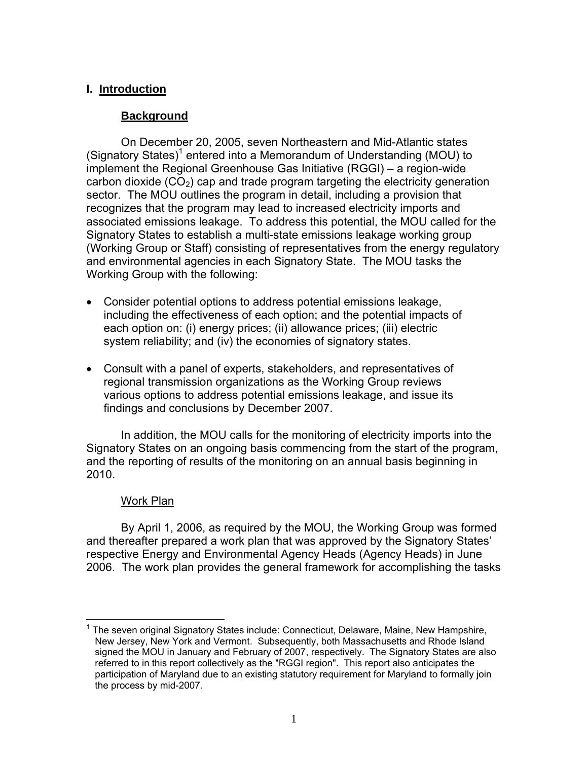## I. Introduction

### Background

On December 20, 2005, seven Northeastern and Mid-Atlantic states (Signatory States)[1] entered into a Memorandum of Understanding (MOU) to implement the Regional Greenhouse Gas Initiative (RGGI) – a region-wide carbon dioxide ($CO_2$) cap and trade program targeting the electricity generation sector. The MOU outlines the program in detail, including a provision that recognizes that the program may lead to increased electricity imports and associated emissions leakage. To address this potential, the MOU called for the Signatory States to establish a multi-state emissions leakage working group (Working Group or Staff) consisting of representatives from the energy regulatory and environmental agencies in each Signatory State. The MOU tasks the Working Group with the following:

- Consider potential options to address potential emissions leakage, including the effectiveness of each option; and the potential impacts of each option on: (i) energy prices; (ii) allowance prices; (iii) electric system reliability; and (iv) the economies of signatory states.
- Consult with a panel of experts, stakeholders, and representatives of regional transmission organizations as the Working Group reviews various options to address potential emissions leakage, and issue its findings and conclusions by December 2007.

In addition, the MOU calls for the monitoring of electricity imports into the Signatory States on an ongoing basis commencing from the start of the program, and the reporting of results of the monitoring on an annual basis beginning in 2010.

#### Work Plan

By April 1, 2006, as required by the MOU, the Working Group was formed and thereafter prepared a work plan that was approved by the Signatory States' respective Energy and Environmental Agency Heads (Agency Heads) in June 2006. The work plan provides the general framework for accomplishing the tasks

[1] The seven original Signatory States include: Connecticut, Delaware, Maine, New Hampshire, New Jersey, New York and Vermont. Subsequently, both Massachusetts and Rhode Island signed the MOU in January and February of 2007, respectively. The Signatory States are also referred to in this report collectively as the "RGGI region". This report also anticipates the participation of Maryland due to an existing statutory requirement for Maryland to formally join the process by mid-2007.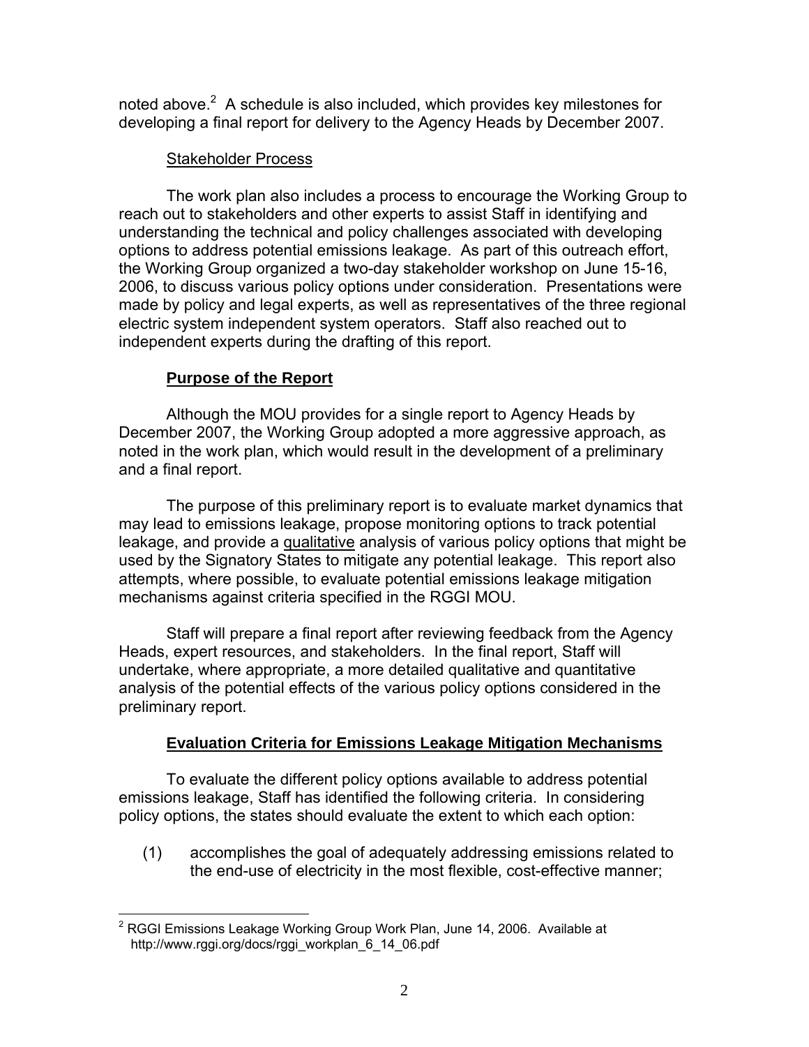noted above.[2] A schedule is also included, which provides key milestones for developing a final report for delivery to the Agency Heads by December 2007.

Stakeholder Process

The work plan also includes a process to encourage the Working Group to reach out to stakeholders and other experts to assist Staff in identifying and understanding the technical and policy challenges associated with developing options to address potential emissions leakage. As part of this outreach effort, the Working Group organized a two-day stakeholder workshop on June 15-16, 2006, to discuss various policy options under consideration. Presentations were made by policy and legal experts, as well as representatives of the three regional electric system independent system operators. Staff also reached out to independent experts during the drafting of this report.

## Purpose of the Report

Although the MOU provides for a single report to Agency Heads by December 2007, the Working Group adopted a more aggressive approach, as noted in the work plan, which would result in the development of a preliminary and a final report.

The purpose of this preliminary report is to evaluate market dynamics that may lead to emissions leakage, propose monitoring options to track potential leakage, and provide a qualitative analysis of various policy options that might be used by the Signatory States to mitigate any potential leakage. This report also attempts, where possible, to evaluate potential emissions leakage mitigation mechanisms against criteria specified in the RGGI MOU.

Staff will prepare a final report after reviewing feedback from the Agency Heads, expert resources, and stakeholders. In the final report, Staff will undertake, where appropriate, a more detailed qualitative and quantitative analysis of the potential effects of the various policy options considered in the preliminary report.

## Evaluation Criteria for Emissions Leakage Mitigation Mechanisms

To evaluate the different policy options available to address potential emissions leakage, Staff has identified the following criteria. In considering policy options, the states should evaluate the extent to which each option:

(1) accomplishes the goal of adequately addressing emissions related to the end-use of electricity in the most flexible, cost-effective manner;

---

[2] RGGI Emissions Leakage Working Group Work Plan, June 14, 2006. Available at http://www.rggi.org/docs/rggi_workplan_6_14_06.pdf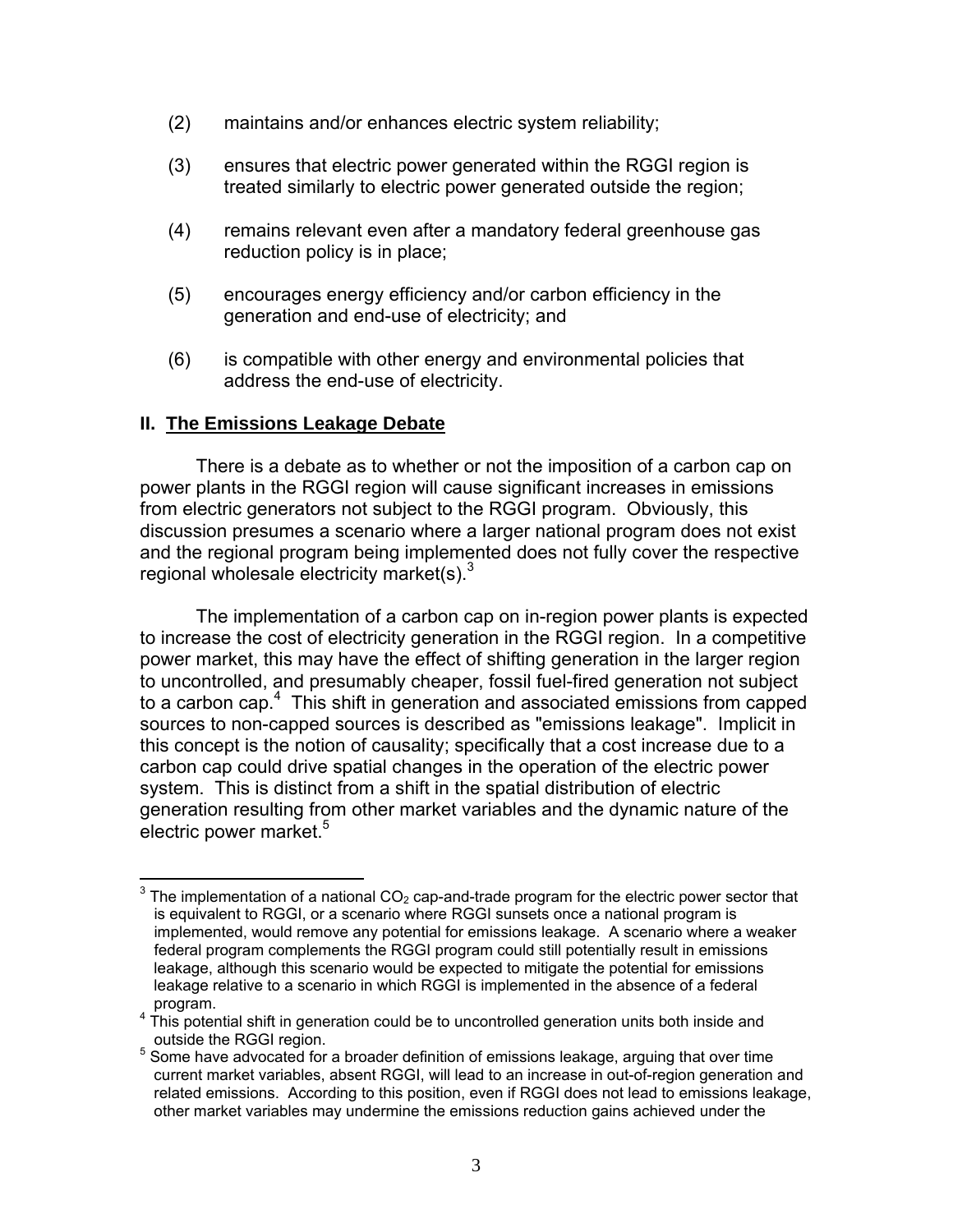(2) maintains and/or enhances electric system reliability;

(3) ensures that electric power generated within the RGGI region is treated similarly to electric power generated outside the region;

(4) remains relevant even after a mandatory federal greenhouse gas reduction policy is in place;

(5) encourages energy efficiency and/or carbon efficiency in the generation and end-use of electricity; and

(6) is compatible with other energy and environmental policies that address the end-use of electricity.

## II. The Emissions Leakage Debate

There is a debate as to whether or not the imposition of a carbon cap on power plants in the RGGI region will cause significant increases in emissions from electric generators not subject to the RGGI program. Obviously, this discussion presumes a scenario where a larger national program does not exist and the regional program being implemented does not fully cover the respective regional wholesale electricity market(s).[3]

The implementation of a carbon cap on in-region power plants is expected to increase the cost of electricity generation in the RGGI region. In a competitive power market, this may have the effect of shifting generation in the larger region to uncontrolled, and presumably cheaper, fossil fuel-fired generation not subject to a carbon cap.[4] This shift in generation and associated emissions from capped sources to non-capped sources is described as "emissions leakage". Implicit in this concept is the notion of causality; specifically that a cost increase due to a carbon cap could drive spatial changes in the operation of the electric power system. This is distinct from a shift in the spatial distribution of electric generation resulting from other market variables and the dynamic nature of the electric power market.[5]

---

[3] The implementation of a national $CO_2$ cap-and-trade program for the electric power sector that is equivalent to RGGI, or a scenario where RGGI sunsets once a national program is implemented, would remove any potential for emissions leakage. A scenario where a weaker federal program complements the RGGI program could still potentially result in emissions leakage, although this scenario would be expected to mitigate the potential for emissions leakage relative to a scenario in which RGGI is implemented in the absence of a federal program.

[4] This potential shift in generation could be to uncontrolled generation units both inside and outside the RGGI region.

[5] Some have advocated for a broader definition of emissions leakage, arguing that over time current market variables, absent RGGI, will lead to an increase in out-of-region generation and related emissions. According to this position, even if RGGI does not lead to emissions leakage, other market variables may undermine the emissions reduction gains achieved under the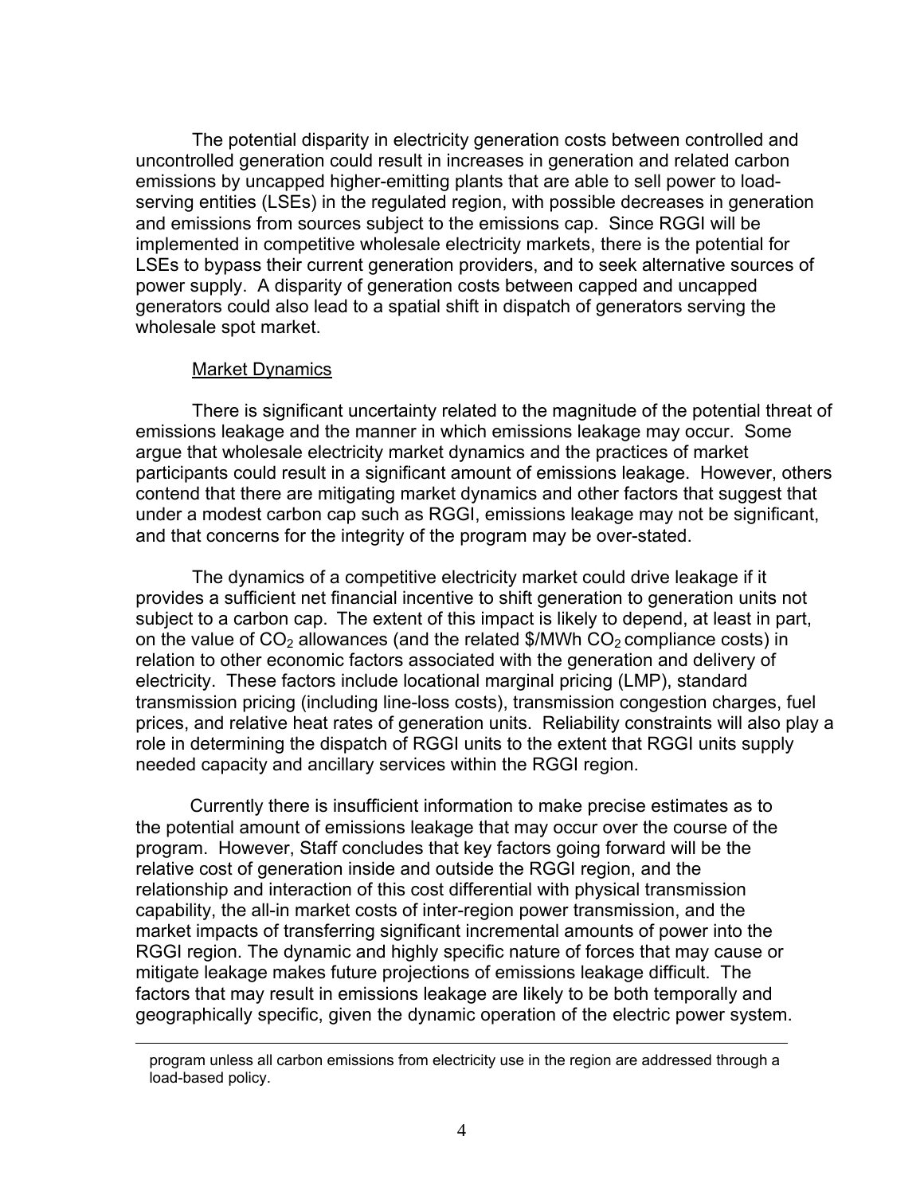The potential disparity in electricity generation costs between controlled and uncontrolled generation could result in increases in generation and related carbon emissions by uncapped higher-emitting plants that are able to sell power to load-serving entities (LSEs) in the regulated region, with possible decreases in generation and emissions from sources subject to the emissions cap. Since RGGI will be implemented in competitive wholesale electricity markets, there is the potential for LSEs to bypass their current generation providers, and to seek alternative sources of power supply. A disparity of generation costs between capped and uncapped generators could also lead to a spatial shift in dispatch of generators serving the wholesale spot market.

Market Dynamics

There is significant uncertainty related to the magnitude of the potential threat of emissions leakage and the manner in which emissions leakage may occur. Some argue that wholesale electricity market dynamics and the practices of market participants could result in a significant amount of emissions leakage. However, others contend that there are mitigating market dynamics and other factors that suggest that under a modest carbon cap such as RGGI, emissions leakage may not be significant, and that concerns for the integrity of the program may be over-stated.

The dynamics of a competitive electricity market could drive leakage if it provides a sufficient net financial incentive to shift generation to generation units not subject to a carbon cap. The extent of this impact is likely to depend, at least in part, on the value of $CO_2$ allowances (and the related \$/MWh $CO_2$ compliance costs) in relation to other economic factors associated with the generation and delivery of electricity. These factors include locational marginal pricing (LMP), standard transmission pricing (including line-loss costs), transmission congestion charges, fuel prices, and relative heat rates of generation units. Reliability constraints will also play a role in determining the dispatch of RGGI units to the extent that RGGI units supply needed capacity and ancillary services within the RGGI region.

Currently there is insufficient information to make precise estimates as to the potential amount of emissions leakage that may occur over the course of the program. However, Staff concludes that key factors going forward will be the relative cost of generation inside and outside the RGGI region, and the relationship and interaction of this cost differential with physical transmission capability, the all-in market costs of inter-region power transmission, and the market impacts of transferring significant incremental amounts of power into the RGGI region. The dynamic and highly specific nature of forces that may cause or mitigate leakage makes future projections of emissions leakage difficult. The factors that may result in emissions leakage are likely to be both temporally and geographically specific, given the dynamic operation of the electric power system.

---

program unless all carbon emissions from electricity use in the region are addressed through a load-based policy.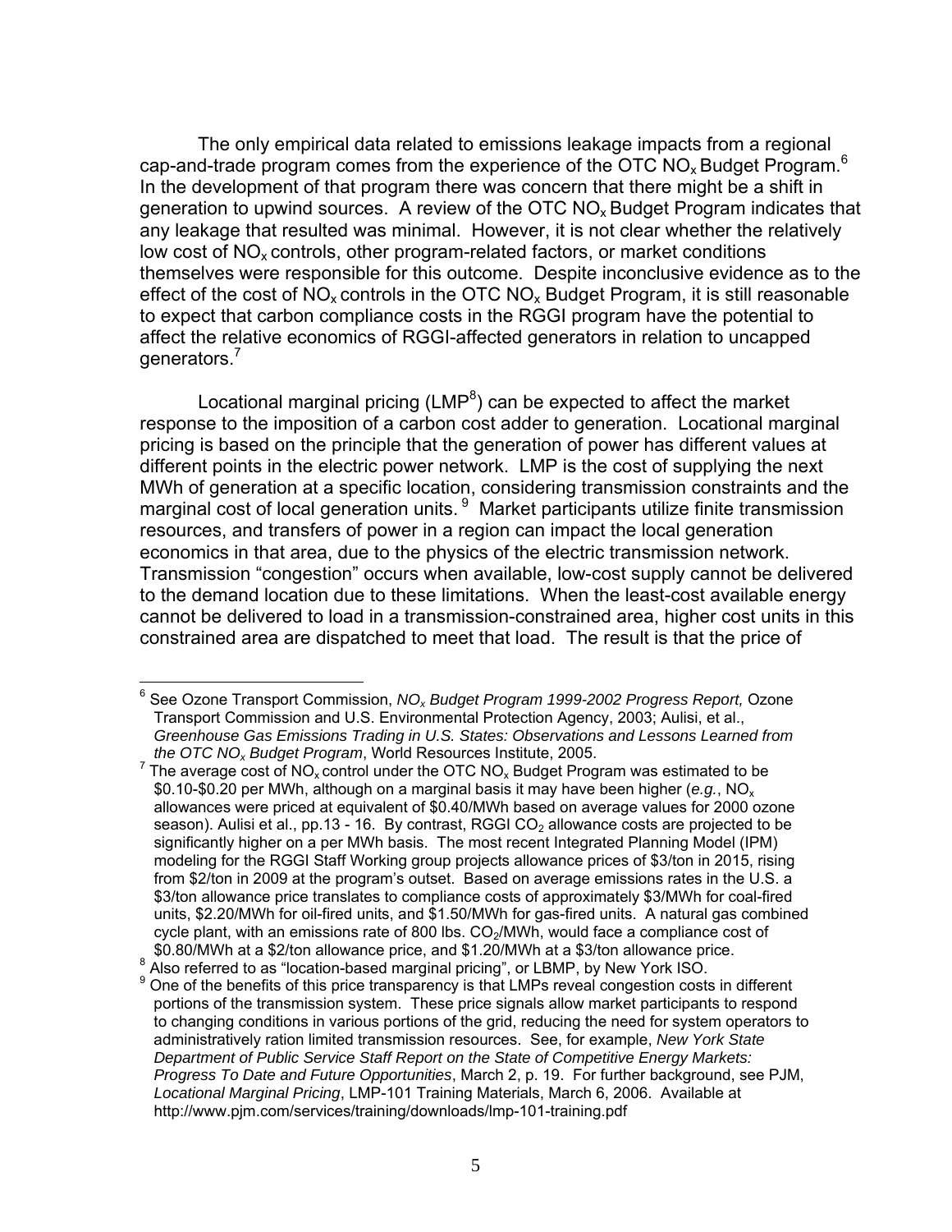The only empirical data related to emissions leakage impacts from a regional cap-and-trade program comes from the experience of the OTC $NO_x$ Budget Program.[6] In the development of that program there was concern that there might be a shift in generation to upwind sources. A review of the OTC $NO_x$ Budget Program indicates that any leakage that resulted was minimal. However, it is not clear whether the relatively low cost of $NO_x$ controls, other program-related factors, or market conditions themselves were responsible for this outcome. Despite inconclusive evidence as to the effect of the cost of $NO_x$ controls in the OTC $NO_x$ Budget Program, it is still reasonable to expect that carbon compliance costs in the RGGI program have the potential to affect the relative economics of RGGI-affected generators in relation to uncapped generators.[7]

Locational marginal pricing (LMP[8]) can be expected to affect the market response to the imposition of a carbon cost adder to generation. Locational marginal pricing is based on the principle that the generation of power has different values at different points in the electric power network. LMP is the cost of supplying the next MWh of generation at a specific location, considering transmission constraints and the marginal cost of local generation units.[9] Market participants utilize finite transmission resources, and transfers of power in a region can impact the local generation economics in that area, due to the physics of the electric transmission network. Transmission "congestion" occurs when available, low-cost supply cannot be delivered to the demand location due to these limitations. When the least-cost available energy cannot be delivered to load in a transmission-constrained area, higher cost units in this constrained area are dispatched to meet that load. The result is that the price of

---

[6] See Ozone Transport Commission, *$NO_x$ Budget Program 1999-2002 Progress Report,* Ozone Transport Commission and U.S. Environmental Protection Agency, 2003; Aulisi, et al., *Greenhouse Gas Emissions Trading in U.S. States: Observations and Lessons Learned from the OTC $NO_x$ Budget Program*, World Resources Institute, 2005.

[7] The average cost of $NO_x$ control under the OTC $NO_x$ Budget Program was estimated to be $0.10-$0.20 per MWh, although on a marginal basis it may have been higher (*e.g.*, $NO_x$ allowances were priced at equivalent of $0.40/MWh based on average values for 2000 ozone season). Aulisi et al., pp.13 - 16. By contrast, RGGI $CO_2$ allowance costs are projected to be significantly higher on a per MWh basis. The most recent Integrated Planning Model (IPM) modeling for the RGGI Staff Working group projects allowance prices of $3/ton in 2015, rising from $2/ton in 2009 at the program's outset. Based on average emissions rates in the U.S. a $3/ton allowance price translates to compliance costs of approximately $3/MWh for coal-fired units, $2.20/MWh for oil-fired units, and $1.50/MWh for gas-fired units. A natural gas combined cycle plant, with an emissions rate of 800 lbs. $CO_2$/MWh, would face a compliance cost of $0.80/MWh at a $2/ton allowance price, and $1.20/MWh at a $3/ton allowance price.

[8] Also referred to as "location-based marginal pricing", or LBMP, by New York ISO.

[9] One of the benefits of this price transparency is that LMPs reveal congestion costs in different portions of the transmission system. These price signals allow market participants to respond to changing conditions in various portions of the grid, reducing the need for system operators to administratively ration limited transmission resources. See, for example, *New York State Department of Public Service Staff Report on the State of Competitive Energy Markets: Progress To Date and Future Opportunities*, March 2, p. 19. For further background, see PJM, *Locational Marginal Pricing*, LMP-101 Training Materials, March 6, 2006. Available at http://www.pjm.com/services/training/downloads/lmp-101-training.pdf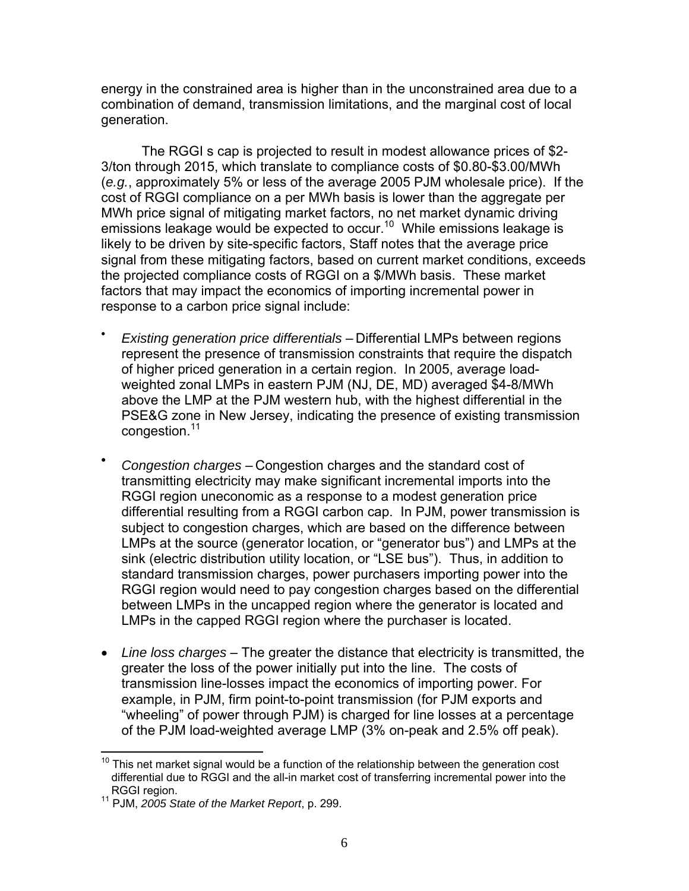energy in the constrained area is higher than in the unconstrained area due to a combination of demand, transmission limitations, and the marginal cost of local generation.

The RGGI s cap is projected to result in modest allowance prices of $2-3/ton through 2015, which translate to compliance costs of $0.80-$3.00/MWh (*e.g.*, approximately 5% or less of the average 2005 PJM wholesale price). If the cost of RGGI compliance on a per MWh basis is lower than the aggregate per MWh price signal of mitigating market factors, no net market dynamic driving emissions leakage would be expected to occur.[10] While emissions leakage is likely to be driven by site-specific factors, Staff notes that the average price signal from these mitigating factors, based on current market conditions, exceeds the projected compliance costs of RGGI on a $/MWh basis. These market factors that may impact the economics of importing incremental power in response to a carbon price signal include:

- *Existing generation price differentials* – Differential LMPs between regions represent the presence of transmission constraints that require the dispatch of higher priced generation in a certain region. In 2005, average load-weighted zonal LMPs in eastern PJM (NJ, DE, MD) averaged $4-8/MWh above the LMP at the PJM western hub, with the highest differential in the PSE&G zone in New Jersey, indicating the presence of existing transmission congestion.[11]

- *Congestion charges* – Congestion charges and the standard cost of transmitting electricity may make significant incremental imports into the RGGI region uneconomic as a response to a modest generation price differential resulting from a RGGI carbon cap. In PJM, power transmission is subject to congestion charges, which are based on the difference between LMPs at the source (generator location, or "generator bus") and LMPs at the sink (electric distribution utility location, or "LSE bus"). Thus, in addition to standard transmission charges, power purchasers importing power into the RGGI region would need to pay congestion charges based on the differential between LMPs in the uncapped region where the generator is located and LMPs in the capped RGGI region where the purchaser is located.

- *Line loss charges* – The greater the distance that electricity is transmitted, the greater the loss of the power initially put into the line. The costs of transmission line-losses impact the economics of importing power. For example, in PJM, firm point-to-point transmission (for PJM exports and "wheeling" of power through PJM) is charged for line losses at a percentage of the PJM load-weighted average LMP (3% on-peak and 2.5% off peak).

---

[10] This net market signal would be a function of the relationship between the generation cost differential due to RGGI and the all-in market cost of transferring incremental power into the RGGI region.

[11] PJM, *2005 State of the Market Report*, p. 299.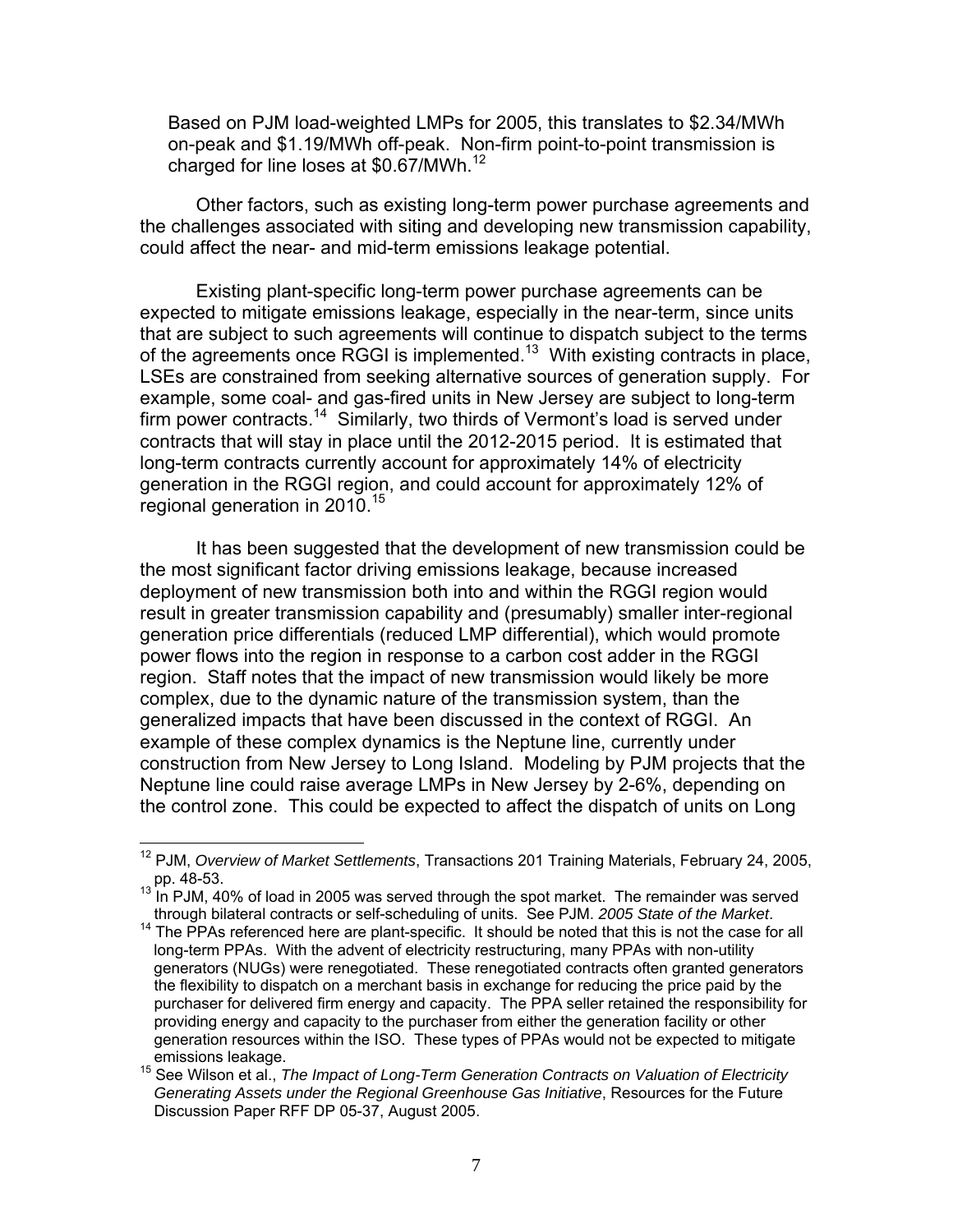Based on PJM load-weighted LMPs for 2005, this translates to $2.34/MWh on-peak and $1.19/MWh off-peak. Non-firm point-to-point transmission is charged for line loses at $0.67/MWh.[12]

Other factors, such as existing long-term power purchase agreements and the challenges associated with siting and developing new transmission capability, could affect the near- and mid-term emissions leakage potential.

Existing plant-specific long-term power purchase agreements can be expected to mitigate emissions leakage, especially in the near-term, since units that are subject to such agreements will continue to dispatch subject to the terms of the agreements once RGGI is implemented.[13] With existing contracts in place, LSEs are constrained from seeking alternative sources of generation supply. For example, some coal- and gas-fired units in New Jersey are subject to long-term firm power contracts.[14] Similarly, two thirds of Vermont's load is served under contracts that will stay in place until the 2012-2015 period. It is estimated that long-term contracts currently account for approximately 14% of electricity generation in the RGGI region, and could account for approximately 12% of regional generation in 2010.[15]

It has been suggested that the development of new transmission could be the most significant factor driving emissions leakage, because increased deployment of new transmission both into and within the RGGI region would result in greater transmission capability and (presumably) smaller inter-regional generation price differentials (reduced LMP differential), which would promote power flows into the region in response to a carbon cost adder in the RGGI region. Staff notes that the impact of new transmission would likely be more complex, due to the dynamic nature of the transmission system, than the generalized impacts that have been discussed in the context of RGGI. An example of these complex dynamics is the Neptune line, currently under construction from New Jersey to Long Island. Modeling by PJM projects that the Neptune line could raise average LMPs in New Jersey by 2-6%, depending on the control zone. This could be expected to affect the dispatch of units on Long

---

[12] PJM, *Overview of Market Settlements*, Transactions 201 Training Materials, February 24, 2005, pp. 48-53.

[13] In PJM, 40% of load in 2005 was served through the spot market. The remainder was served through bilateral contracts or self-scheduling of units. See PJM. *2005 State of the Market*.

[14] The PPAs referenced here are plant-specific. It should be noted that this is not the case for all long-term PPAs. With the advent of electricity restructuring, many PPAs with non-utility generators (NUGs) were renegotiated. These renegotiated contracts often granted generators the flexibility to dispatch on a merchant basis in exchange for reducing the price paid by the purchaser for delivered firm energy and capacity. The PPA seller retained the responsibility for providing energy and capacity to the purchaser from either the generation facility or other generation resources within the ISO. These types of PPAs would not be expected to mitigate emissions leakage.

[15] See Wilson et al., *The Impact of Long-Term Generation Contracts on Valuation of Electricity Generating Assets under the Regional Greenhouse Gas Initiative*, Resources for the Future Discussion Paper RFF DP 05-37, August 2005.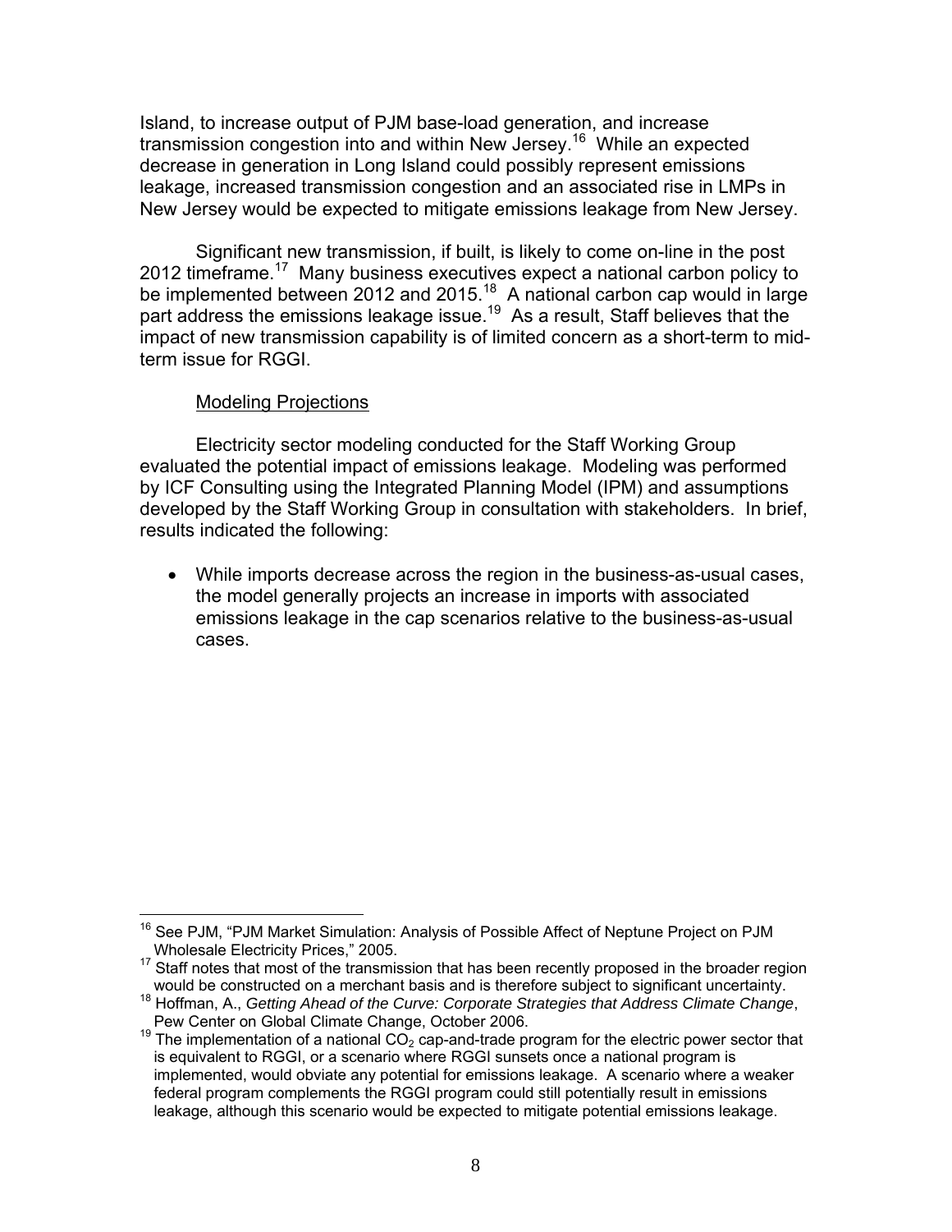Island, to increase output of PJM base-load generation, and increase transmission congestion into and within New Jersey.[16] While an expected decrease in generation in Long Island could possibly represent emissions leakage, increased transmission congestion and an associated rise in LMPs in New Jersey would be expected to mitigate emissions leakage from New Jersey.

Significant new transmission, if built, is likely to come on-line in the post 2012 timeframe.[17] Many business executives expect a national carbon policy to be implemented between 2012 and 2015.[18] A national carbon cap would in large part address the emissions leakage issue.[19] As a result, Staff believes that the impact of new transmission capability is of limited concern as a short-term to mid-term issue for RGGI.

Modeling Projections

Electricity sector modeling conducted for the Staff Working Group evaluated the potential impact of emissions leakage. Modeling was performed by ICF Consulting using the Integrated Planning Model (IPM) and assumptions developed by the Staff Working Group in consultation with stakeholders. In brief, results indicated the following:

- While imports decrease across the region in the business-as-usual cases, the model generally projects an increase in imports with associated emissions leakage in the cap scenarios relative to the business-as-usual cases.

---

[16] See PJM, "PJM Market Simulation: Analysis of Possible Affect of Neptune Project on PJM Wholesale Electricity Prices," 2005.

[17] Staff notes that most of the transmission that has been recently proposed in the broader region would be constructed on a merchant basis and is therefore subject to significant uncertainty.

[18] Hoffman, A., *Getting Ahead of the Curve: Corporate Strategies that Address Climate Change*, Pew Center on Global Climate Change, October 2006.

[19] The implementation of a national $CO_2$ cap-and-trade program for the electric power sector that is equivalent to RGGI, or a scenario where RGGI sunsets once a national program is implemented, would obviate any potential for emissions leakage. A scenario where a weaker federal program complements the RGGI program could still potentially result in emissions leakage, although this scenario would be expected to mitigate potential emissions leakage.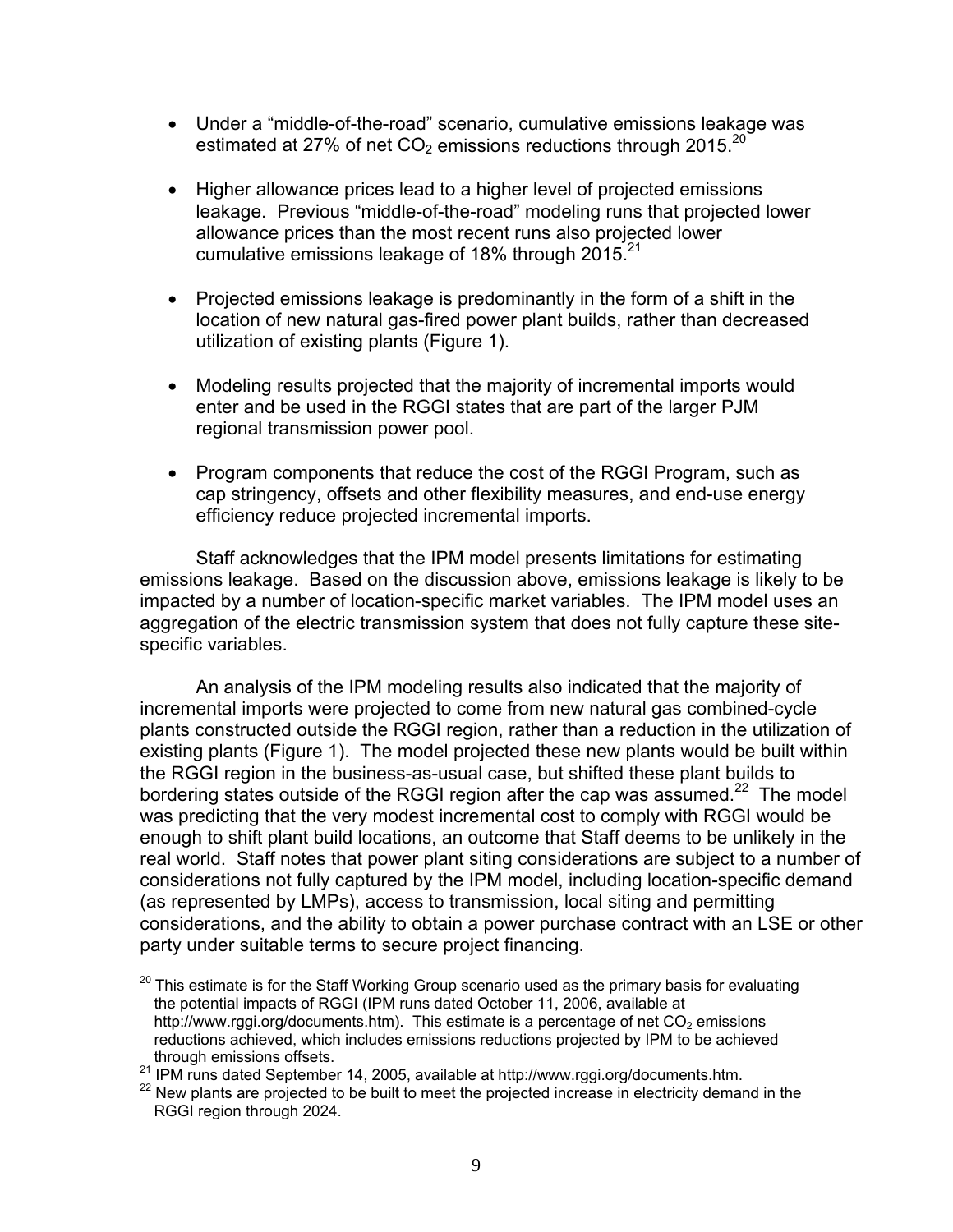- Under a "middle-of-the-road" scenario, cumulative emissions leakage was estimated at 27% of net $CO_2$ emissions reductions through 2015.[20]

- Higher allowance prices lead to a higher level of projected emissions leakage. Previous "middle-of-the-road" modeling runs that projected lower allowance prices than the most recent runs also projected lower cumulative emissions leakage of 18% through 2015.[21]

- Projected emissions leakage is predominantly in the form of a shift in the location of new natural gas-fired power plant builds, rather than decreased utilization of existing plants (Figure 1).

- Modeling results projected that the majority of incremental imports would enter and be used in the RGGI states that are part of the larger PJM regional transmission power pool.

- Program components that reduce the cost of the RGGI Program, such as cap stringency, offsets and other flexibility measures, and end-use energy efficiency reduce projected incremental imports.

Staff acknowledges that the IPM model presents limitations for estimating emissions leakage. Based on the discussion above, emissions leakage is likely to be impacted by a number of location-specific market variables. The IPM model uses an aggregation of the electric transmission system that does not fully capture these site-specific variables.

An analysis of the IPM modeling results also indicated that the majority of incremental imports were projected to come from new natural gas combined-cycle plants constructed outside the RGGI region, rather than a reduction in the utilization of existing plants (Figure 1). The model projected these new plants would be built within the RGGI region in the business-as-usual case, but shifted these plant builds to bordering states outside of the RGGI region after the cap was assumed.[22] The model was predicting that the very modest incremental cost to comply with RGGI would be enough to shift plant build locations, an outcome that Staff deems to be unlikely in the real world. Staff notes that power plant siting considerations are subject to a number of considerations not fully captured by the IPM model, including location-specific demand (as represented by LMPs), access to transmission, local siting and permitting considerations, and the ability to obtain a power purchase contract with an LSE or other party under suitable terms to secure project financing.

---

[20] This estimate is for the Staff Working Group scenario used as the primary basis for evaluating the potential impacts of RGGI (IPM runs dated October 11, 2006, available at http://www.rggi.org/documents.htm). This estimate is a percentage of net $CO_2$ emissions reductions achieved, which includes emissions reductions projected by IPM to be achieved through emissions offsets.

[21] IPM runs dated September 14, 2005, available at http://www.rggi.org/documents.htm.

[22] New plants are projected to be built to meet the projected increase in electricity demand in the RGGI region through 2024.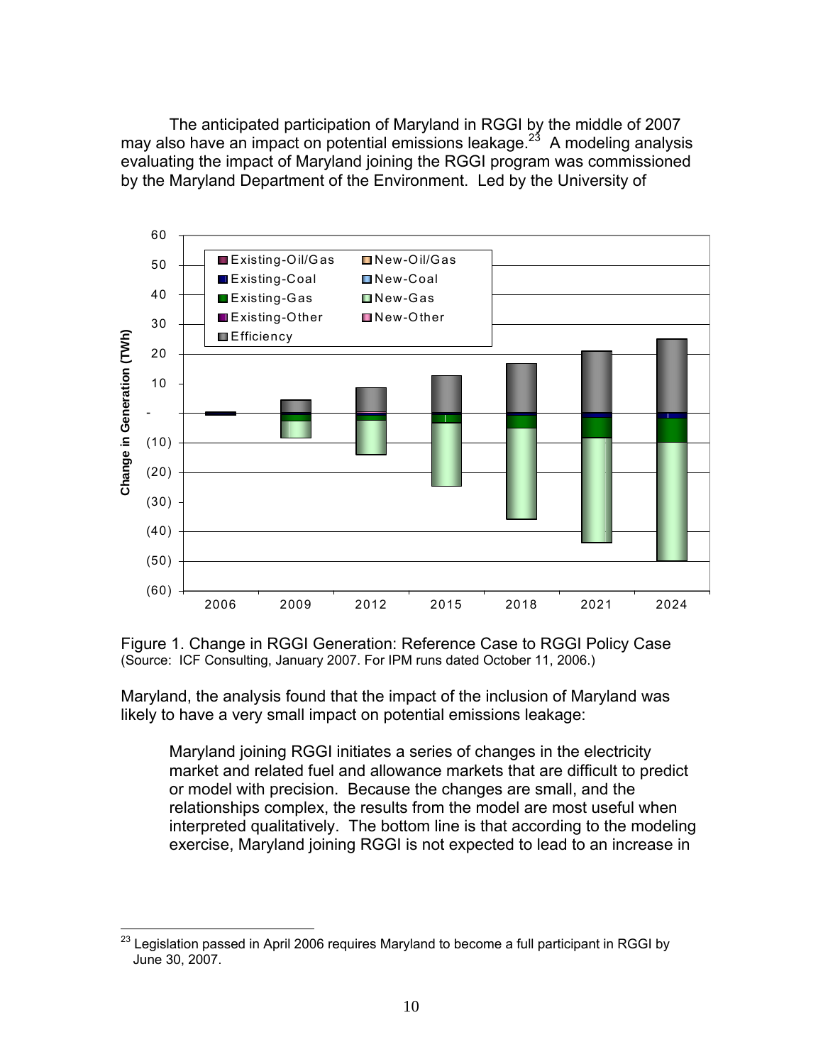The anticipated participation of Maryland in RGGI by the middle of 2007 may also have an impact on potential emissions leakage.[23] A modeling analysis evaluating the impact of Maryland joining the RGGI program was commissioned by the Maryland Department of the Environment. Led by the University of

Figure 1. Change in RGGI Generation: Reference Case to RGGI Policy Case
(Source: ICF Consulting, January 2007. For IPM runs dated October 11, 2006.)

Maryland, the analysis found that the impact of the inclusion of Maryland was likely to have a very small impact on potential emissions leakage:

> Maryland joining RGGI initiates a series of changes in the electricity market and related fuel and allowance markets that are difficult to predict or model with precision. Because the changes are small, and the relationships complex, the results from the model are most useful when interpreted qualitatively. The bottom line is that according to the modeling exercise, Maryland joining RGGI is not expected to lead to an increase in

---

[23] Legislation passed in April 2006 requires Maryland to become a full participant in RGGI by June 30, 2007.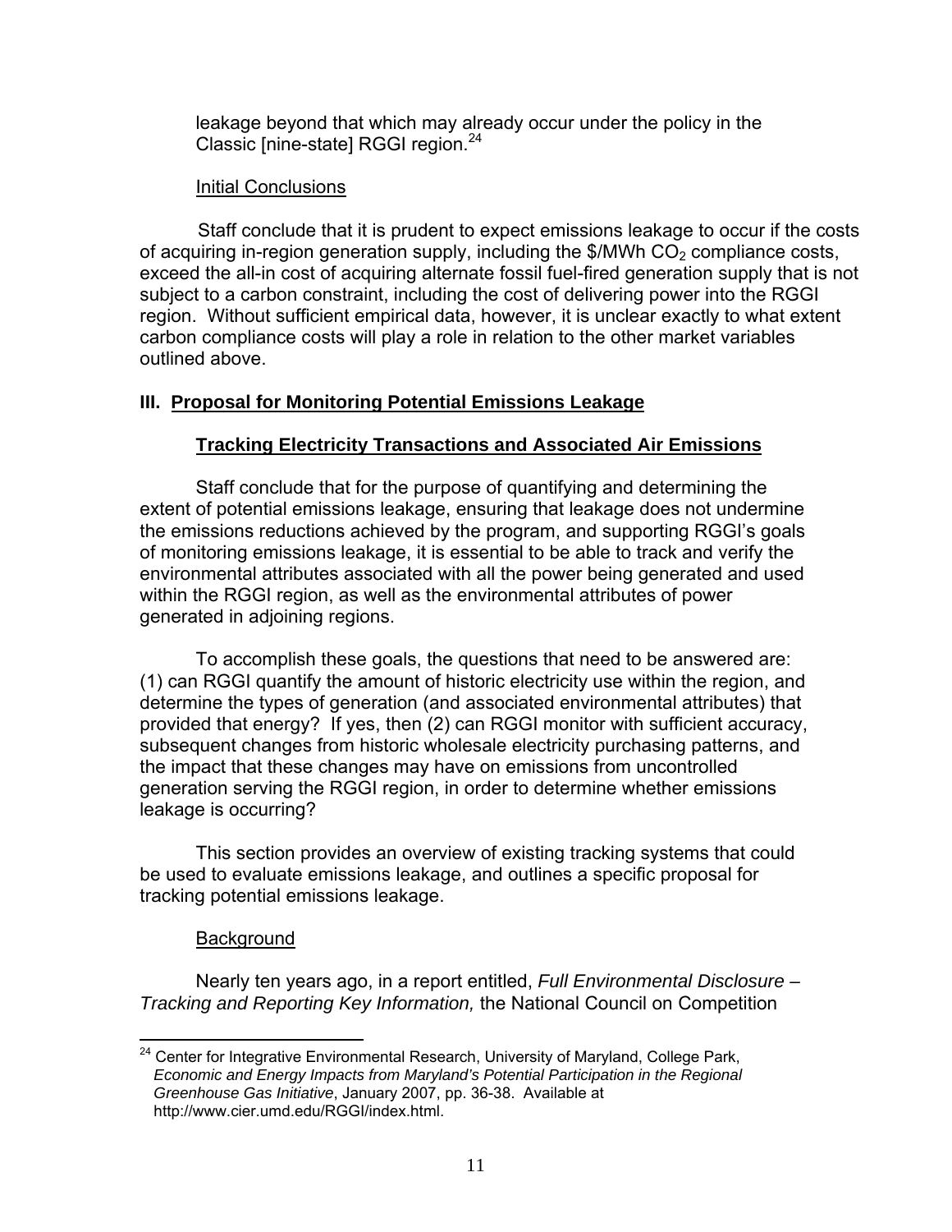leakage beyond that which may already occur under the policy in the Classic [nine-state] RGGI region.[24]

Initial Conclusions

Staff conclude that it is prudent to expect emissions leakage to occur if the costs of acquiring in-region generation supply, including the \$/MWh $CO_2$ compliance costs, exceed the all-in cost of acquiring alternate fossil fuel-fired generation supply that is not subject to a carbon constraint, including the cost of delivering power into the RGGI region. Without sufficient empirical data, however, it is unclear exactly to what extent carbon compliance costs will play a role in relation to the other market variables outlined above.

## III. Proposal for Monitoring Potential Emissions Leakage

### Tracking Electricity Transactions and Associated Air Emissions

Staff conclude that for the purpose of quantifying and determining the extent of potential emissions leakage, ensuring that leakage does not undermine the emissions reductions achieved by the program, and supporting RGGI's goals of monitoring emissions leakage, it is essential to be able to track and verify the environmental attributes associated with all the power being generated and used within the RGGI region, as well as the environmental attributes of power generated in adjoining regions.

To accomplish these goals, the questions that need to be answered are: (1) can RGGI quantify the amount of historic electricity use within the region, and determine the types of generation (and associated environmental attributes) that provided that energy? If yes, then (2) can RGGI monitor with sufficient accuracy, subsequent changes from historic wholesale electricity purchasing patterns, and the impact that these changes may have on emissions from uncontrolled generation serving the RGGI region, in order to determine whether emissions leakage is occurring?

This section provides an overview of existing tracking systems that could be used to evaluate emissions leakage, and outlines a specific proposal for tracking potential emissions leakage.

Background

Nearly ten years ago, in a report entitled, *Full Environmental Disclosure – Tracking and Reporting Key Information,* the National Council on Competition

---

[24] Center for Integrative Environmental Research, University of Maryland, College Park, *Economic and Energy Impacts from Maryland's Potential Participation in the Regional Greenhouse Gas Initiative*, January 2007, pp. 36-38. Available at http://www.cier.umd.edu/RGGI/index.html.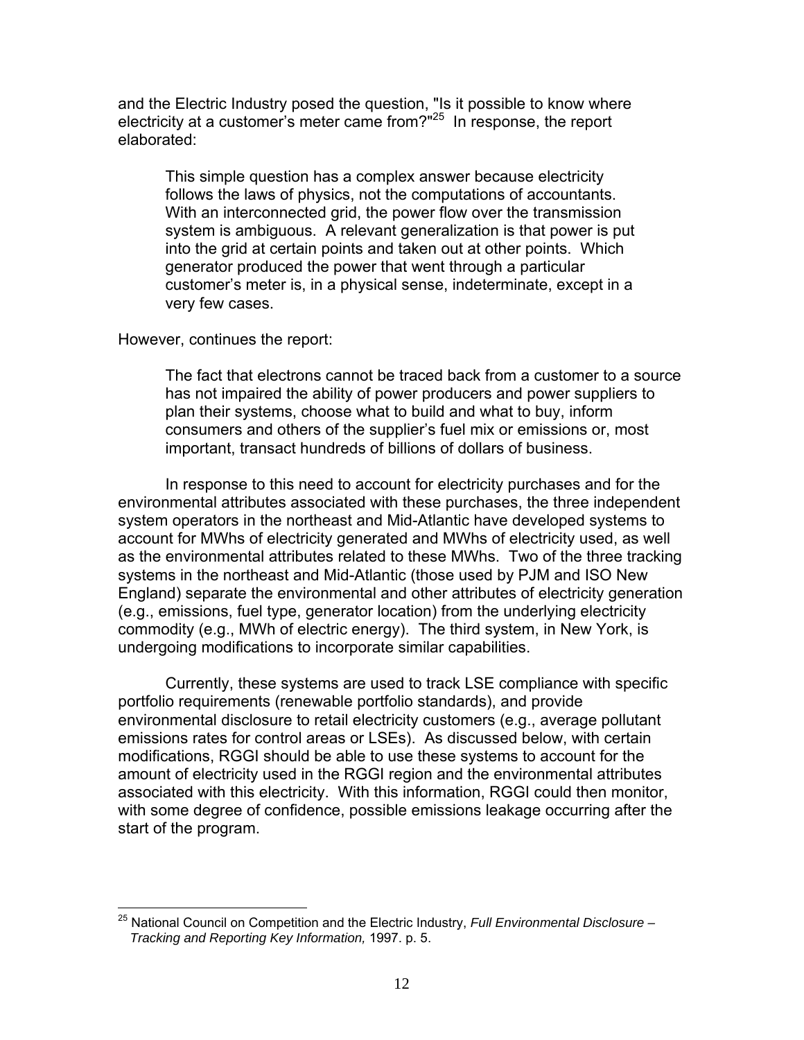and the Electric Industry posed the question, "Is it possible to know where electricity at a customer's meter came from?"[25] In response, the report elaborated:

> This simple question has a complex answer because electricity follows the laws of physics, not the computations of accountants. With an interconnected grid, the power flow over the transmission system is ambiguous. A relevant generalization is that power is put into the grid at certain points and taken out at other points. Which generator produced the power that went through a particular customer's meter is, in a physical sense, indeterminate, except in a very few cases.

However, continues the report:

> The fact that electrons cannot be traced back from a customer to a source has not impaired the ability of power producers and power suppliers to plan their systems, choose what to build and what to buy, inform consumers and others of the supplier's fuel mix or emissions or, most important, transact hundreds of billions of dollars of business.

In response to this need to account for electricity purchases and for the environmental attributes associated with these purchases, the three independent system operators in the northeast and Mid-Atlantic have developed systems to account for MWhs of electricity generated and MWhs of electricity used, as well as the environmental attributes related to these MWhs. Two of the three tracking systems in the northeast and Mid-Atlantic (those used by PJM and ISO New England) separate the environmental and other attributes of electricity generation (e.g., emissions, fuel type, generator location) from the underlying electricity commodity (e.g., MWh of electric energy). The third system, in New York, is undergoing modifications to incorporate similar capabilities.

Currently, these systems are used to track LSE compliance with specific portfolio requirements (renewable portfolio standards), and provide environmental disclosure to retail electricity customers (e.g., average pollutant emissions rates for control areas or LSEs). As discussed below, with certain modifications, RGGI should be able to use these systems to account for the amount of electricity used in the RGGI region and the environmental attributes associated with this electricity. With this information, RGGI could then monitor, with some degree of confidence, possible emissions leakage occurring after the start of the program.

[25] National Council on Competition and the Electric Industry, *Full Environmental Disclosure – Tracking and Reporting Key Information,* 1997. p. 5.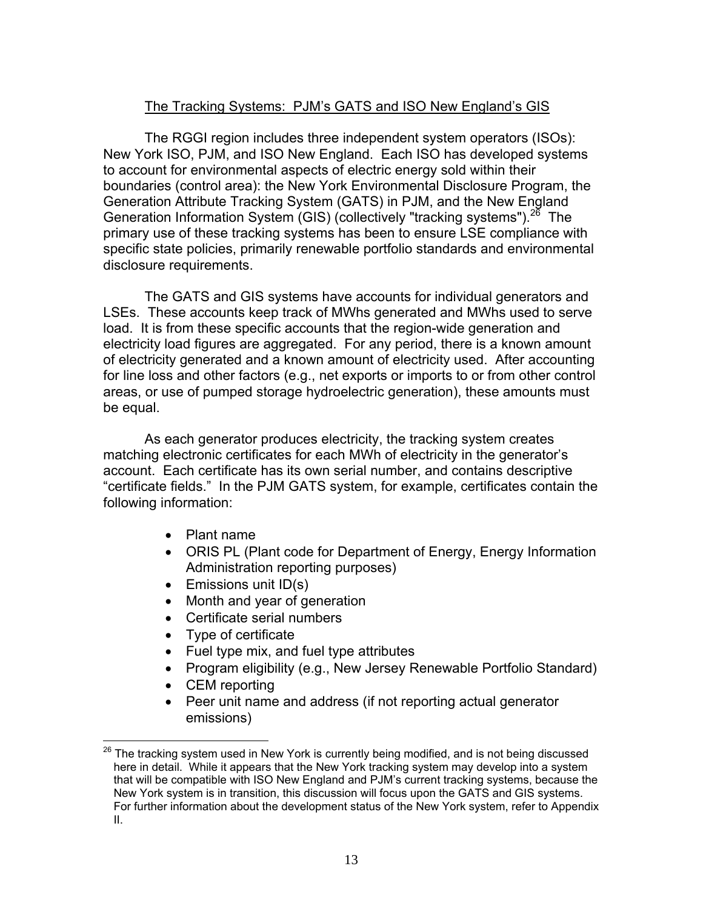## The Tracking Systems: PJM's GATS and ISO New England's GIS

The RGGI region includes three independent system operators (ISOs): New York ISO, PJM, and ISO New England. Each ISO has developed systems to account for environmental aspects of electric energy sold within their boundaries (control area): the New York Environmental Disclosure Program, the Generation Attribute Tracking System (GATS) in PJM, and the New England Generation Information System (GIS) (collectively "tracking systems").[26] The primary use of these tracking systems has been to ensure LSE compliance with specific state policies, primarily renewable portfolio standards and environmental disclosure requirements.

The GATS and GIS systems have accounts for individual generators and LSEs. These accounts keep track of MWhs generated and MWhs used to serve load. It is from these specific accounts that the region-wide generation and electricity load figures are aggregated. For any period, there is a known amount of electricity generated and a known amount of electricity used. After accounting for line loss and other factors (e.g., net exports or imports to or from other control areas, or use of pumped storage hydroelectric generation), these amounts must be equal.

As each generator produces electricity, the tracking system creates matching electronic certificates for each MWh of electricity in the generator's account. Each certificate has its own serial number, and contains descriptive "certificate fields." In the PJM GATS system, for example, certificates contain the following information:

- Plant name
- ORIS PL (Plant code for Department of Energy, Energy Information Administration reporting purposes)
- Emissions unit ID(s)
- Month and year of generation
- Certificate serial numbers
- Type of certificate
- Fuel type mix, and fuel type attributes
- Program eligibility (e.g., New Jersey Renewable Portfolio Standard)
- CEM reporting
- Peer unit name and address (if not reporting actual generator emissions)

[26] The tracking system used in New York is currently being modified, and is not being discussed here in detail. While it appears that the New York tracking system may develop into a system that will be compatible with ISO New England and PJM's current tracking systems, because the New York system is in transition, this discussion will focus upon the GATS and GIS systems. For further information about the development status of the New York system, refer to Appendix II.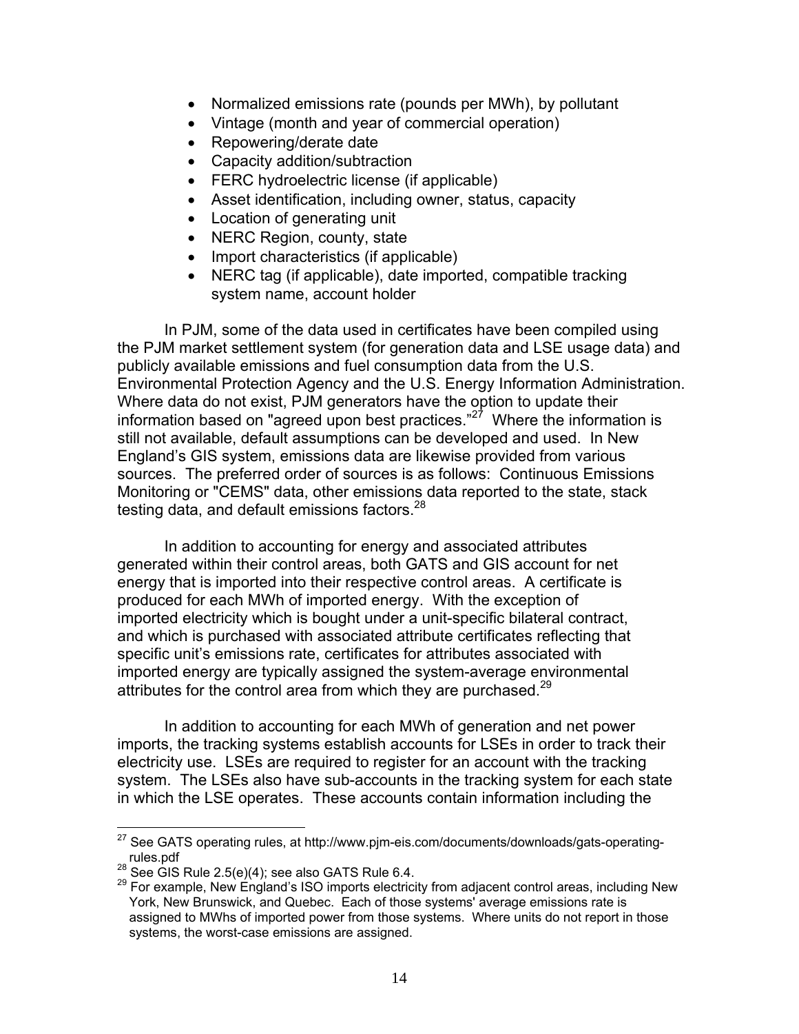- Normalized emissions rate (pounds per MWh), by pollutant
- Vintage (month and year of commercial operation)
- Repowering/derate date
- Capacity addition/subtraction
- FERC hydroelectric license (if applicable)
- Asset identification, including owner, status, capacity
- Location of generating unit
- NERC Region, county, state
- Import characteristics (if applicable)
- NERC tag (if applicable), date imported, compatible tracking system name, account holder

In PJM, some of the data used in certificates have been compiled using the PJM market settlement system (for generation data and LSE usage data) and publicly available emissions and fuel consumption data from the U.S. Environmental Protection Agency and the U.S. Energy Information Administration. Where data do not exist, PJM generators have the option to update their information based on "agreed upon best practices."[27] Where the information is still not available, default assumptions can be developed and used. In New England's GIS system, emissions data are likewise provided from various sources. The preferred order of sources is as follows: Continuous Emissions Monitoring or "CEMS" data, other emissions data reported to the state, stack testing data, and default emissions factors.[28]

In addition to accounting for energy and associated attributes generated within their control areas, both GATS and GIS account for net energy that is imported into their respective control areas. A certificate is produced for each MWh of imported energy. With the exception of imported electricity which is bought under a unit-specific bilateral contract, and which is purchased with associated attribute certificates reflecting that specific unit's emissions rate, certificates for attributes associated with imported energy are typically assigned the system-average environmental attributes for the control area from which they are purchased.[29]

In addition to accounting for each MWh of generation and net power imports, the tracking systems establish accounts for LSEs in order to track their electricity use. LSEs are required to register for an account with the tracking system. The LSEs also have sub-accounts in the tracking system for each state in which the LSE operates. These accounts contain information including the

---

[27] See GATS operating rules, at http://www.pjm-eis.com/documents/downloads/gats-operating-rules.pdf

[28] See GIS Rule 2.5(e)(4); see also GATS Rule 6.4.

[29] For example, New England's ISO imports electricity from adjacent control areas, including New York, New Brunswick, and Quebec. Each of those systems' average emissions rate is assigned to MWhs of imported power from those systems. Where units do not report in those systems, the worst-case emissions are assigned.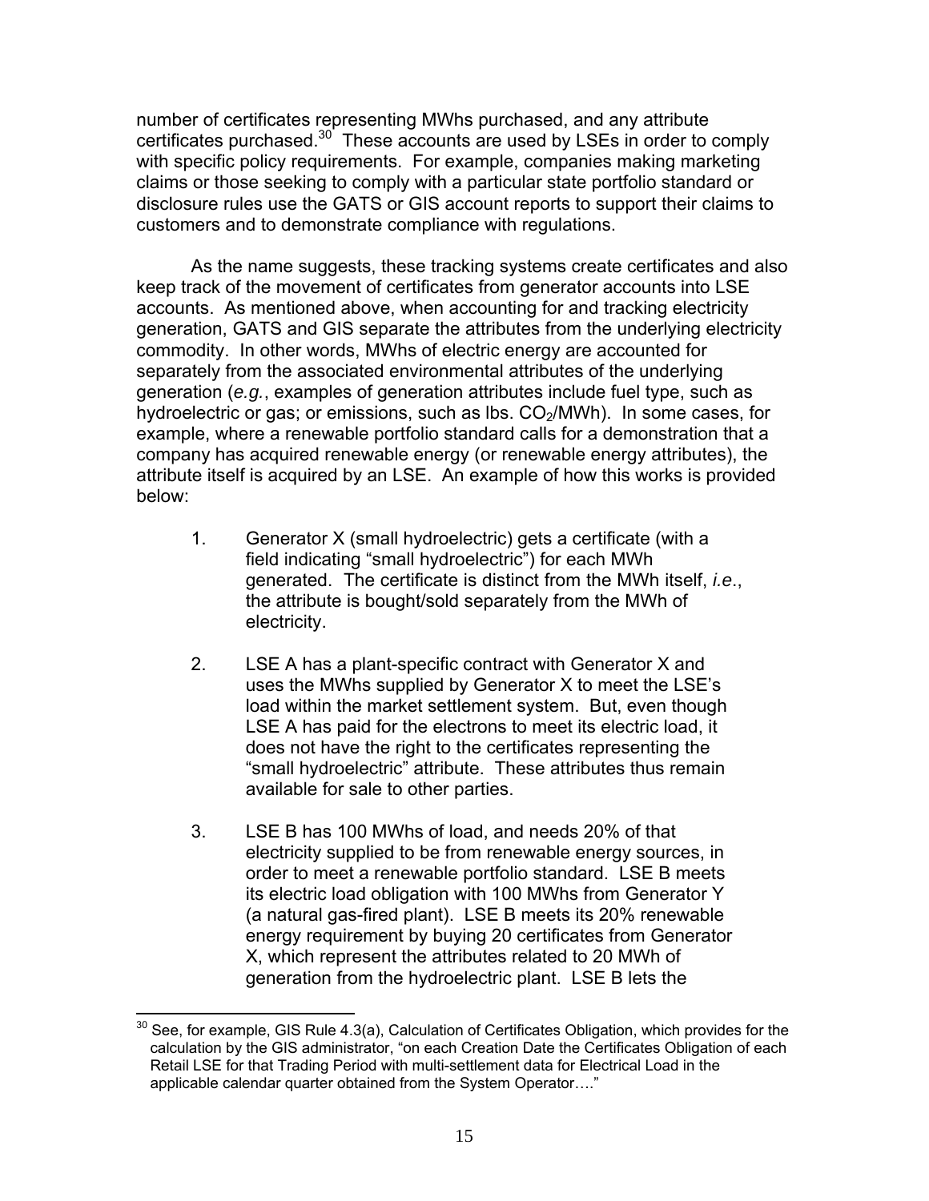number of certificates representing MWhs purchased, and any attribute certificates purchased.[30] These accounts are used by LSEs in order to comply with specific policy requirements. For example, companies making marketing claims or those seeking to comply with a particular state portfolio standard or disclosure rules use the GATS or GIS account reports to support their claims to customers and to demonstrate compliance with regulations.

As the name suggests, these tracking systems create certificates and also keep track of the movement of certificates from generator accounts into LSE accounts. As mentioned above, when accounting for and tracking electricity generation, GATS and GIS separate the attributes from the underlying electricity commodity. In other words, MWhs of electric energy are accounted for separately from the associated environmental attributes of the underlying generation (*e.g.*, examples of generation attributes include fuel type, such as hydroelectric or gas; or emissions, such as lbs. $CO_2$/MWh). In some cases, for example, where a renewable portfolio standard calls for a demonstration that a company has acquired renewable energy (or renewable energy attributes), the attribute itself is acquired by an LSE. An example of how this works is provided below:

1. Generator X (small hydroelectric) gets a certificate (with a field indicating "small hydroelectric") for each MWh generated. The certificate is distinct from the MWh itself, *i.e.*, the attribute is bought/sold separately from the MWh of electricity.

2. LSE A has a plant-specific contract with Generator X and uses the MWhs supplied by Generator X to meet the LSE's load within the market settlement system. But, even though LSE A has paid for the electrons to meet its electric load, it does not have the right to the certificates representing the "small hydroelectric" attribute. These attributes thus remain available for sale to other parties.

3. LSE B has 100 MWhs of load, and needs 20% of that electricity supplied to be from renewable energy sources, in order to meet a renewable portfolio standard. LSE B meets its electric load obligation with 100 MWhs from Generator Y (a natural gas-fired plant). LSE B meets its 20% renewable energy requirement by buying 20 certificates from Generator X, which represent the attributes related to 20 MWh of generation from the hydroelectric plant. LSE B lets the

[30] See, for example, GIS Rule 4.3(a), Calculation of Certificates Obligation, which provides for the calculation by the GIS administrator, "on each Creation Date the Certificates Obligation of each Retail LSE for that Trading Period with multi-settlement data for Electrical Load in the applicable calendar quarter obtained from the System Operator…."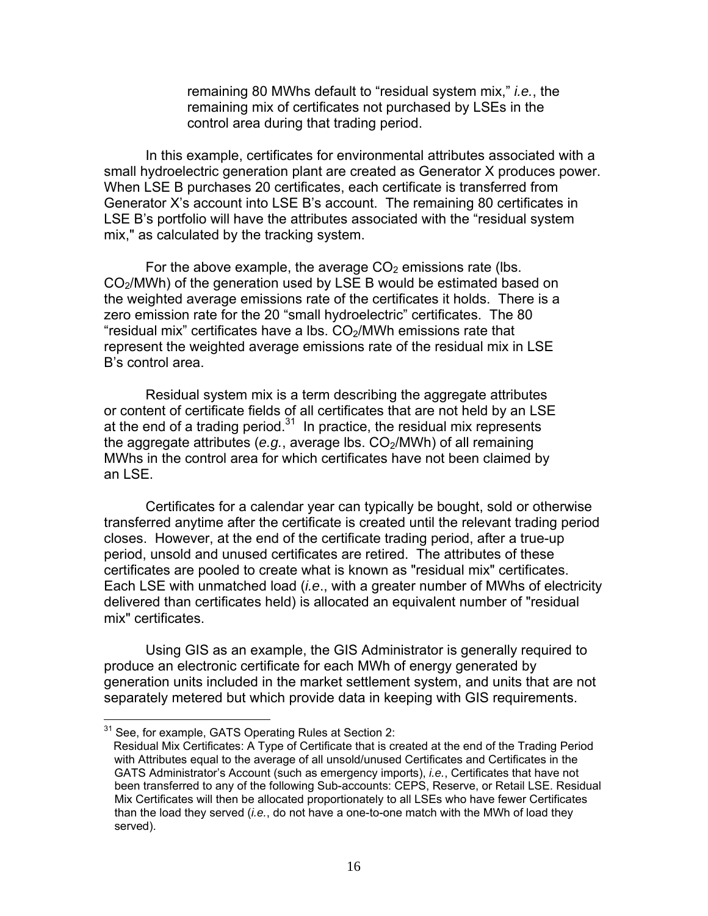> remaining 80 MWhs default to "residual system mix," *i.e.*, the remaining mix of certificates not purchased by LSEs in the control area during that trading period.

In this example, certificates for environmental attributes associated with a small hydroelectric generation plant are created as Generator X produces power. When LSE B purchases 20 certificates, each certificate is transferred from Generator X's account into LSE B's account. The remaining 80 certificates in LSE B's portfolio will have the attributes associated with the "residual system mix," as calculated by the tracking system.

For the above example, the average $CO_2$ emissions rate (lbs. $CO_2$/MWh) of the generation used by LSE B would be estimated based on the weighted average emissions rate of the certificates it holds. There is a zero emission rate for the 20 "small hydroelectric" certificates. The 80 "residual mix" certificates have a lbs. $CO_2$/MWh emissions rate that represent the weighted average emissions rate of the residual mix in LSE B's control area.

Residual system mix is a term describing the aggregate attributes or content of certificate fields of all certificates that are not held by an LSE at the end of a trading period.[31] In practice, the residual mix represents the aggregate attributes (*e.g.*, average lbs. $CO_2$/MWh) of all remaining MWhs in the control area for which certificates have not been claimed by an LSE.

Certificates for a calendar year can typically be bought, sold or otherwise transferred anytime after the certificate is created until the relevant trading period closes. However, at the end of the certificate trading period, after a true-up period, unsold and unused certificates are retired. The attributes of these certificates are pooled to create what is known as "residual mix" certificates. Each LSE with unmatched load (*i.e*., with a greater number of MWhs of electricity delivered than certificates held) is allocated an equivalent number of "residual mix" certificates.

Using GIS as an example, the GIS Administrator is generally required to produce an electronic certificate for each MWh of energy generated by generation units included in the market settlement system, and units that are not separately metered but which provide data in keeping with GIS requirements.

---

[31] See, for example, GATS Operating Rules at Section 2:
Residual Mix Certificates: A Type of Certificate that is created at the end of the Trading Period with Attributes equal to the average of all unsold/unused Certificates and Certificates in the GATS Administrator's Account (such as emergency imports), *i.e.*, Certificates that have not been transferred to any of the following Sub-accounts: CEPS, Reserve, or Retail LSE. Residual Mix Certificates will then be allocated proportionately to all LSEs who have fewer Certificates than the load they served (*i.e.*, do not have a one-to-one match with the MWh of load they served).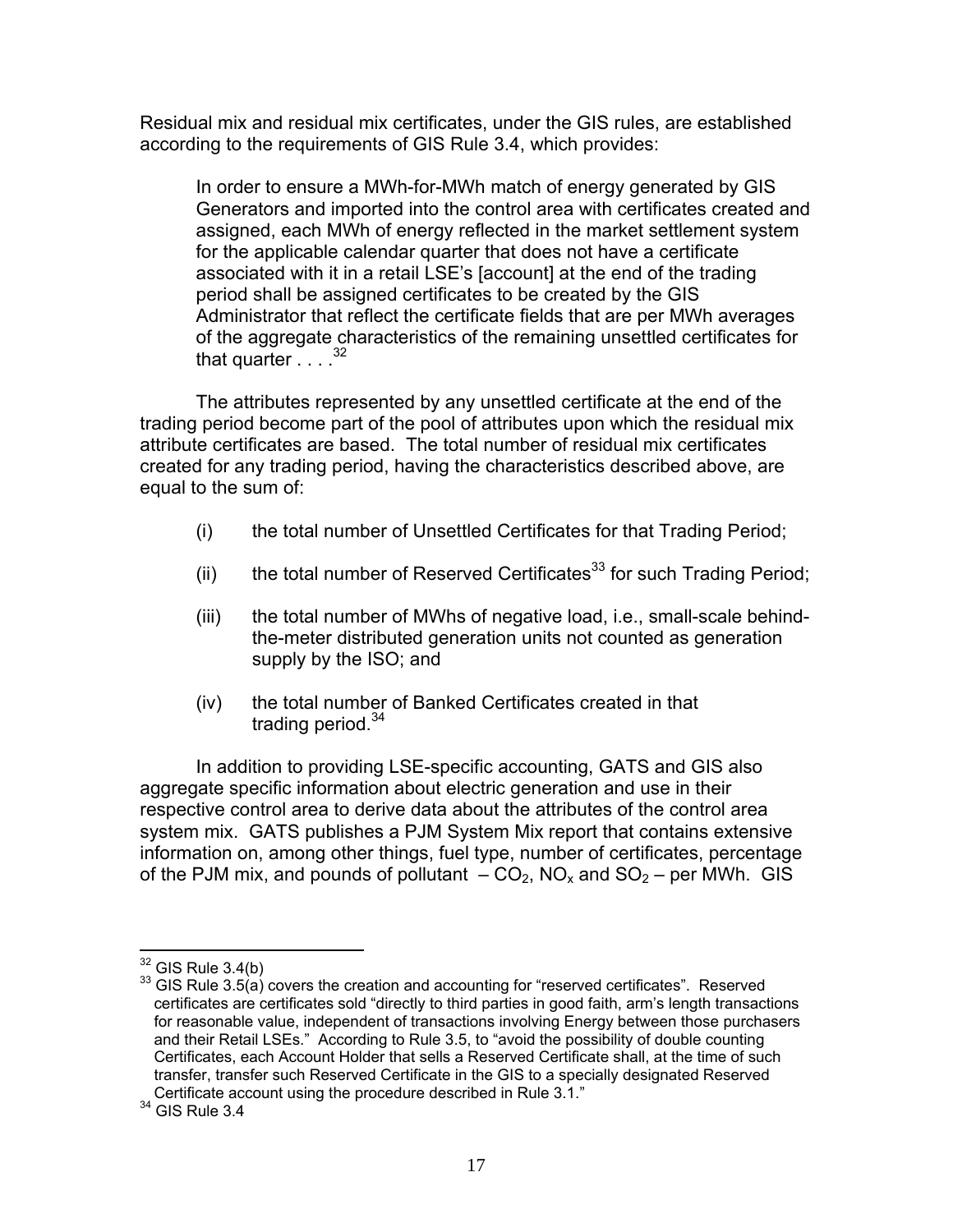Residual mix and residual mix certificates, under the GIS rules, are established according to the requirements of GIS Rule 3.4, which provides:

> In order to ensure a MWh-for-MWh match of energy generated by GIS Generators and imported into the control area with certificates created and assigned, each MWh of energy reflected in the market settlement system for the applicable calendar quarter that does not have a certificate associated with it in a retail LSE's [account] at the end of the trading period shall be assigned certificates to be created by the GIS Administrator that reflect the certificate fields that are per MWh averages of the aggregate characteristics of the remaining unsettled certificates for that quarter . . . .[32]

The attributes represented by any unsettled certificate at the end of the trading period become part of the pool of attributes upon which the residual mix attribute certificates are based. The total number of residual mix certificates created for any trading period, having the characteristics described above, are equal to the sum of:

(i) the total number of Unsettled Certificates for that Trading Period;

(ii) the total number of Reserved Certificates[33] for such Trading Period;

(iii) the total number of MWhs of negative load, i.e., small-scale behind-the-meter distributed generation units not counted as generation supply by the ISO; and

(iv) the total number of Banked Certificates created in that trading period.[34]

In addition to providing LSE-specific accounting, GATS and GIS also aggregate specific information about electric generation and use in their respective control area to derive data about the attributes of the control area system mix. GATS publishes a PJM System Mix report that contains extensive information on, among other things, fuel type, number of certificates, percentage of the PJM mix, and pounds of pollutant – $CO_2$, $NO_x$ and $SO_2$ – per MWh. GIS

---

[32] GIS Rule 3.4(b)

[33] GIS Rule 3.5(a) covers the creation and accounting for "reserved certificates". Reserved certificates are certificates sold "directly to third parties in good faith, arm's length transactions for reasonable value, independent of transactions involving Energy between those purchasers and their Retail LSEs." According to Rule 3.5, to "avoid the possibility of double counting Certificates, each Account Holder that sells a Reserved Certificate shall, at the time of such transfer, transfer such Reserved Certificate in the GIS to a specially designated Reserved Certificate account using the procedure described in Rule 3.1."

[34] GIS Rule 3.4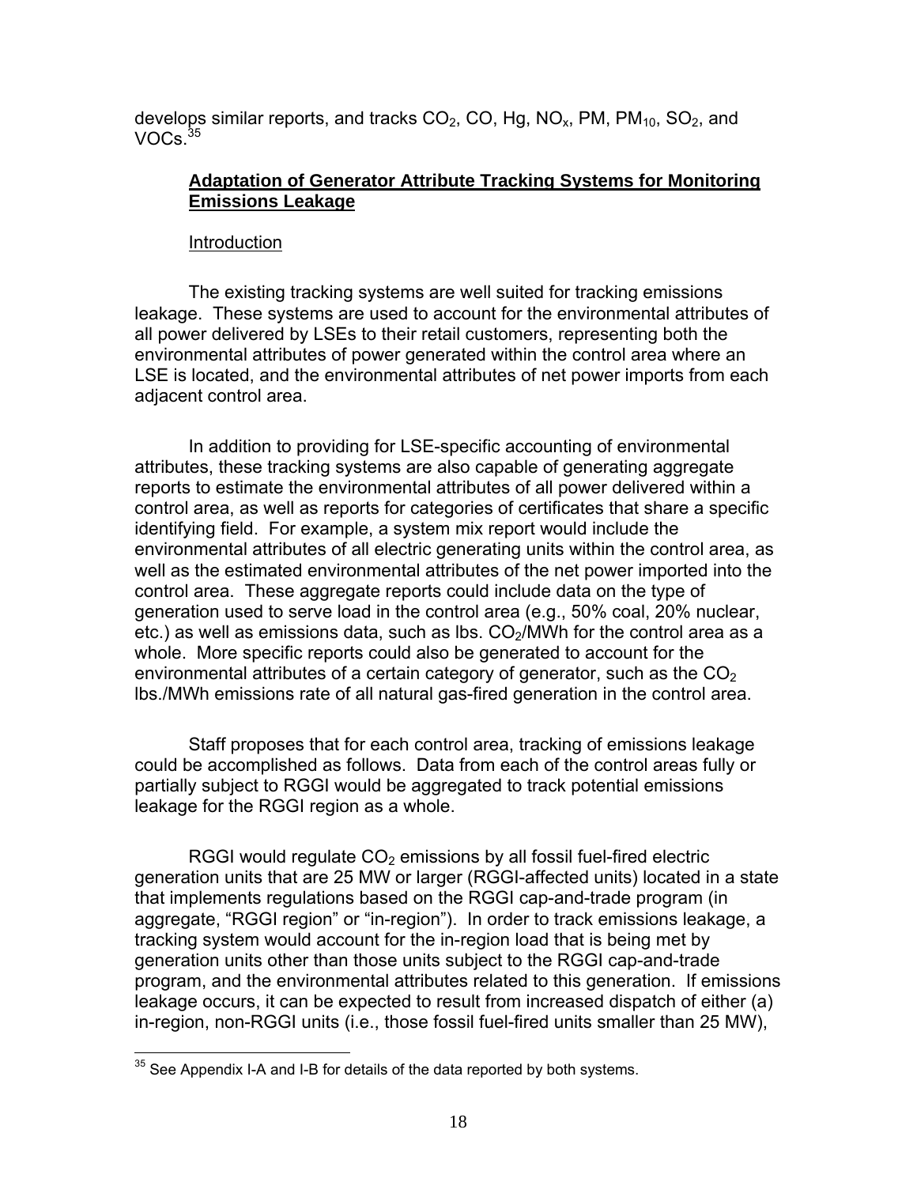develops similar reports, and tracks $CO_2$, CO, Hg, $NO_x$, PM, $PM_{10}$, $SO_2$, and VOCs.[35]

**Adaptation of Generator Attribute Tracking Systems for Monitoring Emissions Leakage**

Introduction

The existing tracking systems are well suited for tracking emissions leakage. These systems are used to account for the environmental attributes of all power delivered by LSEs to their retail customers, representing both the environmental attributes of power generated within the control area where an LSE is located, and the environmental attributes of net power imports from each adjacent control area.

In addition to providing for LSE-specific accounting of environmental attributes, these tracking systems are also capable of generating aggregate reports to estimate the environmental attributes of all power delivered within a control area, as well as reports for categories of certificates that share a specific identifying field. For example, a system mix report would include the environmental attributes of all electric generating units within the control area, as well as the estimated environmental attributes of the net power imported into the control area. These aggregate reports could include data on the type of generation used to serve load in the control area (e.g., 50% coal, 20% nuclear, etc.) as well as emissions data, such as lbs. $CO_2$/MWh for the control area as a whole. More specific reports could also be generated to account for the environmental attributes of a certain category of generator, such as the $CO_2$ lbs./MWh emissions rate of all natural gas-fired generation in the control area.

Staff proposes that for each control area, tracking of emissions leakage could be accomplished as follows. Data from each of the control areas fully or partially subject to RGGI would be aggregated to track potential emissions leakage for the RGGI region as a whole.

RGGI would regulate $CO_2$ emissions by all fossil fuel-fired electric generation units that are 25 MW or larger (RGGI-affected units) located in a state that implements regulations based on the RGGI cap-and-trade program (in aggregate, "RGGI region" or "in-region"). In order to track emissions leakage, a tracking system would account for the in-region load that is being met by generation units other than those units subject to the RGGI cap-and-trade program, and the environmental attributes related to this generation. If emissions leakage occurs, it can be expected to result from increased dispatch of either (a) in-region, non-RGGI units (i.e., those fossil fuel-fired units smaller than 25 MW),

[35] See Appendix I-A and I-B for details of the data reported by both systems.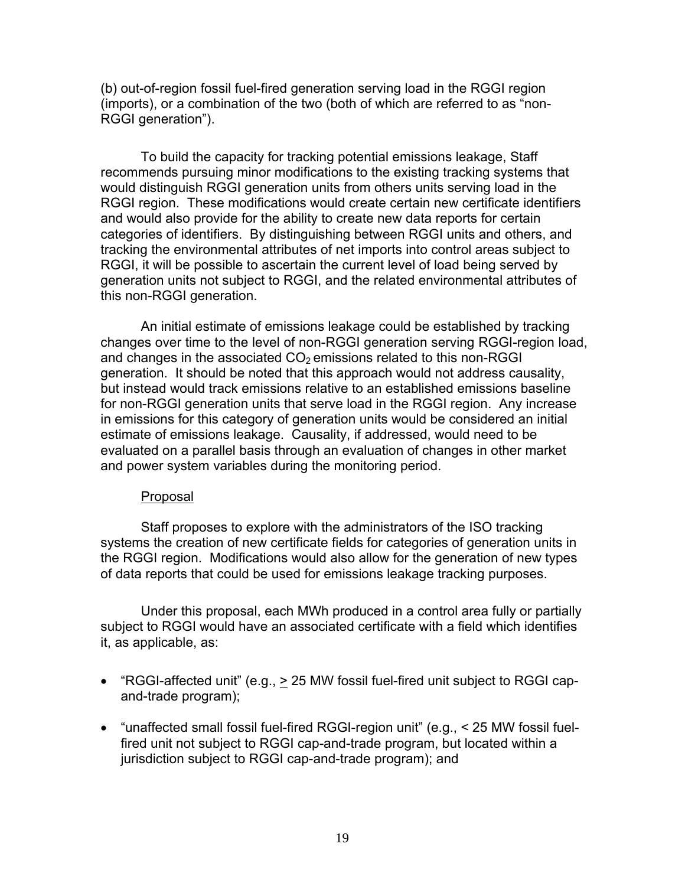(b) out-of-region fossil fuel-fired generation serving load in the RGGI region (imports), or a combination of the two (both of which are referred to as "non-RGGI generation").

To build the capacity for tracking potential emissions leakage, Staff recommends pursuing minor modifications to the existing tracking systems that would distinguish RGGI generation units from others units serving load in the RGGI region. These modifications would create certain new certificate identifiers and would also provide for the ability to create new data reports for certain categories of identifiers. By distinguishing between RGGI units and others, and tracking the environmental attributes of net imports into control areas subject to RGGI, it will be possible to ascertain the current level of load being served by generation units not subject to RGGI, and the related environmental attributes of this non-RGGI generation.

An initial estimate of emissions leakage could be established by tracking changes over time to the level of non-RGGI generation serving RGGI-region load, and changes in the associated $CO_2$ emissions related to this non-RGGI generation. It should be noted that this approach would not address causality, but instead would track emissions relative to an established emissions baseline for non-RGGI generation units that serve load in the RGGI region. Any increase in emissions for this category of generation units would be considered an initial estimate of emissions leakage. Causality, if addressed, would need to be evaluated on a parallel basis through an evaluation of changes in other market and power system variables during the monitoring period.

Proposal

Staff proposes to explore with the administrators of the ISO tracking systems the creation of new certificate fields for categories of generation units in the RGGI region. Modifications would also allow for the generation of new types of data reports that could be used for emissions leakage tracking purposes.

Under this proposal, each MWh produced in a control area fully or partially subject to RGGI would have an associated certificate with a field which identifies it, as applicable, as:

- "RGGI-affected unit" (e.g., $\geq$ 25 MW fossil fuel-fired unit subject to RGGI cap-and-trade program);
- "unaffected small fossil fuel-fired RGGI-region unit" (e.g., < 25 MW fossil fuel-fired unit not subject to RGGI cap-and-trade program, but located within a jurisdiction subject to RGGI cap-and-trade program); and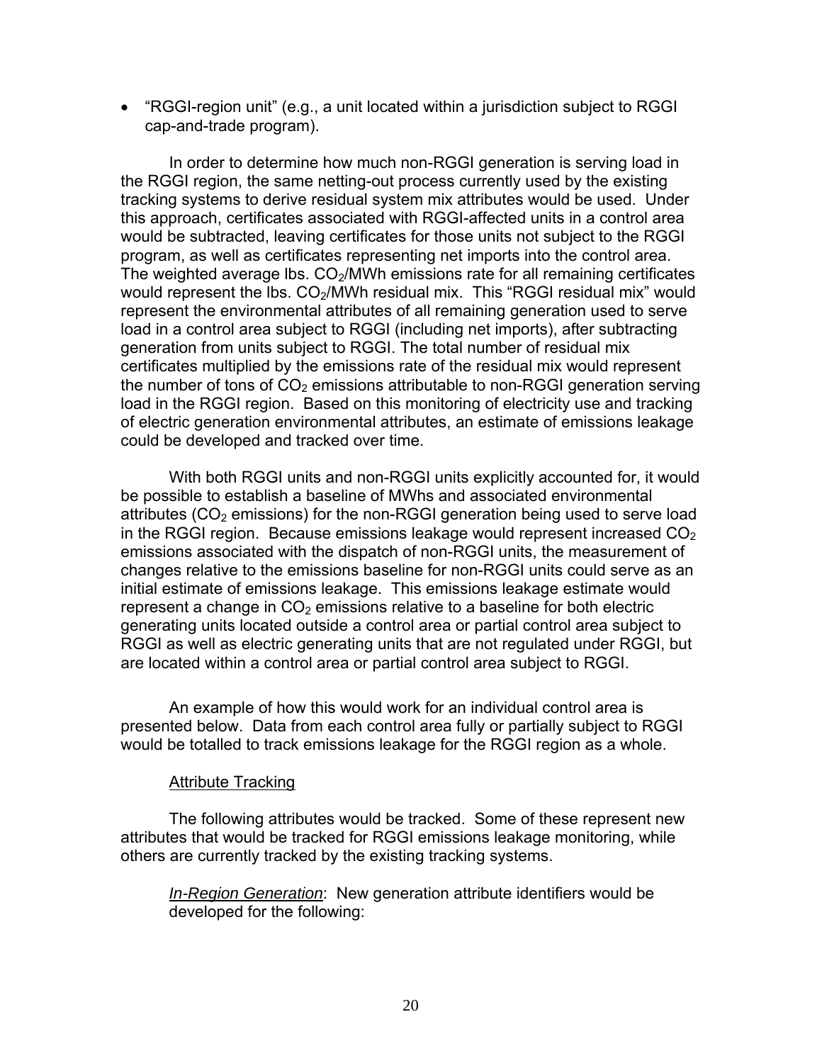- "RGGI-region unit" (e.g., a unit located within a jurisdiction subject to RGGI cap-and-trade program).

In order to determine how much non-RGGI generation is serving load in the RGGI region, the same netting-out process currently used by the existing tracking systems to derive residual system mix attributes would be used. Under this approach, certificates associated with RGGI-affected units in a control area would be subtracted, leaving certificates for those units not subject to the RGGI program, as well as certificates representing net imports into the control area. The weighted average lbs. $CO_2$/MWh emissions rate for all remaining certificates would represent the lbs. $CO_2$/MWh residual mix. This "RGGI residual mix" would represent the environmental attributes of all remaining generation used to serve load in a control area subject to RGGI (including net imports), after subtracting generation from units subject to RGGI. The total number of residual mix certificates multiplied by the emissions rate of the residual mix would represent the number of tons of $CO_2$ emissions attributable to non-RGGI generation serving load in the RGGI region. Based on this monitoring of electricity use and tracking of electric generation environmental attributes, an estimate of emissions leakage could be developed and tracked over time.

With both RGGI units and non-RGGI units explicitly accounted for, it would be possible to establish a baseline of MWhs and associated environmental attributes ($CO_2$ emissions) for the non-RGGI generation being used to serve load in the RGGI region. Because emissions leakage would represent increased $CO_2$ emissions associated with the dispatch of non-RGGI units, the measurement of changes relative to the emissions baseline for non-RGGI units could serve as an initial estimate of emissions leakage. This emissions leakage estimate would represent a change in $CO_2$ emissions relative to a baseline for both electric generating units located outside a control area or partial control area subject to RGGI as well as electric generating units that are not regulated under RGGI, but are located within a control area or partial control area subject to RGGI.

An example of how this would work for an individual control area is presented below. Data from each control area fully or partially subject to RGGI would be totalled to track emissions leakage for the RGGI region as a whole.

Attribute Tracking

The following attributes would be tracked. Some of these represent new attributes that would be tracked for RGGI emissions leakage monitoring, while others are currently tracked by the existing tracking systems.

*In-Region Generation*: New generation attribute identifiers would be developed for the following: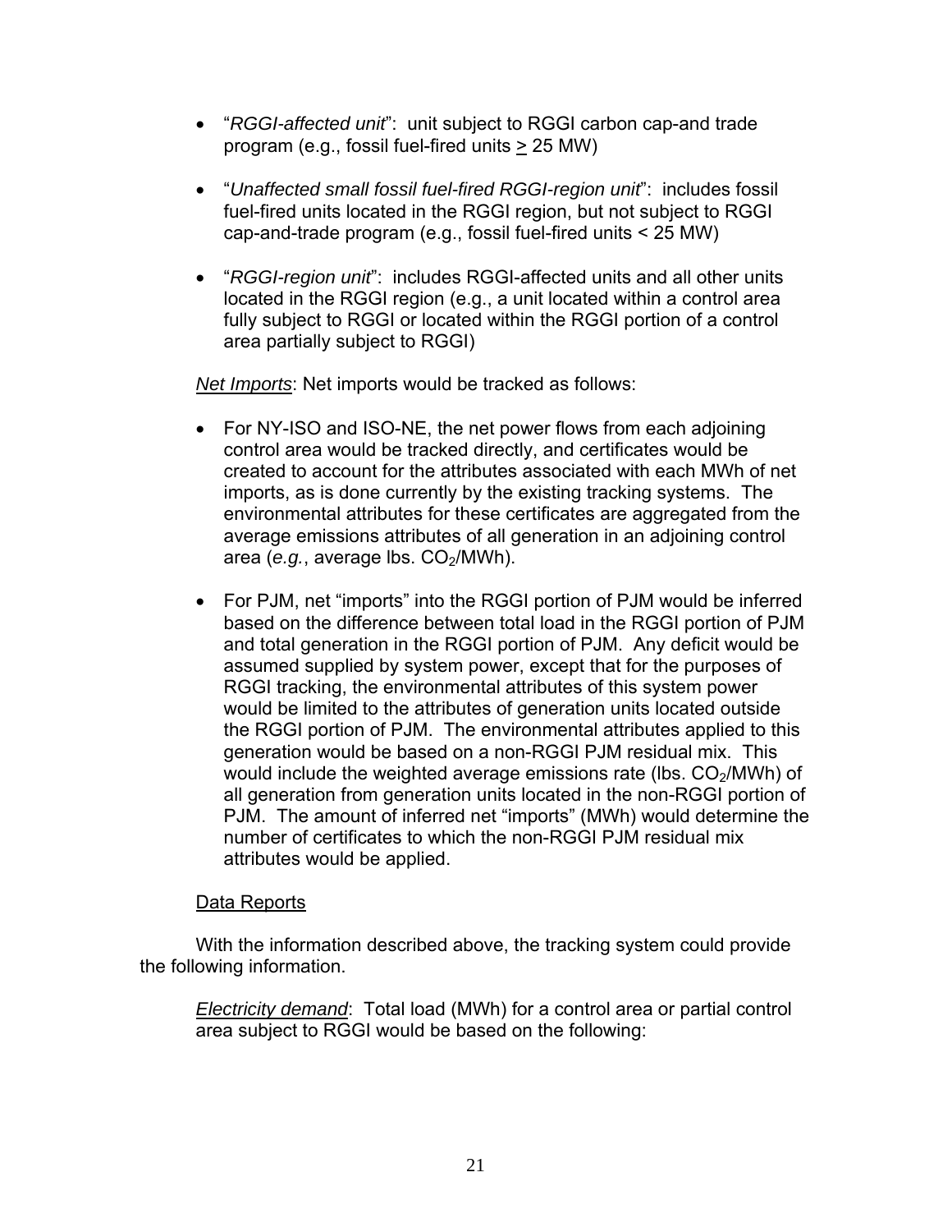- "*RGGI-affected unit*": unit subject to RGGI carbon cap-and trade program (e.g., fossil fuel-fired units $\geq$ 25 MW)

- "*Unaffected small fossil fuel-fired RGGI-region unit*": includes fossil fuel-fired units located in the RGGI region, but not subject to RGGI cap-and-trade program (e.g., fossil fuel-fired units < 25 MW)

- "*RGGI-region unit*": includes RGGI-affected units and all other units located in the RGGI region (e.g., a unit located within a control area fully subject to RGGI or located within the RGGI portion of a control area partially subject to RGGI)

*Net Imports*: Net imports would be tracked as follows:

- For NY-ISO and ISO-NE, the net power flows from each adjoining control area would be tracked directly, and certificates would be created to account for the attributes associated with each MWh of net imports, as is done currently by the existing tracking systems. The environmental attributes for these certificates are aggregated from the average emissions attributes of all generation in an adjoining control area (*e.g.*, average lbs. $CO_2$/MWh).

- For PJM, net "imports" into the RGGI portion of PJM would be inferred based on the difference between total load in the RGGI portion of PJM and total generation in the RGGI portion of PJM. Any deficit would be assumed supplied by system power, except that for the purposes of RGGI tracking, the environmental attributes of this system power would be limited to the attributes of generation units located outside the RGGI portion of PJM. The environmental attributes applied to this generation would be based on a non-RGGI PJM residual mix. This would include the weighted average emissions rate (lbs. $CO_2$/MWh) of all generation from generation units located in the non-RGGI portion of PJM. The amount of inferred net "imports" (MWh) would determine the number of certificates to which the non-RGGI PJM residual mix attributes would be applied.

Data Reports

With the information described above, the tracking system could provide the following information.

*Electricity demand*: Total load (MWh) for a control area or partial control area subject to RGGI would be based on the following: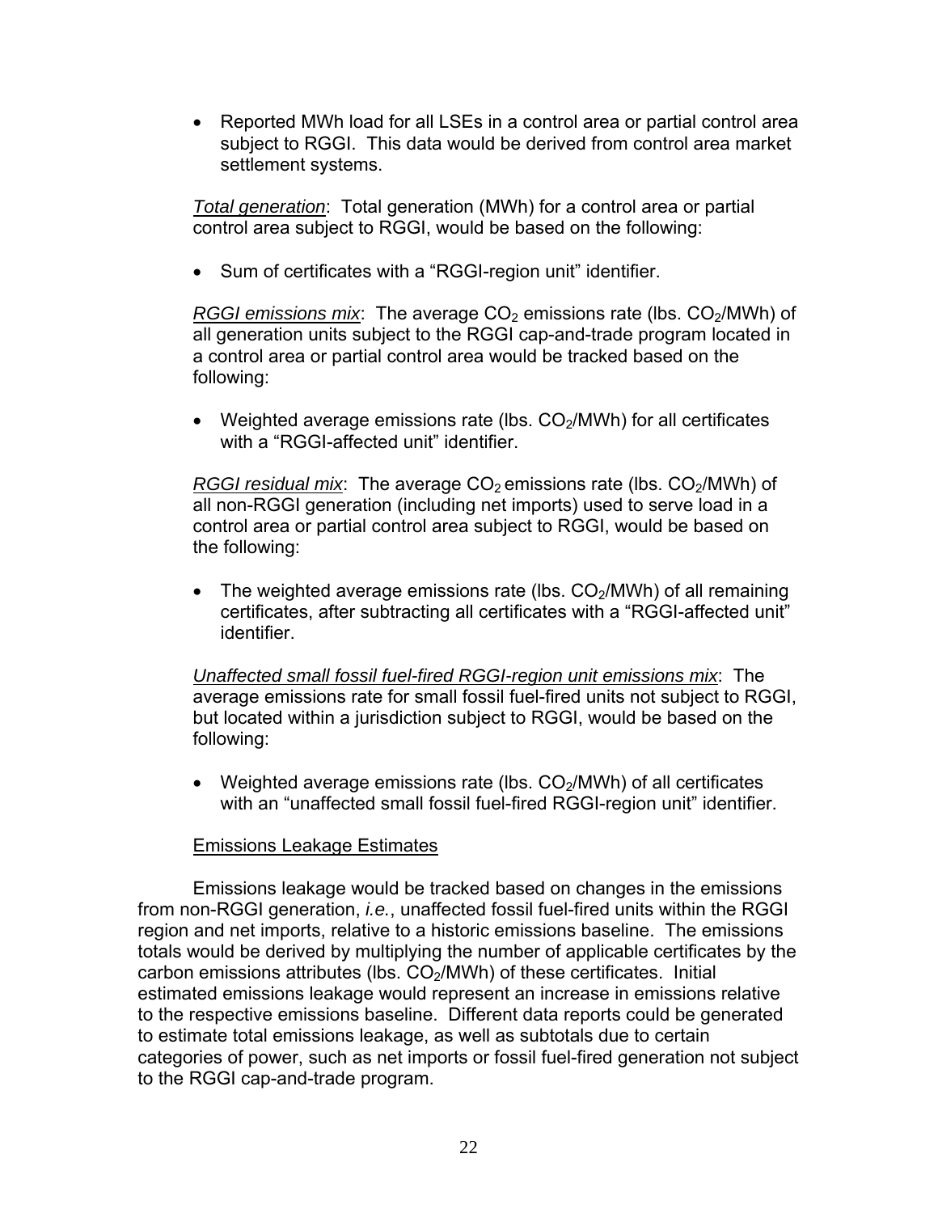- Reported MWh load for all LSEs in a control area or partial control area subject to RGGI. This data would be derived from control area market settlement systems.

*Total generation*: Total generation (MWh) for a control area or partial control area subject to RGGI, would be based on the following:

- Sum of certificates with a "RGGI-region unit" identifier.

*RGGI emissions mix*: The average $CO_2$ emissions rate (lbs. $CO_2$/MWh) of all generation units subject to the RGGI cap-and-trade program located in a control area or partial control area would be tracked based on the following:

- Weighted average emissions rate (lbs. $CO_2$/MWh) for all certificates with a "RGGI-affected unit" identifier.

*RGGI residual mix*: The average $CO_2$ emissions rate (lbs. $CO_2$/MWh) of all non-RGGI generation (including net imports) used to serve load in a control area or partial control area subject to RGGI, would be based on the following:

- The weighted average emissions rate (lbs. $CO_2$/MWh) of all remaining certificates, after subtracting all certificates with a "RGGI-affected unit" identifier.

*Unaffected small fossil fuel-fired RGGI-region unit emissions mix*: The average emissions rate for small fossil fuel-fired units not subject to RGGI, but located within a jurisdiction subject to RGGI, would be based on the following:

- Weighted average emissions rate (lbs. $CO_2$/MWh) of all certificates with an "unaffected small fossil fuel-fired RGGI-region unit" identifier.

Emissions Leakage Estimates

Emissions leakage would be tracked based on changes in the emissions from non-RGGI generation, *i.e.*, unaffected fossil fuel-fired units within the RGGI region and net imports, relative to a historic emissions baseline. The emissions totals would be derived by multiplying the number of applicable certificates by the carbon emissions attributes (lbs. $CO_2$/MWh) of these certificates. Initial estimated emissions leakage would represent an increase in emissions relative to the respective emissions baseline. Different data reports could be generated to estimate total emissions leakage, as well as subtotals due to certain categories of power, such as net imports or fossil fuel-fired generation not subject to the RGGI cap-and-trade program.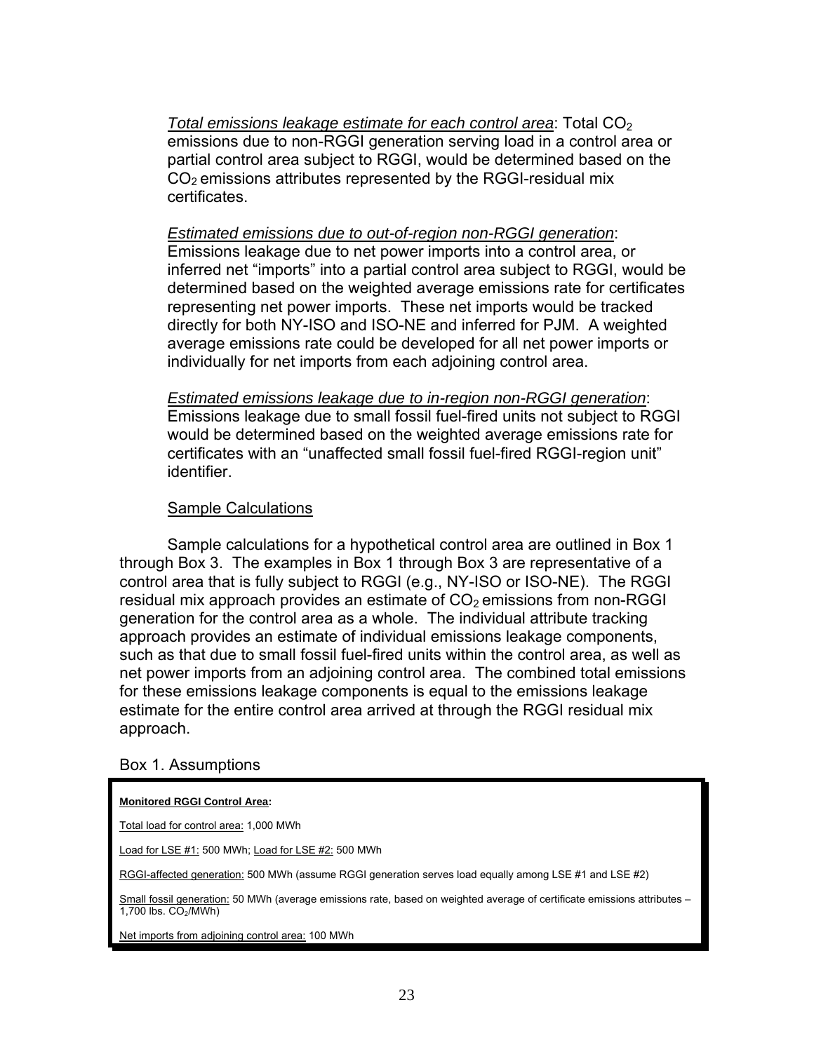*Total emissions leakage estimate for each control area*: Total $CO_2$ emissions due to non-RGGI generation serving load in a control area or partial control area subject to RGGI, would be determined based on the $CO_2$ emissions attributes represented by the RGGI-residual mix certificates.

*Estimated emissions due to out-of-region non-RGGI generation*: Emissions leakage due to net power imports into a control area, or inferred net “imports” into a partial control area subject to RGGI, would be determined based on the weighted average emissions rate for certificates representing net power imports. These net imports would be tracked directly for both NY-ISO and ISO-NE and inferred for PJM. A weighted average emissions rate could be developed for all net power imports or individually for net imports from each adjoining control area.

*Estimated emissions leakage due to in-region non-RGGI generation*: Emissions leakage due to small fossil fuel-fired units not subject to RGGI would be determined based on the weighted average emissions rate for certificates with an “unaffected small fossil fuel-fired RGGI-region unit” identifier.

Sample Calculations

Sample calculations for a hypothetical control area are outlined in Box 1 through Box 3. The examples in Box 1 through Box 3 are representative of a control area that is fully subject to RGGI (e.g., NY-ISO or ISO-NE). The RGGI residual mix approach provides an estimate of $CO_2$ emissions from non-RGGI generation for the control area as a whole. The individual attribute tracking approach provides an estimate of individual emissions leakage components, such as that due to small fossil fuel-fired units within the control area, as well as net power imports from an adjoining control area. The combined total emissions for these emissions leakage components is equal to the emissions leakage estimate for the entire control area arrived at through the RGGI residual mix approach.

Box 1. Assumptions

**Monitored RGGI Control Area:**

Total load for control area: 1,000 MWh

Load for LSE #1: 500 MWh; Load for LSE #2: 500 MWh

RGGI-affected generation: 500 MWh (assume RGGI generation serves load equally among LSE #1 and LSE #2)

Small fossil generation: 50 MWh (average emissions rate, based on weighted average of certificate emissions attributes – 1,700 lbs. $CO_2$/MWh)

Net imports from adjoining control area: 100 MWh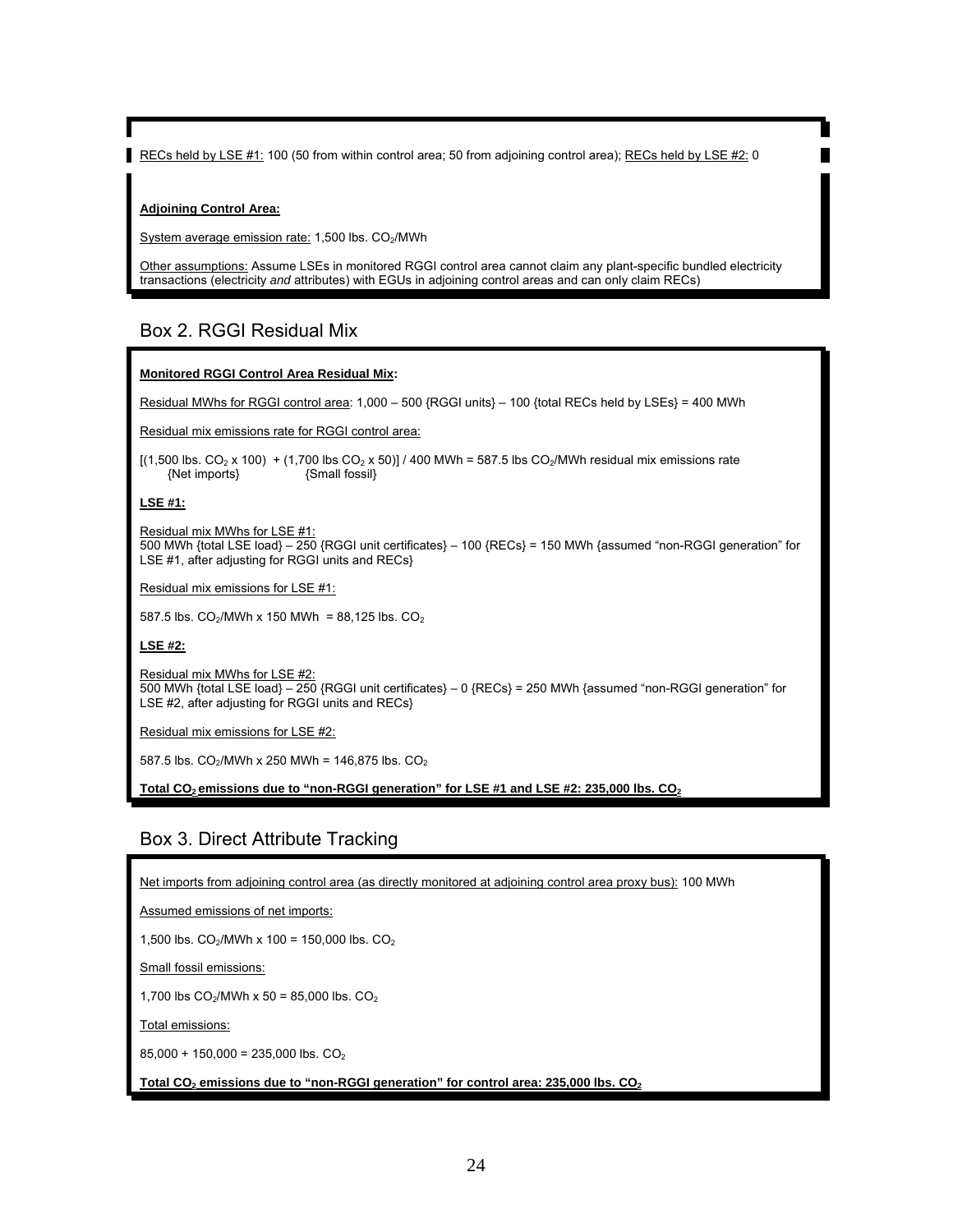RECs held by LSE #1: 100 (50 from within control area; 50 from adjoining control area); RECs held by LSE #2: 0

**Adjoining Control Area:**

System average emission rate: 1,500 lbs. $CO_2$/MWh

Other assumptions: Assume LSEs in monitored RGGI control area cannot claim any plant-specific bundled electricity transactions (electricity *and* attributes) with EGUs in adjoining control areas and can only claim RECs)

## Box 2. RGGI Residual Mix

**Monitored RGGI Control Area Residual Mix:**

Residual MWhs for RGGI control area: 1,000 – 500 {RGGI units} – 100 {total RECs held by LSEs} = 400 MWh

Residual mix emissions rate for RGGI control area:

[(1,500 lbs. $CO_2$ x 100) + (1,700 lbs $CO_2$ x 50)] / 400 MWh = 587.5 lbs $CO_2$/MWh residual mix emissions rate
{Net imports} {Small fossil}

**LSE #1:**

Residual mix MWhs for LSE #1:
500 MWh {total LSE load} – 250 {RGGI unit certificates} – 100 {RECs} = 150 MWh {assumed "non-RGGI generation" for LSE #1, after adjusting for RGGI units and RECs}

Residual mix emissions for LSE #1:

587.5 lbs. $CO_2$/MWh x 150 MWh = 88,125 lbs. $CO_2$

**LSE #2:**

Residual mix MWhs for LSE #2:
500 MWh {total LSE load} – 250 {RGGI unit certificates} – 0 {RECs} = 250 MWh {assumed "non-RGGI generation" for LSE #2, after adjusting for RGGI units and RECs}

Residual mix emissions for LSE #2:

587.5 lbs. $CO_2$/MWh x 250 MWh = 146,875 lbs. $CO_2$

**Total $CO_2$ emissions due to "non-RGGI generation" for LSE #1 and LSE #2: 235,000 lbs. $CO_2$**

## Box 3. Direct Attribute Tracking

Net imports from adjoining control area (as directly monitored at adjoining control area proxy bus): 100 MWh

Assumed emissions of net imports:

1,500 lbs. $CO_2$/MWh x 100 = 150,000 lbs. $CO_2$

Small fossil emissions:

1,700 lbs $CO_2$/MWh x 50 = 85,000 lbs. $CO_2$

Total emissions:

85,000 + 150,000 = 235,000 lbs. $CO_2$

**Total $CO_2$ emissions due to "non-RGGI generation" for control area: 235,000 lbs. $CO_2$**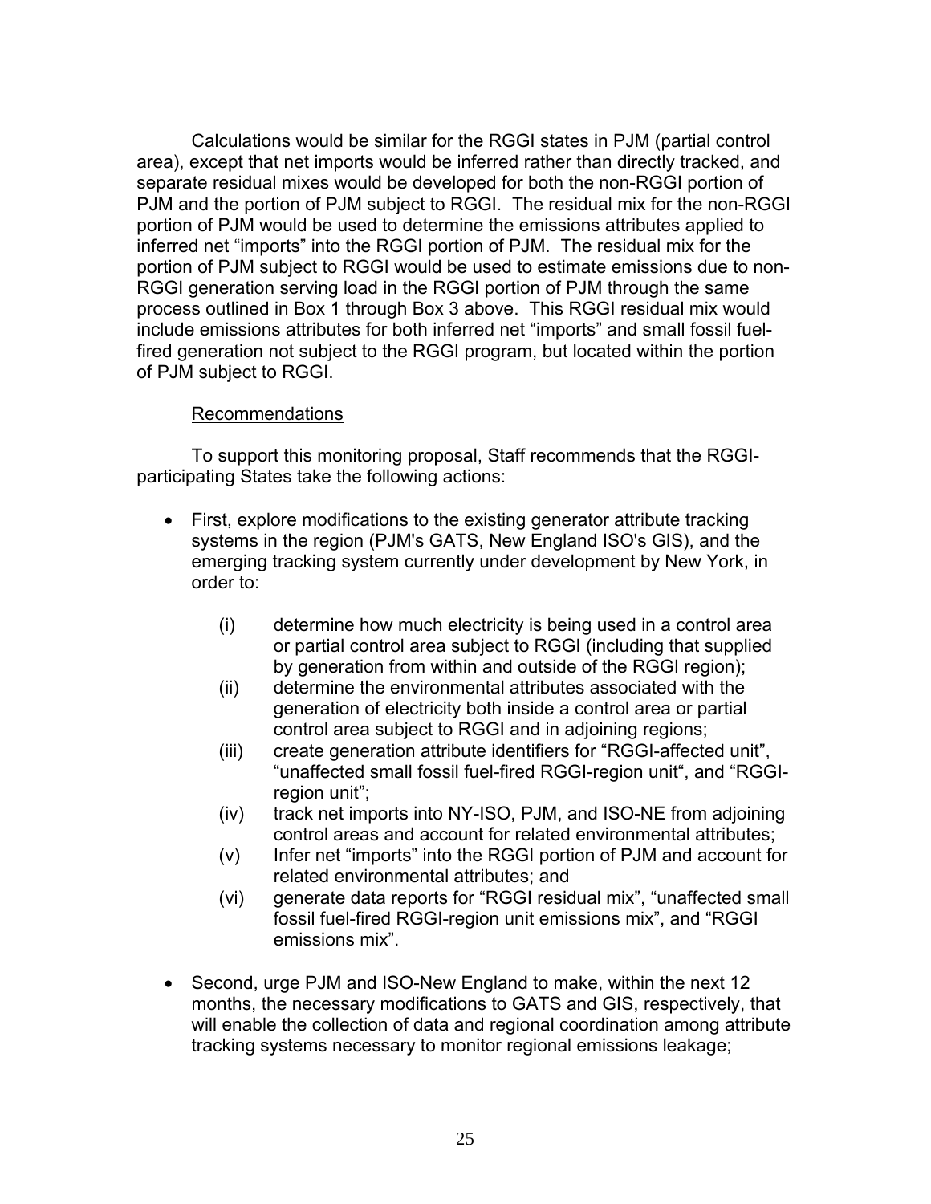Calculations would be similar for the RGGI states in PJM (partial control area), except that net imports would be inferred rather than directly tracked, and separate residual mixes would be developed for both the non-RGGI portion of PJM and the portion of PJM subject to RGGI. The residual mix for the non-RGGI portion of PJM would be used to determine the emissions attributes applied to inferred net "imports" into the RGGI portion of PJM. The residual mix for the portion of PJM subject to RGGI would be used to estimate emissions due to non-RGGI generation serving load in the RGGI portion of PJM through the same process outlined in Box 1 through Box 3 above. This RGGI residual mix would include emissions attributes for both inferred net "imports" and small fossil fuel-fired generation not subject to the RGGI program, but located within the portion of PJM subject to RGGI.

Recommendations

To support this monitoring proposal, Staff recommends that the RGGI-participating States take the following actions:

- First, explore modifications to the existing generator attribute tracking systems in the region (PJM's GATS, New England ISO's GIS), and the emerging tracking system currently under development by New York, in order to:
  - (i) determine how much electricity is being used in a control area or partial control area subject to RGGI (including that supplied by generation from within and outside of the RGGI region);
  - (ii) determine the environmental attributes associated with the generation of electricity both inside a control area or partial control area subject to RGGI and in adjoining regions;
  - (iii) create generation attribute identifiers for "RGGI-affected unit", "unaffected small fossil fuel-fired RGGI-region unit", and "RGGI-region unit";
  - (iv) track net imports into NY-ISO, PJM, and ISO-NE from adjoining control areas and account for related environmental attributes;
  - (v) Infer net "imports" into the RGGI portion of PJM and account for related environmental attributes; and
  - (vi) generate data reports for "RGGI residual mix", "unaffected small fossil fuel-fired RGGI-region unit emissions mix", and "RGGI emissions mix".
- Second, urge PJM and ISO-New England to make, within the next 12 months, the necessary modifications to GATS and GIS, respectively, that will enable the collection of data and regional coordination among attribute tracking systems necessary to monitor regional emissions leakage;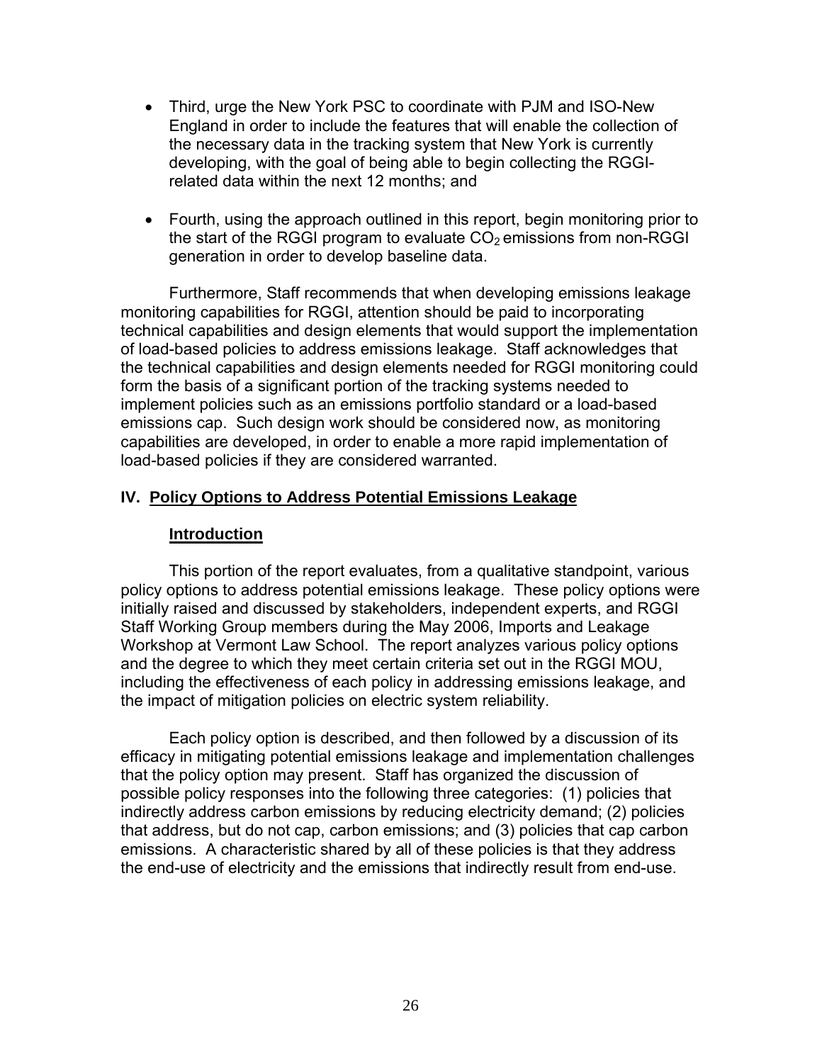- Third, urge the New York PSC to coordinate with PJM and ISO-New England in order to include the features that will enable the collection of the necessary data in the tracking system that New York is currently developing, with the goal of being able to begin collecting the RGGI-related data within the next 12 months; and

- Fourth, using the approach outlined in this report, begin monitoring prior to the start of the RGGI program to evaluate $CO_2$ emissions from non-RGGI generation in order to develop baseline data.

Furthermore, Staff recommends that when developing emissions leakage monitoring capabilities for RGGI, attention should be paid to incorporating technical capabilities and design elements that would support the implementation of load-based policies to address emissions leakage. Staff acknowledges that the technical capabilities and design elements needed for RGGI monitoring could form the basis of a significant portion of the tracking systems needed to implement policies such as an emissions portfolio standard or a load-based emissions cap. Such design work should be considered now, as monitoring capabilities are developed, in order to enable a more rapid implementation of load-based policies if they are considered warranted.

## IV. Policy Options to Address Potential Emissions Leakage

### Introduction

This portion of the report evaluates, from a qualitative standpoint, various policy options to address potential emissions leakage. These policy options were initially raised and discussed by stakeholders, independent experts, and RGGI Staff Working Group members during the May 2006, Imports and Leakage Workshop at Vermont Law School. The report analyzes various policy options and the degree to which they meet certain criteria set out in the RGGI MOU, including the effectiveness of each policy in addressing emissions leakage, and the impact of mitigation policies on electric system reliability.

Each policy option is described, and then followed by a discussion of its efficacy in mitigating potential emissions leakage and implementation challenges that the policy option may present. Staff has organized the discussion of possible policy responses into the following three categories: (1) policies that indirectly address carbon emissions by reducing electricity demand; (2) policies that address, but do not cap, carbon emissions; and (3) policies that cap carbon emissions. A characteristic shared by all of these policies is that they address the end-use of electricity and the emissions that indirectly result from end-use.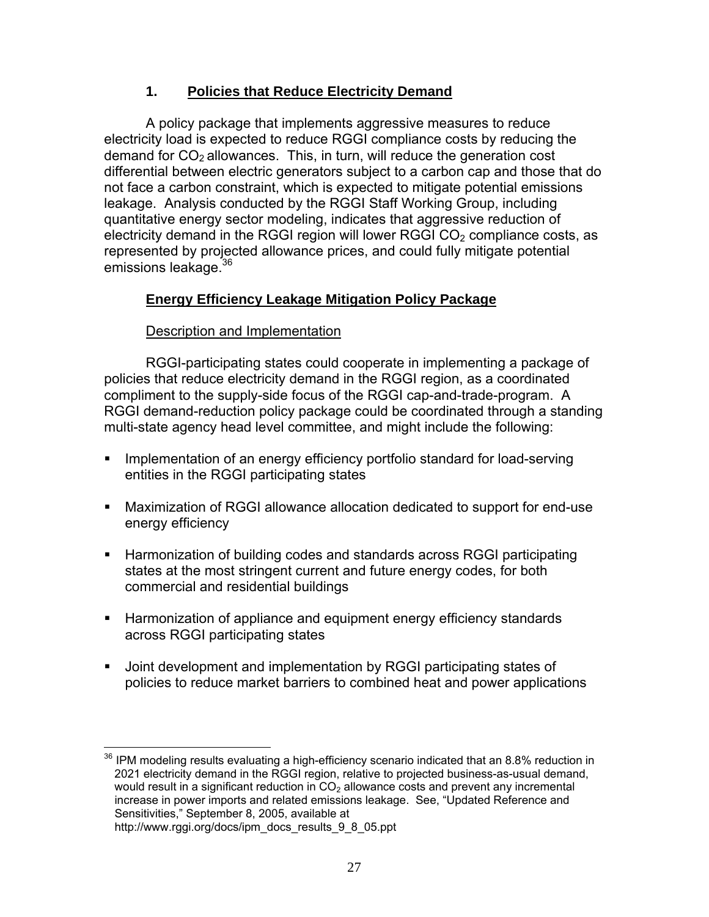### 1. Policies that Reduce Electricity Demand

A policy package that implements aggressive measures to reduce electricity load is expected to reduce RGGI compliance costs by reducing the demand for $CO_2$ allowances. This, in turn, will reduce the generation cost differential between electric generators subject to a carbon cap and those that do not face a carbon constraint, which is expected to mitigate potential emissions leakage. Analysis conducted by the RGGI Staff Working Group, including quantitative energy sector modeling, indicates that aggressive reduction of electricity demand in the RGGI region will lower RGGI $CO_2$ compliance costs, as represented by projected allowance prices, and could fully mitigate potential emissions leakage.[36]

#### Energy Efficiency Leakage Mitigation Policy Package

Description and Implementation

RGGI-participating states could cooperate in implementing a package of policies that reduce electricity demand in the RGGI region, as a coordinated compliment to the supply-side focus of the RGGI cap-and-trade-program. A RGGI demand-reduction policy package could be coordinated through a standing multi-state agency head level committee, and might include the following:

- Implementation of an energy efficiency portfolio standard for load-serving entities in the RGGI participating states
- Maximization of RGGI allowance allocation dedicated to support for end-use energy efficiency
- Harmonization of building codes and standards across RGGI participating states at the most stringent current and future energy codes, for both commercial and residential buildings
- Harmonization of appliance and equipment energy efficiency standards across RGGI participating states
- Joint development and implementation by RGGI participating states of policies to reduce market barriers to combined heat and power applications

[36] IPM modeling results evaluating a high-efficiency scenario indicated that an 8.8% reduction in 2021 electricity demand in the RGGI region, relative to projected business-as-usual demand, would result in a significant reduction in $CO_2$ allowance costs and prevent any incremental increase in power imports and related emissions leakage. See, "Updated Reference and Sensitivities," September 8, 2005, available at http://www.rggi.org/docs/ipm_docs_results_9_8_05.ppt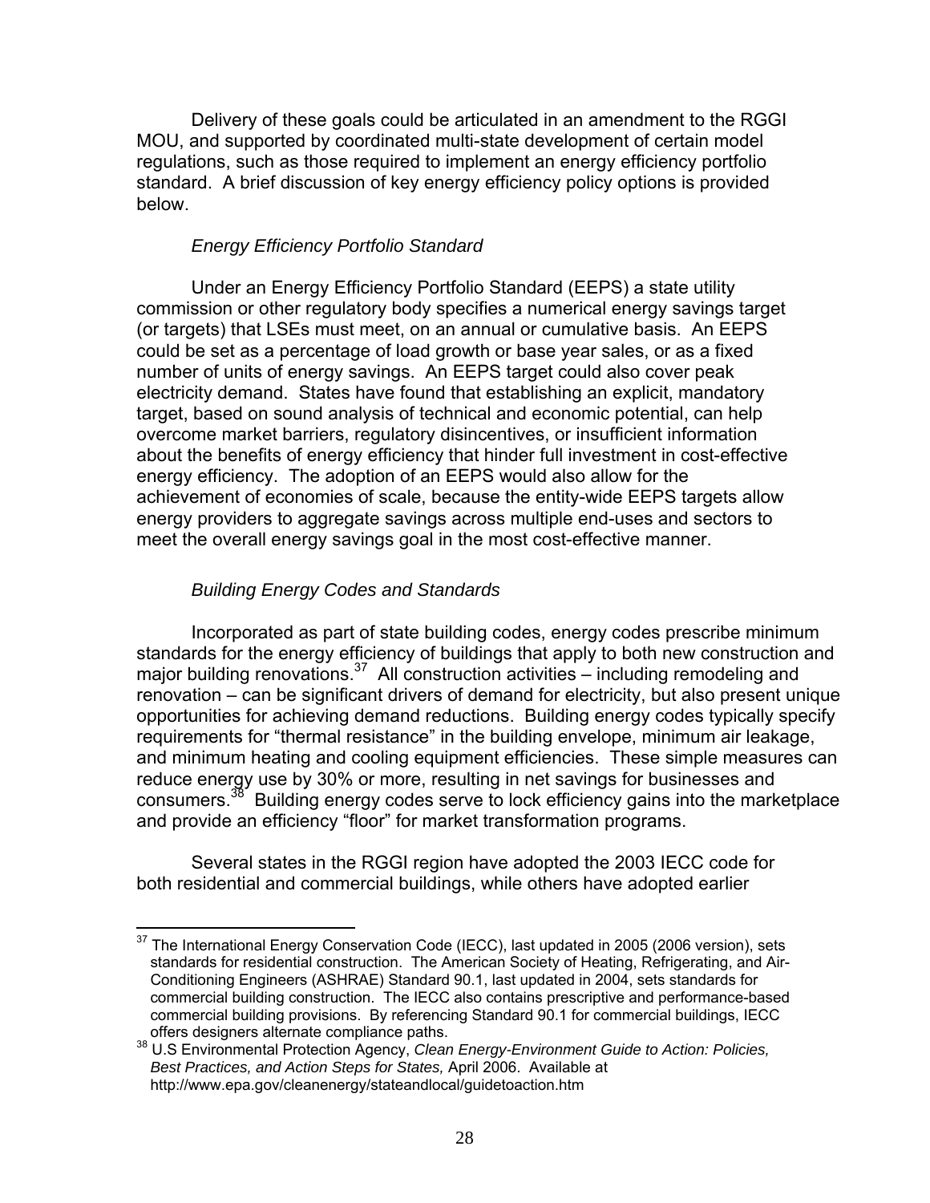Delivery of these goals could be articulated in an amendment to the RGGI MOU, and supported by coordinated multi-state development of certain model regulations, such as those required to implement an energy efficiency portfolio standard. A brief discussion of key energy efficiency policy options is provided below.

*Energy Efficiency Portfolio Standard*

Under an Energy Efficiency Portfolio Standard (EEPS) a state utility commission or other regulatory body specifies a numerical energy savings target (or targets) that LSEs must meet, on an annual or cumulative basis. An EEPS could be set as a percentage of load growth or base year sales, or as a fixed number of units of energy savings. An EEPS target could also cover peak electricity demand. States have found that establishing an explicit, mandatory target, based on sound analysis of technical and economic potential, can help overcome market barriers, regulatory disincentives, or insufficient information about the benefits of energy efficiency that hinder full investment in cost-effective energy efficiency. The adoption of an EEPS would also allow for the achievement of economies of scale, because the entity-wide EEPS targets allow energy providers to aggregate savings across multiple end-uses and sectors to meet the overall energy savings goal in the most cost-effective manner.

*Building Energy Codes and Standards*

Incorporated as part of state building codes, energy codes prescribe minimum standards for the energy efficiency of buildings that apply to both new construction and major building renovations.[37] All construction activities – including remodeling and renovation – can be significant drivers of demand for electricity, but also present unique opportunities for achieving demand reductions. Building energy codes typically specify requirements for "thermal resistance" in the building envelope, minimum air leakage, and minimum heating and cooling equipment efficiencies. These simple measures can reduce energy use by 30% or more, resulting in net savings for businesses and consumers.[38] Building energy codes serve to lock efficiency gains into the marketplace and provide an efficiency "floor" for market transformation programs.

Several states in the RGGI region have adopted the 2003 IECC code for both residential and commercial buildings, while others have adopted earlier

---

[37] The International Energy Conservation Code (IECC), last updated in 2005 (2006 version), sets standards for residential construction. The American Society of Heating, Refrigerating, and Air-Conditioning Engineers (ASHRAE) Standard 90.1, last updated in 2004, sets standards for commercial building construction. The IECC also contains prescriptive and performance-based commercial building provisions. By referencing Standard 90.1 for commercial buildings, IECC offers designers alternate compliance paths.

[38] U.S Environmental Protection Agency, *Clean Energy-Environment Guide to Action: Policies, Best Practices, and Action Steps for States,* April 2006. Available at http://www.epa.gov/cleanenergy/stateandlocal/guidetoaction.htm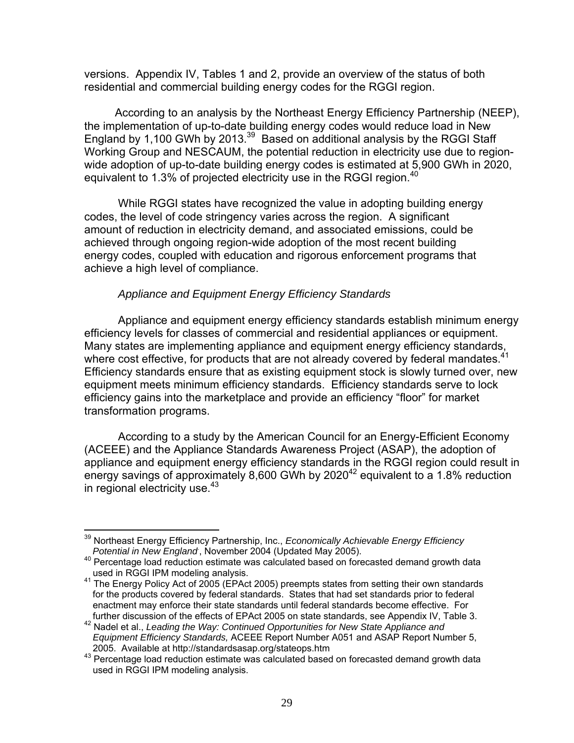versions. Appendix IV, Tables 1 and 2, provide an overview of the status of both residential and commercial building energy codes for the RGGI region.

According to an analysis by the Northeast Energy Efficiency Partnership (NEEP), the implementation of up-to-date building energy codes would reduce load in New England by 1,100 GWh by 2013.[39] Based on additional analysis by the RGGI Staff Working Group and NESCAUM, the potential reduction in electricity use due to region-wide adoption of up-to-date building energy codes is estimated at 5,900 GWh in 2020, equivalent to 1.3% of projected electricity use in the RGGI region.[40]

While RGGI states have recognized the value in adopting building energy codes, the level of code stringency varies across the region. A significant amount of reduction in electricity demand, and associated emissions, could be achieved through ongoing region-wide adoption of the most recent building energy codes, coupled with education and rigorous enforcement programs that achieve a high level of compliance.

*Appliance and Equipment Energy Efficiency Standards*

Appliance and equipment energy efficiency standards establish minimum energy efficiency levels for classes of commercial and residential appliances or equipment. Many states are implementing appliance and equipment energy efficiency standards, where cost effective, for products that are not already covered by federal mandates.[41] Efficiency standards ensure that as existing equipment stock is slowly turned over, new equipment meets minimum efficiency standards. Efficiency standards serve to lock efficiency gains into the marketplace and provide an efficiency "floor" for market transformation programs.

According to a study by the American Council for an Energy-Efficient Economy (ACEEE) and the Appliance Standards Awareness Project (ASAP), the adoption of appliance and equipment energy efficiency standards in the RGGI region could result in energy savings of approximately 8,600 GWh by 2020[42] equivalent to a 1.8% reduction in regional electricity use.[43]

---

[39] Northeast Energy Efficiency Partnership, Inc., *Economically Achievable Energy Efficiency Potential in New England*, November 2004 (Updated May 2005).

[40] Percentage load reduction estimate was calculated based on forecasted demand growth data used in RGGI IPM modeling analysis.

[41] The Energy Policy Act of 2005 (EPAct 2005) preempts states from setting their own standards for the products covered by federal standards. States that had set standards prior to federal enactment may enforce their state standards until federal standards become effective. For further discussion of the effects of EPAct 2005 on state standards, see Appendix IV, Table 3.

[42] Nadel et al., *Leading the Way: Continued Opportunities for New State Appliance and Equipment Efficiency Standards,* ACEEE Report Number A051 and ASAP Report Number 5, 2005. Available at http://standardsasap.org/stateops.htm

[43] Percentage load reduction estimate was calculated based on forecasted demand growth data used in RGGI IPM modeling analysis.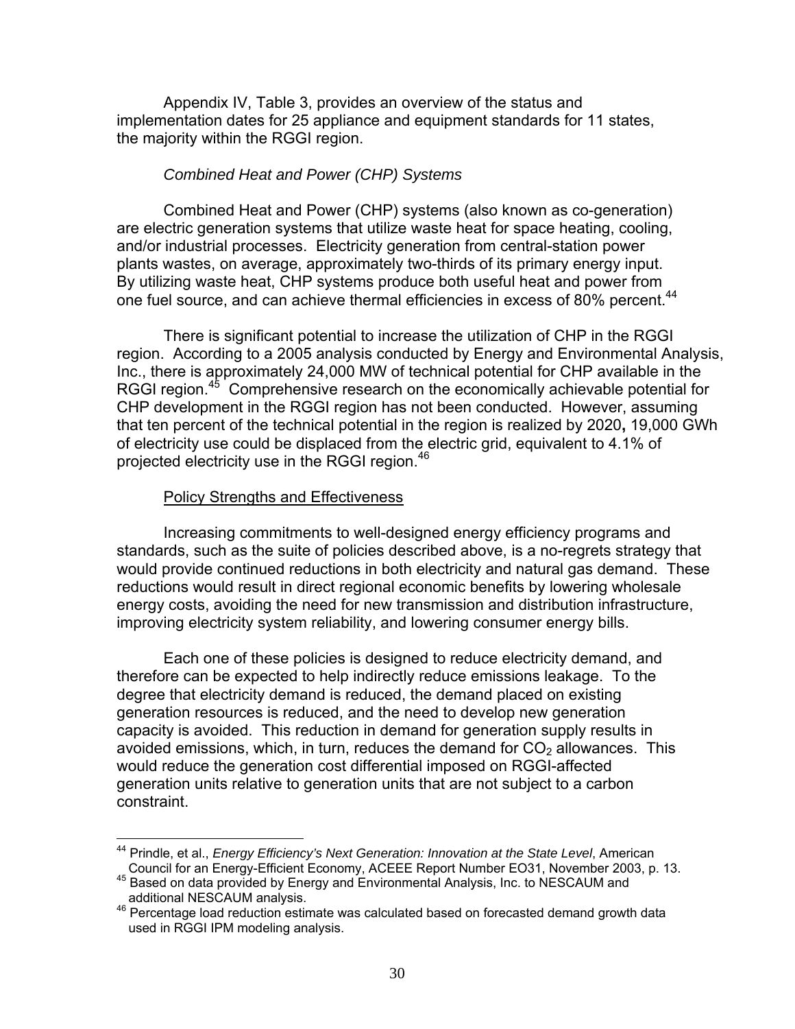Appendix IV, Table 3, provides an overview of the status and implementation dates for 25 appliance and equipment standards for 11 states, the majority within the RGGI region.

*Combined Heat and Power (CHP) Systems*

Combined Heat and Power (CHP) systems (also known as co-generation) are electric generation systems that utilize waste heat for space heating, cooling, and/or industrial processes. Electricity generation from central-station power plants wastes, on average, approximately two-thirds of its primary energy input. By utilizing waste heat, CHP systems produce both useful heat and power from one fuel source, and can achieve thermal efficiencies in excess of 80% percent.[44]

There is significant potential to increase the utilization of CHP in the RGGI region. According to a 2005 analysis conducted by Energy and Environmental Analysis, Inc., there is approximately 24,000 MW of technical potential for CHP available in the RGGI region.[45] Comprehensive research on the economically achievable potential for CHP development in the RGGI region has not been conducted. However, assuming that ten percent of the technical potential in the region is realized by 2020**,** 19,000 GWh of electricity use could be displaced from the electric grid, equivalent to 4.1% of projected electricity use in the RGGI region.[46]

Policy Strengths and Effectiveness

Increasing commitments to well-designed energy efficiency programs and standards, such as the suite of policies described above, is a no-regrets strategy that would provide continued reductions in both electricity and natural gas demand. These reductions would result in direct regional economic benefits by lowering wholesale energy costs, avoiding the need for new transmission and distribution infrastructure, improving electricity system reliability, and lowering consumer energy bills.

Each one of these policies is designed to reduce electricity demand, and therefore can be expected to help indirectly reduce emissions leakage. To the degree that electricity demand is reduced, the demand placed on existing generation resources is reduced, and the need to develop new generation capacity is avoided. This reduction in demand for generation supply results in avoided emissions, which, in turn, reduces the demand for $CO_2$ allowances. This would reduce the generation cost differential imposed on RGGI-affected generation units relative to generation units that are not subject to a carbon constraint.

---

[44] Prindle, et al., *Energy Efficiency's Next Generation: Innovation at the State Level*, American Council for an Energy-Efficient Economy, ACEEE Report Number EO31, November 2003, p. 13.

[45] Based on data provided by Energy and Environmental Analysis, Inc. to NESCAUM and additional NESCAUM analysis.

[46] Percentage load reduction estimate was calculated based on forecasted demand growth data used in RGGI IPM modeling analysis.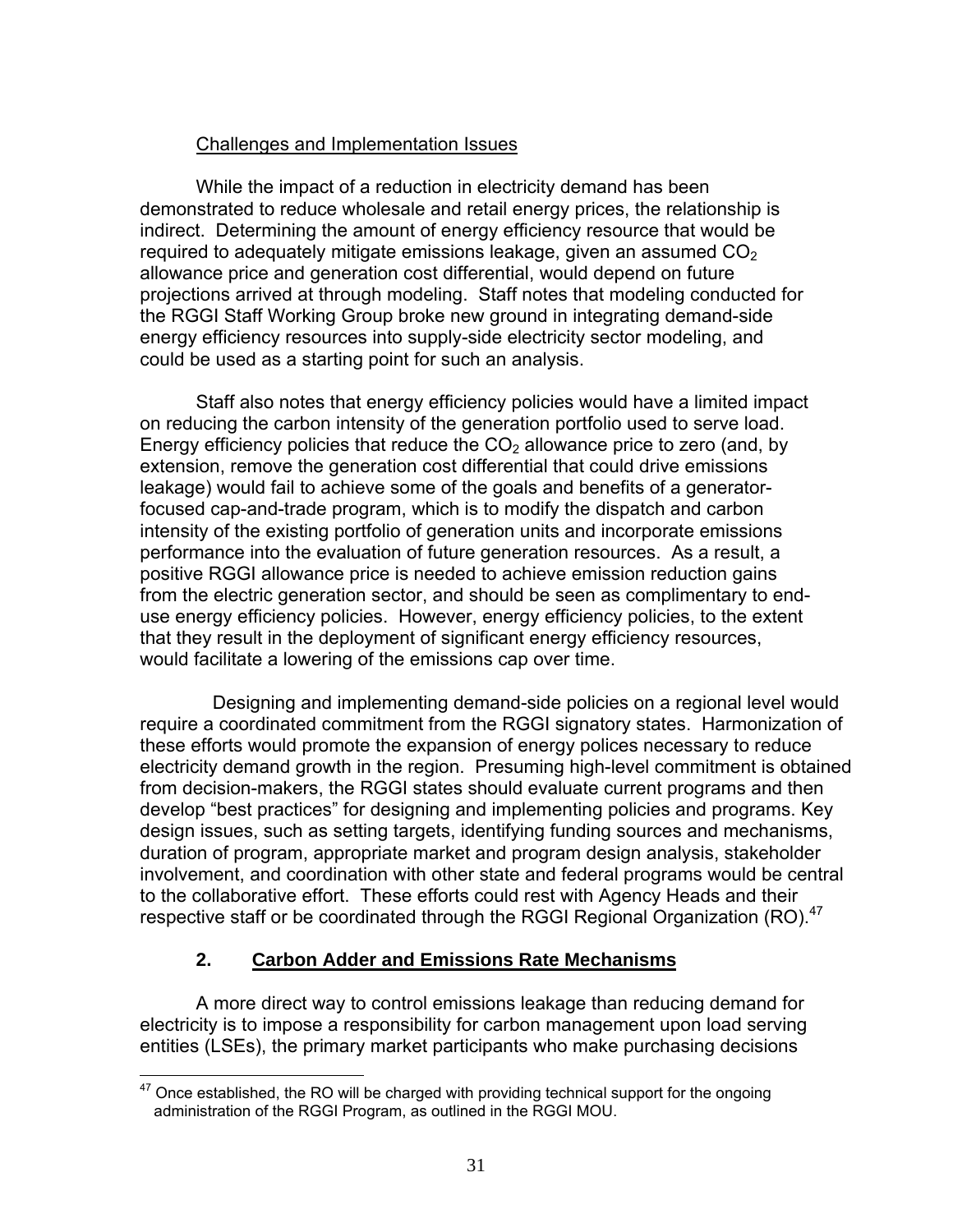Challenges and Implementation Issues

While the impact of a reduction in electricity demand has been demonstrated to reduce wholesale and retail energy prices, the relationship is indirect. Determining the amount of energy efficiency resource that would be required to adequately mitigate emissions leakage, given an assumed $CO_2$ allowance price and generation cost differential, would depend on future projections arrived at through modeling. Staff notes that modeling conducted for the RGGI Staff Working Group broke new ground in integrating demand-side energy efficiency resources into supply-side electricity sector modeling, and could be used as a starting point for such an analysis.

Staff also notes that energy efficiency policies would have a limited impact on reducing the carbon intensity of the generation portfolio used to serve load. Energy efficiency policies that reduce the $CO_2$ allowance price to zero (and, by extension, remove the generation cost differential that could drive emissions leakage) would fail to achieve some of the goals and benefits of a generator-focused cap-and-trade program, which is to modify the dispatch and carbon intensity of the existing portfolio of generation units and incorporate emissions performance into the evaluation of future generation resources. As a result, a positive RGGI allowance price is needed to achieve emission reduction gains from the electric generation sector, and should be seen as complimentary to end-use energy efficiency policies. However, energy efficiency policies, to the extent that they result in the deployment of significant energy efficiency resources, would facilitate a lowering of the emissions cap over time.

Designing and implementing demand-side policies on a regional level would require a coordinated commitment from the RGGI signatory states. Harmonization of these efforts would promote the expansion of energy polices necessary to reduce electricity demand growth in the region. Presuming high-level commitment is obtained from decision-makers, the RGGI states should evaluate current programs and then develop "best practices" for designing and implementing policies and programs. Key design issues, such as setting targets, identifying funding sources and mechanisms, duration of program, appropriate market and program design analysis, stakeholder involvement, and coordination with other state and federal programs would be central to the collaborative effort. These efforts could rest with Agency Heads and their respective staff or be coordinated through the RGGI Regional Organization (RO).[47]

### 2. **Carbon Adder and Emissions Rate Mechanisms**

A more direct way to control emissions leakage than reducing demand for electricity is to impose a responsibility for carbon management upon load serving entities (LSEs), the primary market participants who make purchasing decisions

[47] Once established, the RO will be charged with providing technical support for the ongoing administration of the RGGI Program, as outlined in the RGGI MOU.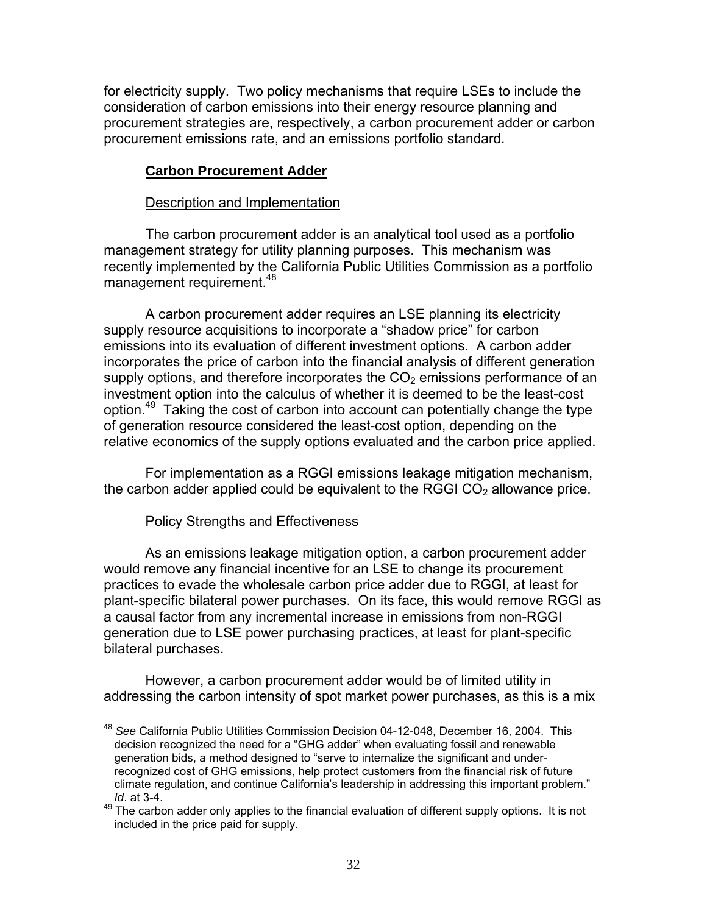for electricity supply. Two policy mechanisms that require LSEs to include the consideration of carbon emissions into their energy resource planning and procurement strategies are, respectively, a carbon procurement adder or carbon procurement emissions rate, and an emissions portfolio standard.

### **Carbon Procurement Adder**

#### Description and Implementation

The carbon procurement adder is an analytical tool used as a portfolio management strategy for utility planning purposes. This mechanism was recently implemented by the California Public Utilities Commission as a portfolio management requirement.[48]

A carbon procurement adder requires an LSE planning its electricity supply resource acquisitions to incorporate a "shadow price" for carbon emissions into its evaluation of different investment options. A carbon adder incorporates the price of carbon into the financial analysis of different generation supply options, and therefore incorporates the $CO_2$ emissions performance of an investment option into the calculus of whether it is deemed to be the least-cost option.[49] Taking the cost of carbon into account can potentially change the type of generation resource considered the least-cost option, depending on the relative economics of the supply options evaluated and the carbon price applied.

For implementation as a RGGI emissions leakage mitigation mechanism, the carbon adder applied could be equivalent to the RGGI $CO_2$ allowance price.

#### Policy Strengths and Effectiveness

As an emissions leakage mitigation option, a carbon procurement adder would remove any financial incentive for an LSE to change its procurement practices to evade the wholesale carbon price adder due to RGGI, at least for plant-specific bilateral power purchases. On its face, this would remove RGGI as a causal factor from any incremental increase in emissions from non-RGGI generation due to LSE power purchasing practices, at least for plant-specific bilateral purchases.

However, a carbon procurement adder would be of limited utility in addressing the carbon intensity of spot market power purchases, as this is a mix

---

[48] *See* California Public Utilities Commission Decision 04-12-048, December 16, 2004. This decision recognized the need for a "GHG adder" when evaluating fossil and renewable generation bids, a method designed to "serve to internalize the significant and under-recognized cost of GHG emissions, help protect customers from the financial risk of future climate regulation, and continue California's leadership in addressing this important problem." *Id*. at 3-4.

[49] The carbon adder only applies to the financial evaluation of different supply options. It is not included in the price paid for supply.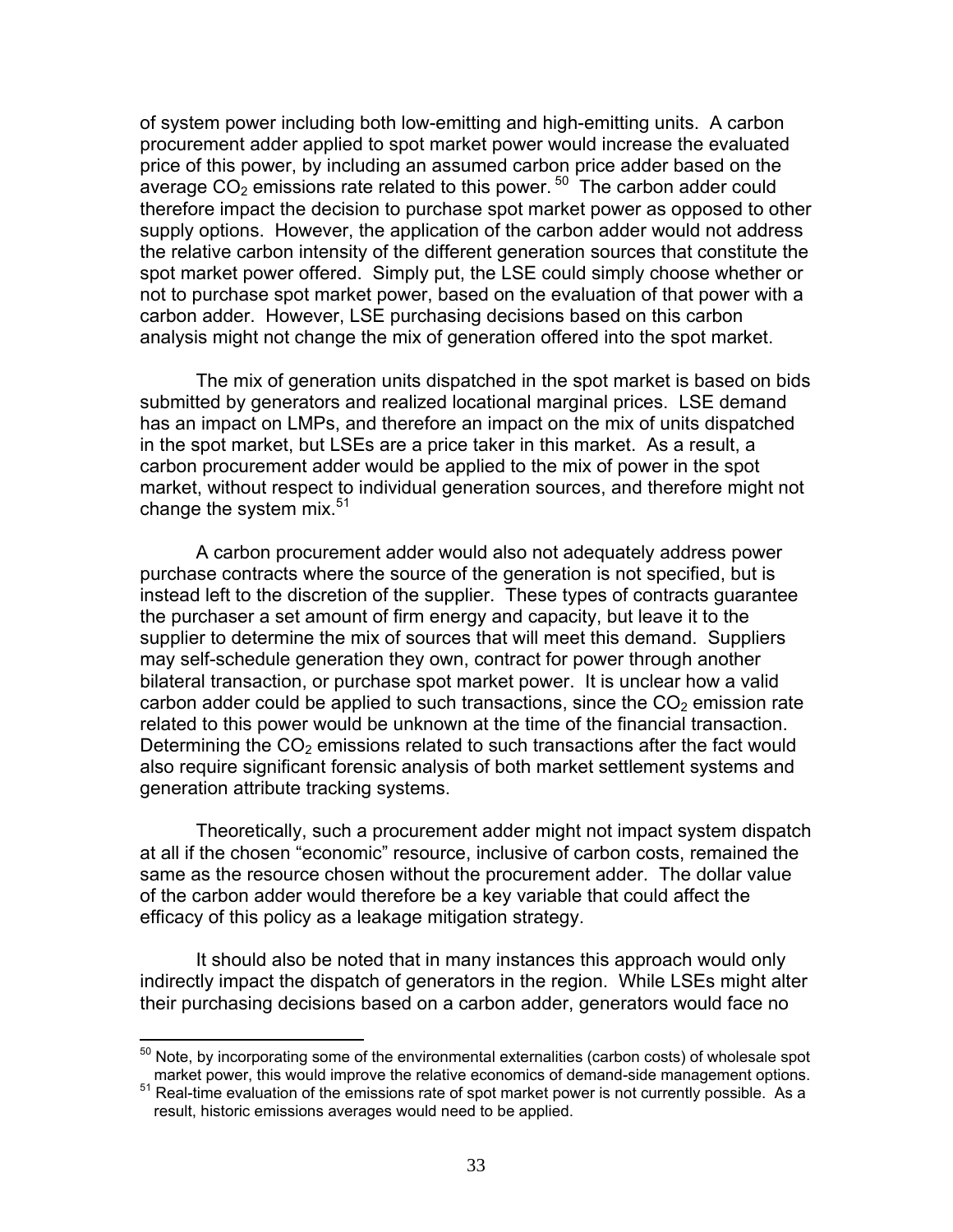of system power including both low-emitting and high-emitting units. A carbon procurement adder applied to spot market power would increase the evaluated price of this power, by including an assumed carbon price adder based on the average $CO_2$ emissions rate related to this power.[50] The carbon adder could therefore impact the decision to purchase spot market power as opposed to other supply options. However, the application of the carbon adder would not address the relative carbon intensity of the different generation sources that constitute the spot market power offered. Simply put, the LSE could simply choose whether or not to purchase spot market power, based on the evaluation of that power with a carbon adder. However, LSE purchasing decisions based on this carbon analysis might not change the mix of generation offered into the spot market.

The mix of generation units dispatched in the spot market is based on bids submitted by generators and realized locational marginal prices. LSE demand has an impact on LMPs, and therefore an impact on the mix of units dispatched in the spot market, but LSEs are a price taker in this market. As a result, a carbon procurement adder would be applied to the mix of power in the spot market, without respect to individual generation sources, and therefore might not change the system mix.[51]

A carbon procurement adder would also not adequately address power purchase contracts where the source of the generation is not specified, but is instead left to the discretion of the supplier. These types of contracts guarantee the purchaser a set amount of firm energy and capacity, but leave it to the supplier to determine the mix of sources that will meet this demand. Suppliers may self-schedule generation they own, contract for power through another bilateral transaction, or purchase spot market power. It is unclear how a valid carbon adder could be applied to such transactions, since the $CO_2$ emission rate related to this power would be unknown at the time of the financial transaction. Determining the $CO_2$ emissions related to such transactions after the fact would also require significant forensic analysis of both market settlement systems and generation attribute tracking systems.

Theoretically, such a procurement adder might not impact system dispatch at all if the chosen "economic" resource, inclusive of carbon costs, remained the same as the resource chosen without the procurement adder. The dollar value of the carbon adder would therefore be a key variable that could affect the efficacy of this policy as a leakage mitigation strategy.

It should also be noted that in many instances this approach would only indirectly impact the dispatch of generators in the region. While LSEs might alter their purchasing decisions based on a carbon adder, generators would face no

---

[50] Note, by incorporating some of the environmental externalities (carbon costs) of wholesale spot market power, this would improve the relative economics of demand-side management options.

[51] Real-time evaluation of the emissions rate of spot market power is not currently possible. As a result, historic emissions averages would need to be applied.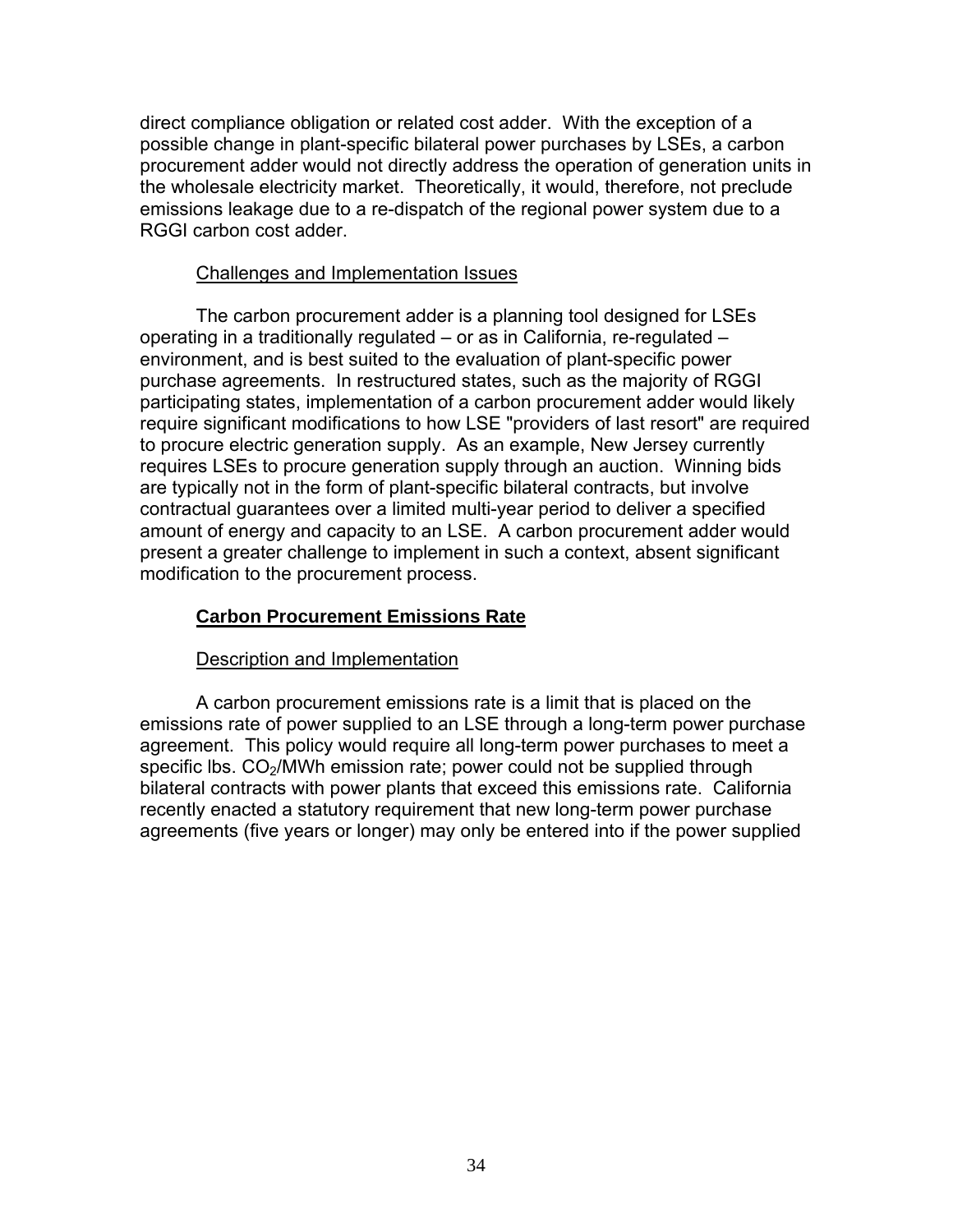direct compliance obligation or related cost adder. With the exception of a possible change in plant-specific bilateral power purchases by LSEs, a carbon procurement adder would not directly address the operation of generation units in the wholesale electricity market. Theoretically, it would, therefore, not preclude emissions leakage due to a re-dispatch of the regional power system due to a RGGI carbon cost adder.

Challenges and Implementation Issues

The carbon procurement adder is a planning tool designed for LSEs operating in a traditionally regulated – or as in California, re-regulated – environment, and is best suited to the evaluation of plant-specific power purchase agreements. In restructured states, such as the majority of RGGI participating states, implementation of a carbon procurement adder would likely require significant modifications to how LSE "providers of last resort" are required to procure electric generation supply. As an example, New Jersey currently requires LSEs to procure generation supply through an auction. Winning bids are typically not in the form of plant-specific bilateral contracts, but involve contractual guarantees over a limited multi-year period to deliver a specified amount of energy and capacity to an LSE. A carbon procurement adder would present a greater challenge to implement in such a context, absent significant modification to the procurement process.

**Carbon Procurement Emissions Rate**

Description and Implementation

A carbon procurement emissions rate is a limit that is placed on the emissions rate of power supplied to an LSE through a long-term power purchase agreement. This policy would require all long-term power purchases to meet a specific lbs. $CO_2$/MWh emission rate; power could not be supplied through bilateral contracts with power plants that exceed this emissions rate. California recently enacted a statutory requirement that new long-term power purchase agreements (five years or longer) may only be entered into if the power supplied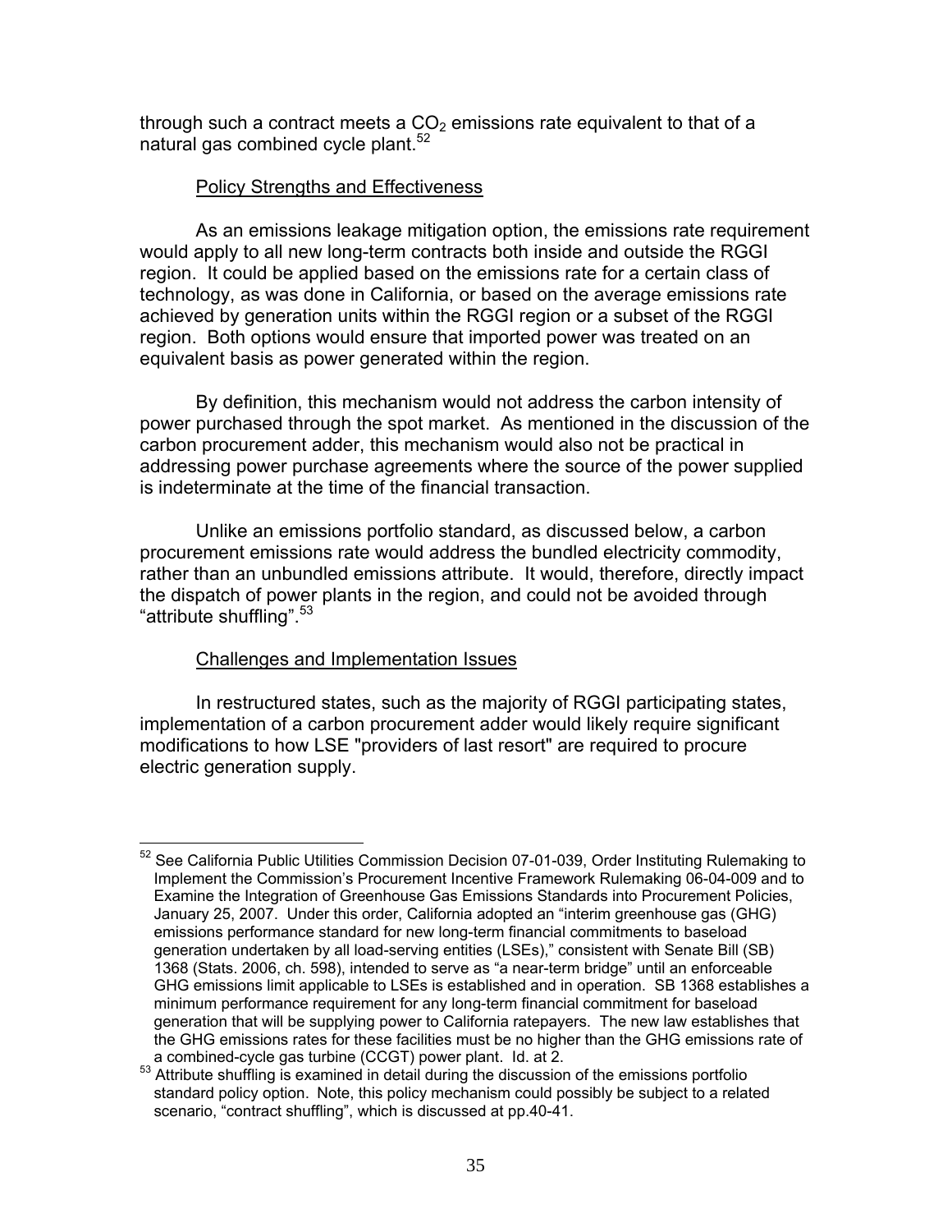through such a contract meets a $CO_2$ emissions rate equivalent to that of a natural gas combined cycle plant.[52]

Policy Strengths and Effectiveness

As an emissions leakage mitigation option, the emissions rate requirement would apply to all new long-term contracts both inside and outside the RGGI region. It could be applied based on the emissions rate for a certain class of technology, as was done in California, or based on the average emissions rate achieved by generation units within the RGGI region or a subset of the RGGI region. Both options would ensure that imported power was treated on an equivalent basis as power generated within the region.

By definition, this mechanism would not address the carbon intensity of power purchased through the spot market. As mentioned in the discussion of the carbon procurement adder, this mechanism would also not be practical in addressing power purchase agreements where the source of the power supplied is indeterminate at the time of the financial transaction.

Unlike an emissions portfolio standard, as discussed below, a carbon procurement emissions rate would address the bundled electricity commodity, rather than an unbundled emissions attribute. It would, therefore, directly impact the dispatch of power plants in the region, and could not be avoided through "attribute shuffling".[53]

Challenges and Implementation Issues

In restructured states, such as the majority of RGGI participating states, implementation of a carbon procurement adder would likely require significant modifications to how LSE "providers of last resort" are required to procure electric generation supply.

---

[52] See California Public Utilities Commission Decision 07-01-039, Order Instituting Rulemaking to Implement the Commission's Procurement Incentive Framework Rulemaking 06-04-009 and to Examine the Integration of Greenhouse Gas Emissions Standards into Procurement Policies, January 25, 2007. Under this order, California adopted an "interim greenhouse gas (GHG) emissions performance standard for new long-term financial commitments to baseload generation undertaken by all load-serving entities (LSEs)," consistent with Senate Bill (SB) 1368 (Stats. 2006, ch. 598), intended to serve as "a near-term bridge" until an enforceable GHG emissions limit applicable to LSEs is established and in operation. SB 1368 establishes a minimum performance requirement for any long-term financial commitment for baseload generation that will be supplying power to California ratepayers. The new law establishes that the GHG emissions rates for these facilities must be no higher than the GHG emissions rate of a combined-cycle gas turbine (CCGT) power plant. Id. at 2.

[53] Attribute shuffling is examined in detail during the discussion of the emissions portfolio standard policy option. Note, this policy mechanism could possibly be subject to a related scenario, "contract shuffling", which is discussed at pp.40-41.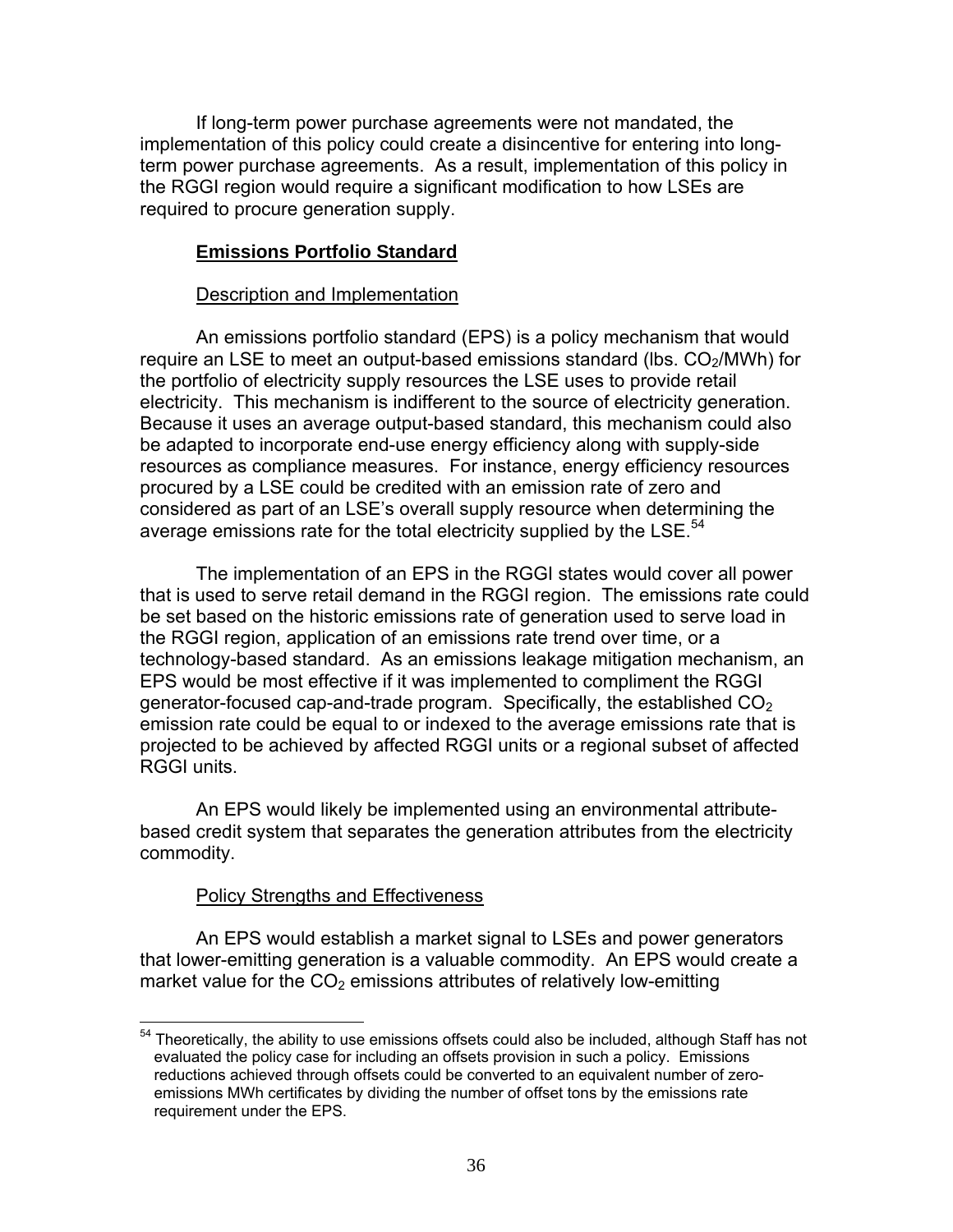If long-term power purchase agreements were not mandated, the implementation of this policy could create a disincentive for entering into long-term power purchase agreements. As a result, implementation of this policy in the RGGI region would require a significant modification to how LSEs are required to procure generation supply.

### **Emissions Portfolio Standard**

#### Description and Implementation

An emissions portfolio standard (EPS) is a policy mechanism that would require an LSE to meet an output-based emissions standard (lbs. $CO_2$/MWh) for the portfolio of electricity supply resources the LSE uses to provide retail electricity. This mechanism is indifferent to the source of electricity generation. Because it uses an average output-based standard, this mechanism could also be adapted to incorporate end-use energy efficiency along with supply-side resources as compliance measures. For instance, energy efficiency resources procured by a LSE could be credited with an emission rate of zero and considered as part of an LSE's overall supply resource when determining the average emissions rate for the total electricity supplied by the LSE.[54]

The implementation of an EPS in the RGGI states would cover all power that is used to serve retail demand in the RGGI region. The emissions rate could be set based on the historic emissions rate of generation used to serve load in the RGGI region, application of an emissions rate trend over time, or a technology-based standard. As an emissions leakage mitigation mechanism, an EPS would be most effective if it was implemented to compliment the RGGI generator-focused cap-and-trade program. Specifically, the established $CO_2$ emission rate could be equal to or indexed to the average emissions rate that is projected to be achieved by affected RGGI units or a regional subset of affected RGGI units.

An EPS would likely be implemented using an environmental attribute-based credit system that separates the generation attributes from the electricity commodity.

#### Policy Strengths and Effectiveness

An EPS would establish a market signal to LSEs and power generators that lower-emitting generation is a valuable commodity. An EPS would create a market value for the $CO_2$ emissions attributes of relatively low-emitting

---

[54] Theoretically, the ability to use emissions offsets could also be included, although Staff has not evaluated the policy case for including an offsets provision in such a policy. Emissions reductions achieved through offsets could be converted to an equivalent number of zero-emissions MWh certificates by dividing the number of offset tons by the emissions rate requirement under the EPS.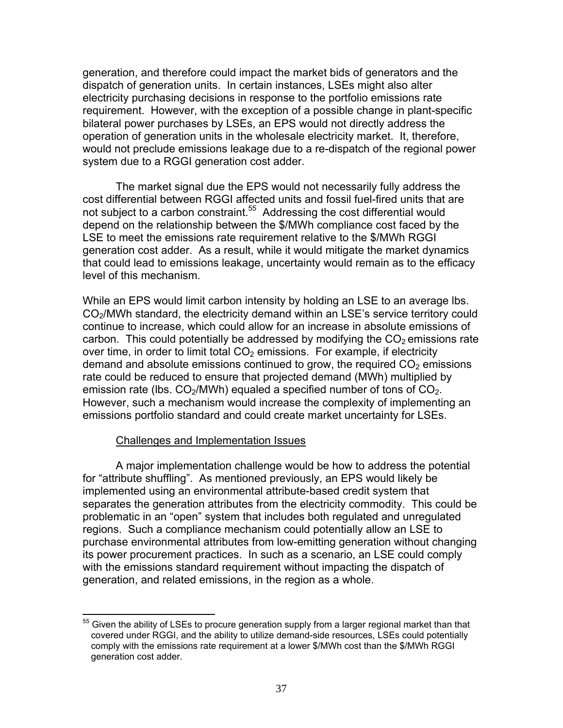generation, and therefore could impact the market bids of generators and the dispatch of generation units. In certain instances, LSEs might also alter electricity purchasing decisions in response to the portfolio emissions rate requirement. However, with the exception of a possible change in plant-specific bilateral power purchases by LSEs, an EPS would not directly address the operation of generation units in the wholesale electricity market. It, therefore, would not preclude emissions leakage due to a re-dispatch of the regional power system due to a RGGI generation cost adder.

The market signal due the EPS would not necessarily fully address the cost differential between RGGI affected units and fossil fuel-fired units that are not subject to a carbon constraint.[55] Addressing the cost differential would depend on the relationship between the \$/MWh compliance cost faced by the LSE to meet the emissions rate requirement relative to the \$/MWh RGGI generation cost adder. As a result, while it would mitigate the market dynamics that could lead to emissions leakage, uncertainty would remain as to the efficacy level of this mechanism.

While an EPS would limit carbon intensity by holding an LSE to an average lbs. $CO_2$/MWh standard, the electricity demand within an LSE's service territory could continue to increase, which could allow for an increase in absolute emissions of carbon. This could potentially be addressed by modifying the $CO_2$ emissions rate over time, in order to limit total $CO_2$ emissions. For example, if electricity demand and absolute emissions continued to grow, the required $CO_2$ emissions rate could be reduced to ensure that projected demand (MWh) multiplied by emission rate (lbs. $CO_2$/MWh) equaled a specified number of tons of $CO_2$. However, such a mechanism would increase the complexity of implementing an emissions portfolio standard and could create market uncertainty for LSEs.

Challenges and Implementation Issues

A major implementation challenge would be how to address the potential for "attribute shuffling". As mentioned previously, an EPS would likely be implemented using an environmental attribute-based credit system that separates the generation attributes from the electricity commodity. This could be problematic in an "open" system that includes both regulated and unregulated regions. Such a compliance mechanism could potentially allow an LSE to purchase environmental attributes from low-emitting generation without changing its power procurement practices. In such as a scenario, an LSE could comply with the emissions standard requirement without impacting the dispatch of generation, and related emissions, in the region as a whole.

[55] Given the ability of LSEs to procure generation supply from a larger regional market than that covered under RGGI, and the ability to utilize demand-side resources, LSEs could potentially comply with the emissions rate requirement at a lower \$/MWh cost than the \$/MWh RGGI generation cost adder.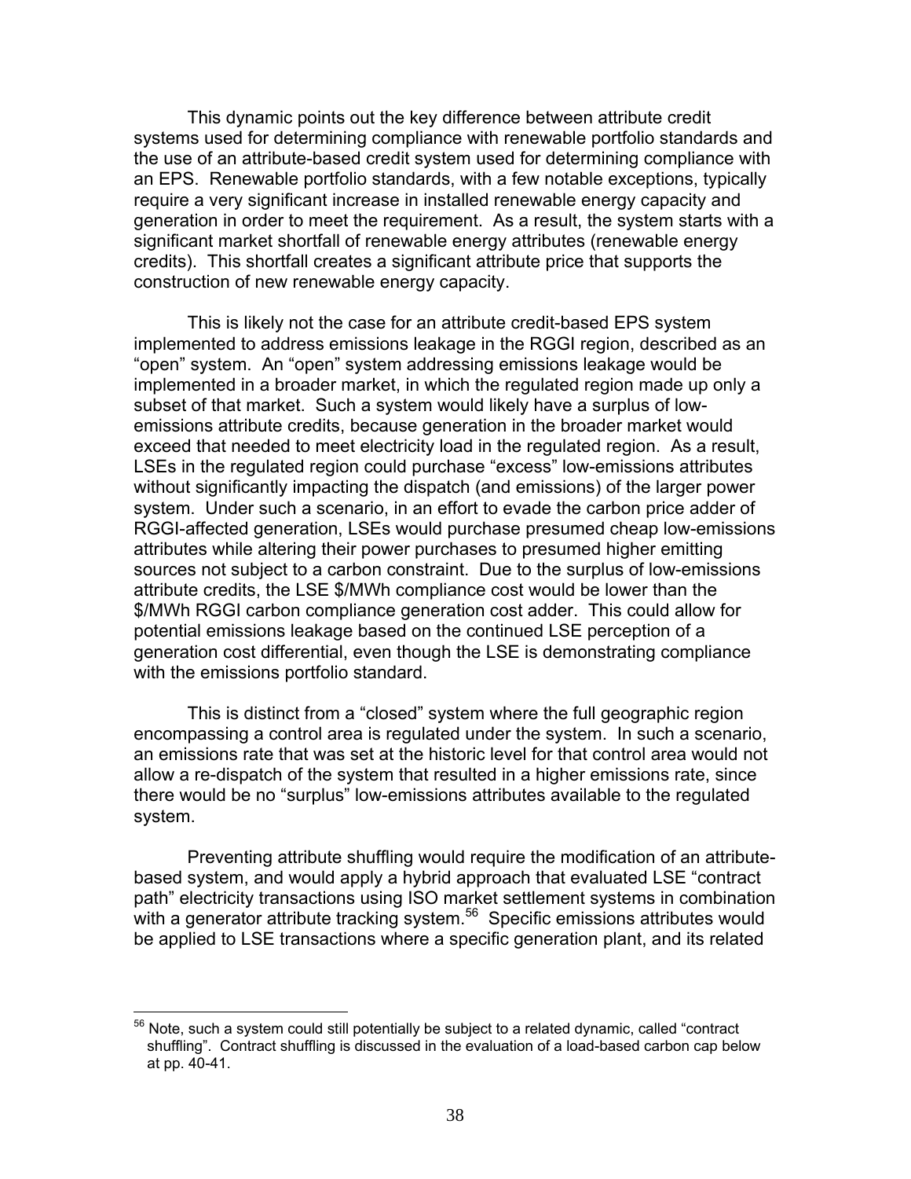This dynamic points out the key difference between attribute credit systems used for determining compliance with renewable portfolio standards and the use of an attribute-based credit system used for determining compliance with an EPS. Renewable portfolio standards, with a few notable exceptions, typically require a very significant increase in installed renewable energy capacity and generation in order to meet the requirement. As a result, the system starts with a significant market shortfall of renewable energy attributes (renewable energy credits). This shortfall creates a significant attribute price that supports the construction of new renewable energy capacity.

This is likely not the case for an attribute credit-based EPS system implemented to address emissions leakage in the RGGI region, described as an "open" system. An "open" system addressing emissions leakage would be implemented in a broader market, in which the regulated region made up only a subset of that market. Such a system would likely have a surplus of low-emissions attribute credits, because generation in the broader market would exceed that needed to meet electricity load in the regulated region. As a result, LSEs in the regulated region could purchase "excess" low-emissions attributes without significantly impacting the dispatch (and emissions) of the larger power system. Under such a scenario, in an effort to evade the carbon price adder of RGGI-affected generation, LSEs would purchase presumed cheap low-emissions attributes while altering their power purchases to presumed higher emitting sources not subject to a carbon constraint. Due to the surplus of low-emissions attribute credits, the LSE $/MWh compliance cost would be lower than the $/MWh RGGI carbon compliance generation cost adder. This could allow for potential emissions leakage based on the continued LSE perception of a generation cost differential, even though the LSE is demonstrating compliance with the emissions portfolio standard.

This is distinct from a "closed" system where the full geographic region encompassing a control area is regulated under the system. In such a scenario, an emissions rate that was set at the historic level for that control area would not allow a re-dispatch of the system that resulted in a higher emissions rate, since there would be no "surplus" low-emissions attributes available to the regulated system.

Preventing attribute shuffling would require the modification of an attribute-based system, and would apply a hybrid approach that evaluated LSE "contract path" electricity transactions using ISO market settlement systems in combination with a generator attribute tracking system.[56] Specific emissions attributes would be applied to LSE transactions where a specific generation plant, and its related

[56] Note, such a system could still potentially be subject to a related dynamic, called "contract shuffling". Contract shuffling is discussed in the evaluation of a load-based carbon cap below at pp. 40-41.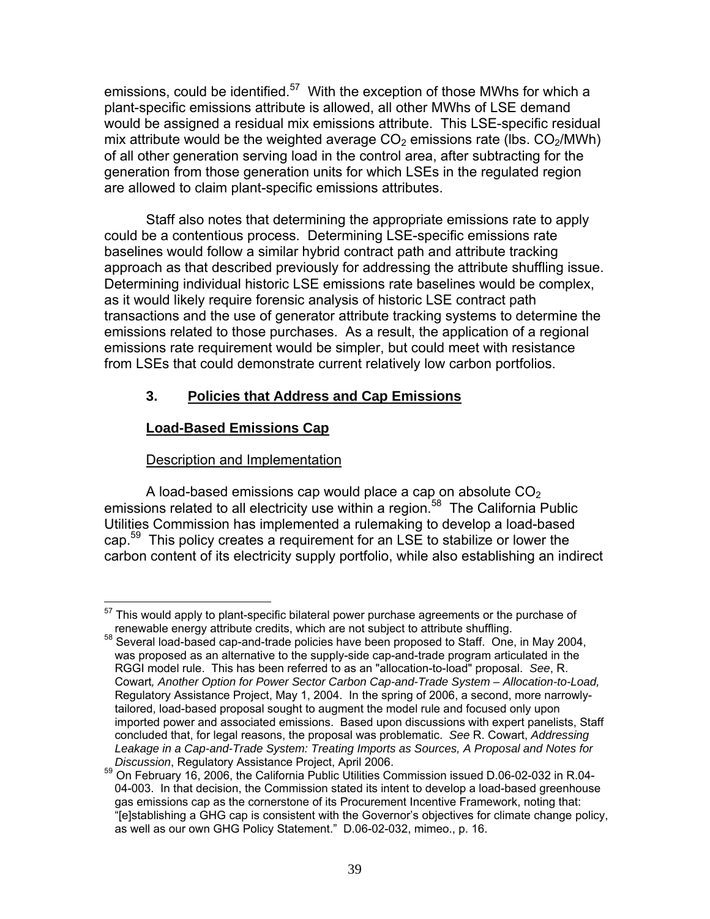emissions, could be identified.[57] With the exception of those MWhs for which a plant-specific emissions attribute is allowed, all other MWhs of LSE demand would be assigned a residual mix emissions attribute. This LSE-specific residual mix attribute would be the weighted average $CO_2$ emissions rate (lbs. $CO_2$/MWh) of all other generation serving load in the control area, after subtracting for the generation from those generation units for which LSEs in the regulated region are allowed to claim plant-specific emissions attributes.

Staff also notes that determining the appropriate emissions rate to apply could be a contentious process. Determining LSE-specific emissions rate baselines would follow a similar hybrid contract path and attribute tracking approach as that described previously for addressing the attribute shuffling issue. Determining individual historic LSE emissions rate baselines would be complex, as it would likely require forensic analysis of historic LSE contract path transactions and the use of generator attribute tracking systems to determine the emissions related to those purchases. As a result, the application of a regional emissions rate requirement would be simpler, but could meet with resistance from LSEs that could demonstrate current relatively low carbon portfolios.

### 3. Policies that Address and Cap Emissions

#### Load-Based Emissions Cap

Description and Implementation

A load-based emissions cap would place a cap on absolute $CO_2$ emissions related to all electricity use within a region.[58] The California Public Utilities Commission has implemented a rulemaking to develop a load-based cap.[59] This policy creates a requirement for an LSE to stabilize or lower the carbon content of its electricity supply portfolio, while also establishing an indirect

---

[57] This would apply to plant-specific bilateral power purchase agreements or the purchase of renewable energy attribute credits, which are not subject to attribute shuffling.

[58] Several load-based cap-and-trade policies have been proposed to Staff. One, in May 2004, was proposed as an alternative to the supply-side cap-and-trade program articulated in the RGGI model rule. This has been referred to as an "allocation-to-load" proposal. *See*, R. Cowart*, Another Option for Power Sector Carbon Cap-and-Trade System – Allocation-to-Load,* Regulatory Assistance Project, May 1, 2004. In the spring of 2006, a second, more narrowly-tailored, load-based proposal sought to augment the model rule and focused only upon imported power and associated emissions. Based upon discussions with expert panelists, Staff concluded that, for legal reasons, the proposal was problematic. *See* R. Cowart, *Addressing Leakage in a Cap-and-Trade System: Treating Imports as Sources, A Proposal and Notes for Discussion*, Regulatory Assistance Project, April 2006.

[59] On February 16, 2006, the California Public Utilities Commission issued D.06-02-032 in R.04-04-003. In that decision, the Commission stated its intent to develop a load-based greenhouse gas emissions cap as the cornerstone of its Procurement Incentive Framework, noting that: "[e]stablishing a GHG cap is consistent with the Governor's objectives for climate change policy, as well as our own GHG Policy Statement." D.06-02-032, mimeo., p. 16.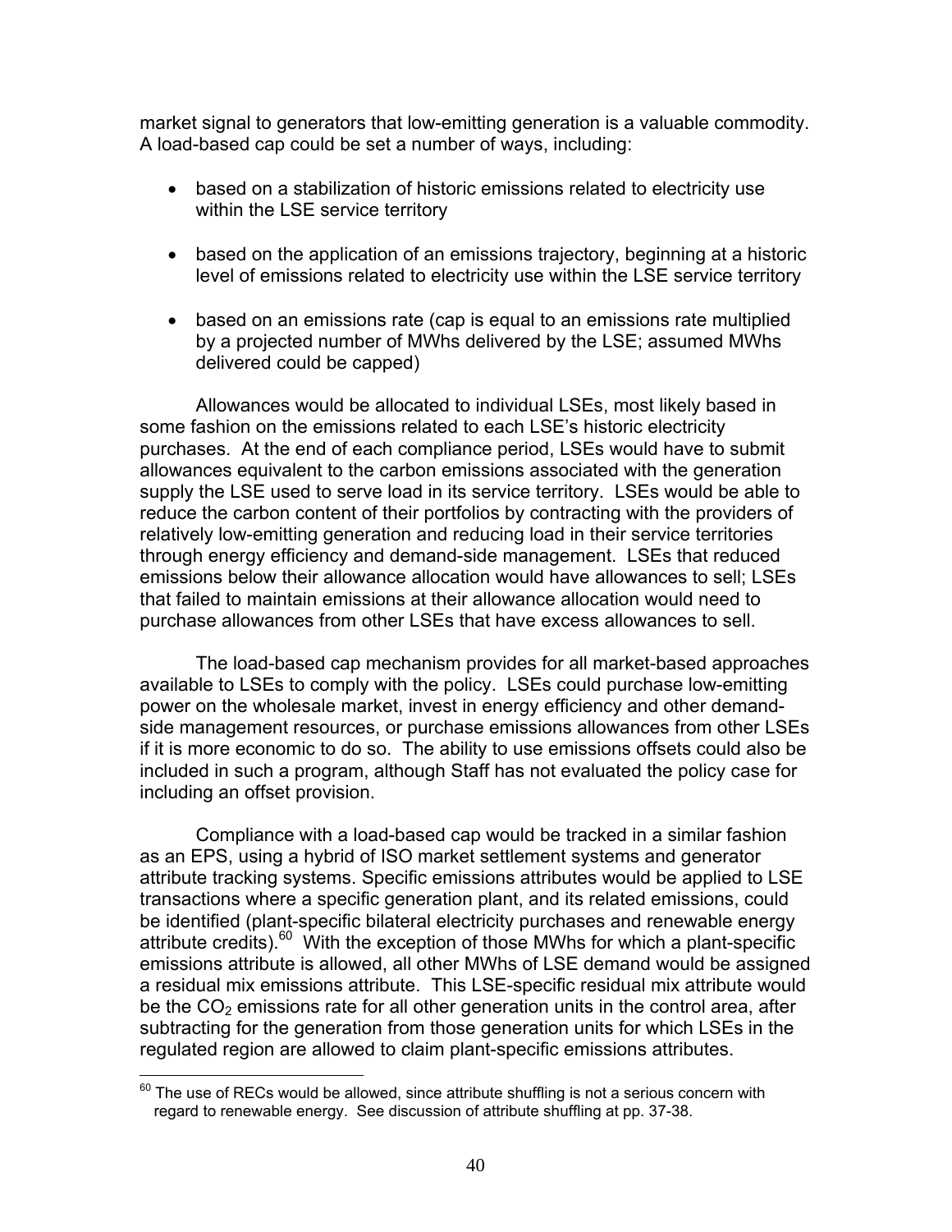market signal to generators that low-emitting generation is a valuable commodity. A load-based cap could be set a number of ways, including:

- based on a stabilization of historic emissions related to electricity use within the LSE service territory
- based on the application of an emissions trajectory, beginning at a historic level of emissions related to electricity use within the LSE service territory
- based on an emissions rate (cap is equal to an emissions rate multiplied by a projected number of MWhs delivered by the LSE; assumed MWhs delivered could be capped)

Allowances would be allocated to individual LSEs, most likely based in some fashion on the emissions related to each LSE's historic electricity purchases. At the end of each compliance period, LSEs would have to submit allowances equivalent to the carbon emissions associated with the generation supply the LSE used to serve load in its service territory. LSEs would be able to reduce the carbon content of their portfolios by contracting with the providers of relatively low-emitting generation and reducing load in their service territories through energy efficiency and demand-side management. LSEs that reduced emissions below their allowance allocation would have allowances to sell; LSEs that failed to maintain emissions at their allowance allocation would need to purchase allowances from other LSEs that have excess allowances to sell.

The load-based cap mechanism provides for all market-based approaches available to LSEs to comply with the policy. LSEs could purchase low-emitting power on the wholesale market, invest in energy efficiency and other demand-side management resources, or purchase emissions allowances from other LSEs if it is more economic to do so. The ability to use emissions offsets could also be included in such a program, although Staff has not evaluated the policy case for including an offset provision.

Compliance with a load-based cap would be tracked in a similar fashion as an EPS, using a hybrid of ISO market settlement systems and generator attribute tracking systems. Specific emissions attributes would be applied to LSE transactions where a specific generation plant, and its related emissions, could be identified (plant-specific bilateral electricity purchases and renewable energy attribute credits).[60] With the exception of those MWhs for which a plant-specific emissions attribute is allowed, all other MWhs of LSE demand would be assigned a residual mix emissions attribute. This LSE-specific residual mix attribute would be the $CO_2$ emissions rate for all other generation units in the control area, after subtracting for the generation from those generation units for which LSEs in the regulated region are allowed to claim plant-specific emissions attributes.

---

[60] The use of RECs would be allowed, since attribute shuffling is not a serious concern with regard to renewable energy. See discussion of attribute shuffling at pp. 37-38.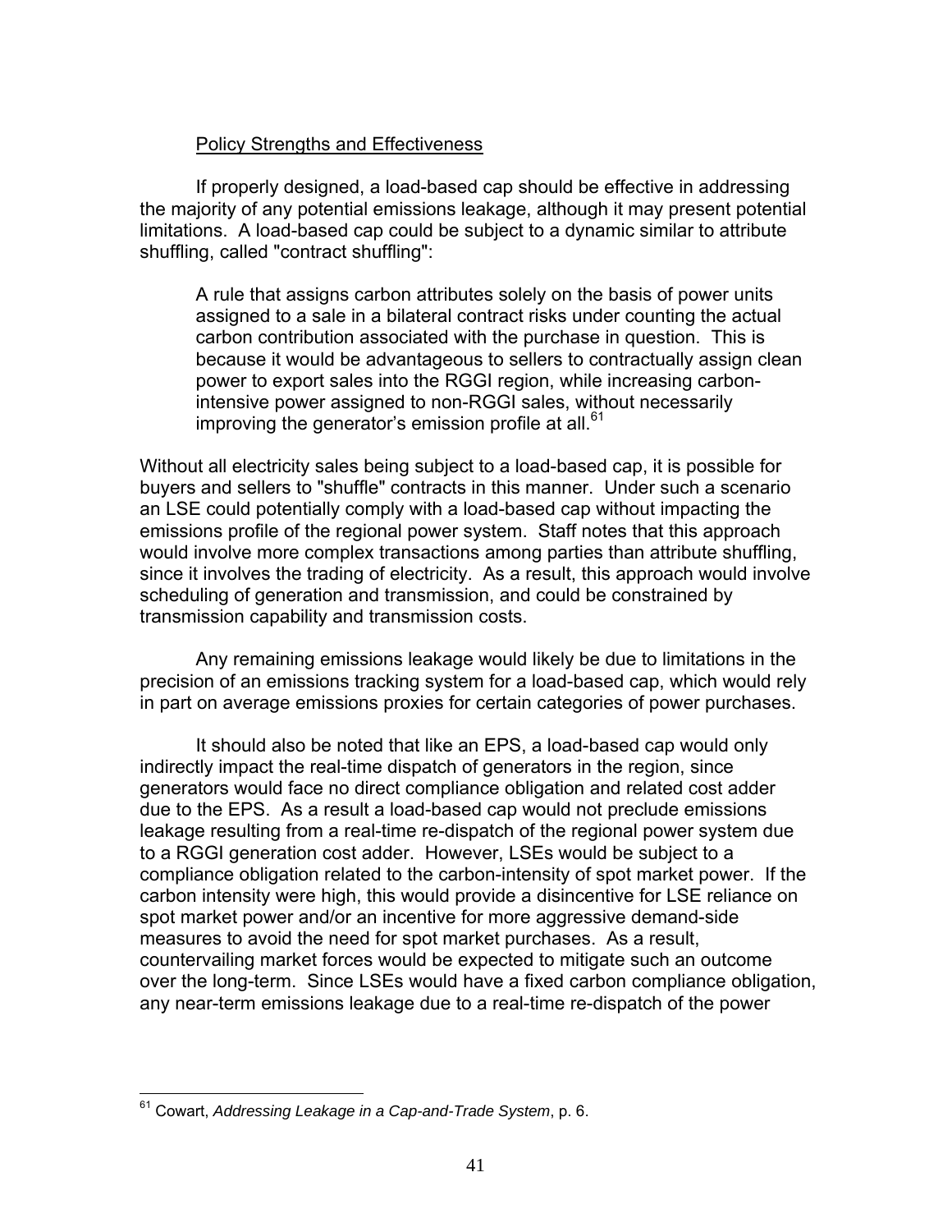Policy Strengths and Effectiveness

If properly designed, a load-based cap should be effective in addressing the majority of any potential emissions leakage, although it may present potential limitations. A load-based cap could be subject to a dynamic similar to attribute shuffling, called "contract shuffling":

> A rule that assigns carbon attributes solely on the basis of power units assigned to a sale in a bilateral contract risks under counting the actual carbon contribution associated with the purchase in question. This is because it would be advantageous to sellers to contractually assign clean power to export sales into the RGGI region, while increasing carbon-intensive power assigned to non-RGGI sales, without necessarily improving the generator's emission profile at all.[61]

Without all electricity sales being subject to a load-based cap, it is possible for buyers and sellers to "shuffle" contracts in this manner. Under such a scenario an LSE could potentially comply with a load-based cap without impacting the emissions profile of the regional power system. Staff notes that this approach would involve more complex transactions among parties than attribute shuffling, since it involves the trading of electricity. As a result, this approach would involve scheduling of generation and transmission, and could be constrained by transmission capability and transmission costs.

Any remaining emissions leakage would likely be due to limitations in the precision of an emissions tracking system for a load-based cap, which would rely in part on average emissions proxies for certain categories of power purchases.

It should also be noted that like an EPS, a load-based cap would only indirectly impact the real-time dispatch of generators in the region, since generators would face no direct compliance obligation and related cost adder due to the EPS. As a result a load-based cap would not preclude emissions leakage resulting from a real-time re-dispatch of the regional power system due to a RGGI generation cost adder. However, LSEs would be subject to a compliance obligation related to the carbon-intensity of spot market power. If the carbon intensity were high, this would provide a disincentive for LSE reliance on spot market power and/or an incentive for more aggressive demand-side measures to avoid the need for spot market purchases. As a result, countervailing market forces would be expected to mitigate such an outcome over the long-term. Since LSEs would have a fixed carbon compliance obligation, any near-term emissions leakage due to a real-time re-dispatch of the power

[61] Cowart, *Addressing Leakage in a Cap-and-Trade System*, p. 6.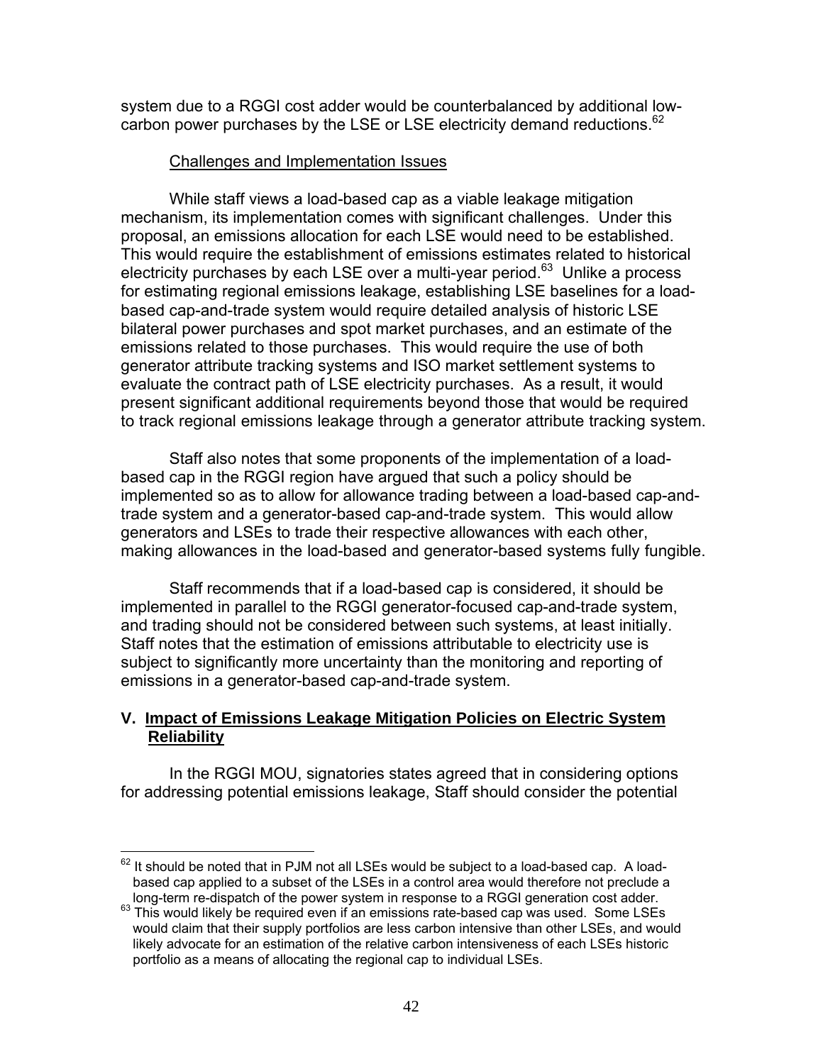system due to a RGGI cost adder would be counterbalanced by additional low-carbon power purchases by the LSE or LSE electricity demand reductions.[62]

Challenges and Implementation Issues

While staff views a load-based cap as a viable leakage mitigation mechanism, its implementation comes with significant challenges. Under this proposal, an emissions allocation for each LSE would need to be established. This would require the establishment of emissions estimates related to historical electricity purchases by each LSE over a multi-year period.[63] Unlike a process for estimating regional emissions leakage, establishing LSE baselines for a load-based cap-and-trade system would require detailed analysis of historic LSE bilateral power purchases and spot market purchases, and an estimate of the emissions related to those purchases. This would require the use of both generator attribute tracking systems and ISO market settlement systems to evaluate the contract path of LSE electricity purchases. As a result, it would present significant additional requirements beyond those that would be required to track regional emissions leakage through a generator attribute tracking system.

Staff also notes that some proponents of the implementation of a load-based cap in the RGGI region have argued that such a policy should be implemented so as to allow for allowance trading between a load-based cap-and-trade system and a generator-based cap-and-trade system. This would allow generators and LSEs to trade their respective allowances with each other, making allowances in the load-based and generator-based systems fully fungible.

Staff recommends that if a load-based cap is considered, it should be implemented in parallel to the RGGI generator-focused cap-and-trade system, and trading should not be considered between such systems, at least initially. Staff notes that the estimation of emissions attributable to electricity use is subject to significantly more uncertainty than the monitoring and reporting of emissions in a generator-based cap-and-trade system.

## V. Impact of Emissions Leakage Mitigation Policies on Electric System Reliability

In the RGGI MOU, signatories states agreed that in considering options for addressing potential emissions leakage, Staff should consider the potential

[62] It should be noted that in PJM not all LSEs would be subject to a load-based cap. A load-based cap applied to a subset of the LSEs in a control area would therefore not preclude a long-term re-dispatch of the power system in response to a RGGI generation cost adder.

[63] This would likely be required even if an emissions rate-based cap was used. Some LSEs would claim that their supply portfolios are less carbon intensive than other LSEs, and would likely advocate for an estimation of the relative carbon intensiveness of each LSEs historic portfolio as a means of allocating the regional cap to individual LSEs.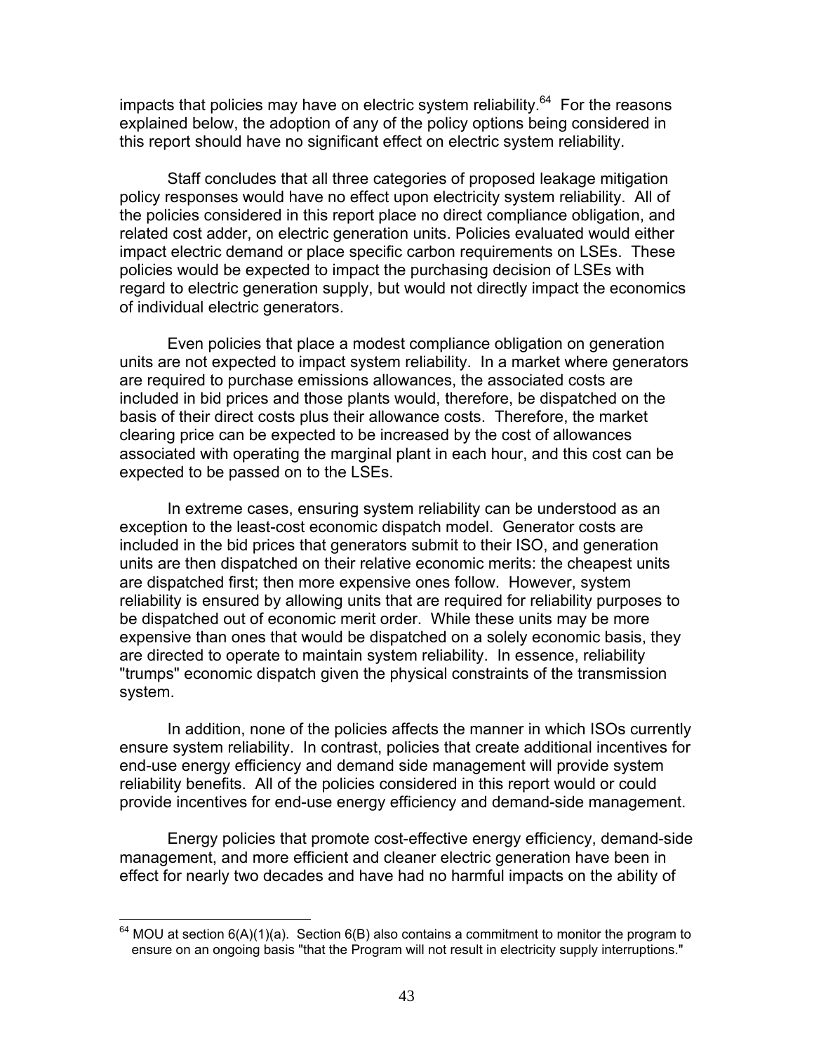impacts that policies may have on electric system reliability.[64] For the reasons explained below, the adoption of any of the policy options being considered in this report should have no significant effect on electric system reliability.

Staff concludes that all three categories of proposed leakage mitigation policy responses would have no effect upon electricity system reliability. All of the policies considered in this report place no direct compliance obligation, and related cost adder, on electric generation units. Policies evaluated would either impact electric demand or place specific carbon requirements on LSEs. These policies would be expected to impact the purchasing decision of LSEs with regard to electric generation supply, but would not directly impact the economics of individual electric generators.

Even policies that place a modest compliance obligation on generation units are not expected to impact system reliability. In a market where generators are required to purchase emissions allowances, the associated costs are included in bid prices and those plants would, therefore, be dispatched on the basis of their direct costs plus their allowance costs. Therefore, the market clearing price can be expected to be increased by the cost of allowances associated with operating the marginal plant in each hour, and this cost can be expected to be passed on to the LSEs.

In extreme cases, ensuring system reliability can be understood as an exception to the least-cost economic dispatch model. Generator costs are included in the bid prices that generators submit to their ISO, and generation units are then dispatched on their relative economic merits: the cheapest units are dispatched first; then more expensive ones follow. However, system reliability is ensured by allowing units that are required for reliability purposes to be dispatched out of economic merit order. While these units may be more expensive than ones that would be dispatched on a solely economic basis, they are directed to operate to maintain system reliability. In essence, reliability "trumps" economic dispatch given the physical constraints of the transmission system.

In addition, none of the policies affects the manner in which ISOs currently ensure system reliability. In contrast, policies that create additional incentives for end-use energy efficiency and demand side management will provide system reliability benefits. All of the policies considered in this report would or could provide incentives for end-use energy efficiency and demand-side management.

Energy policies that promote cost-effective energy efficiency, demand-side management, and more efficient and cleaner electric generation have been in effect for nearly two decades and have had no harmful impacts on the ability of

---

[64] MOU at section 6(A)(1)(a). Section 6(B) also contains a commitment to monitor the program to ensure on an ongoing basis "that the Program will not result in electricity supply interruptions."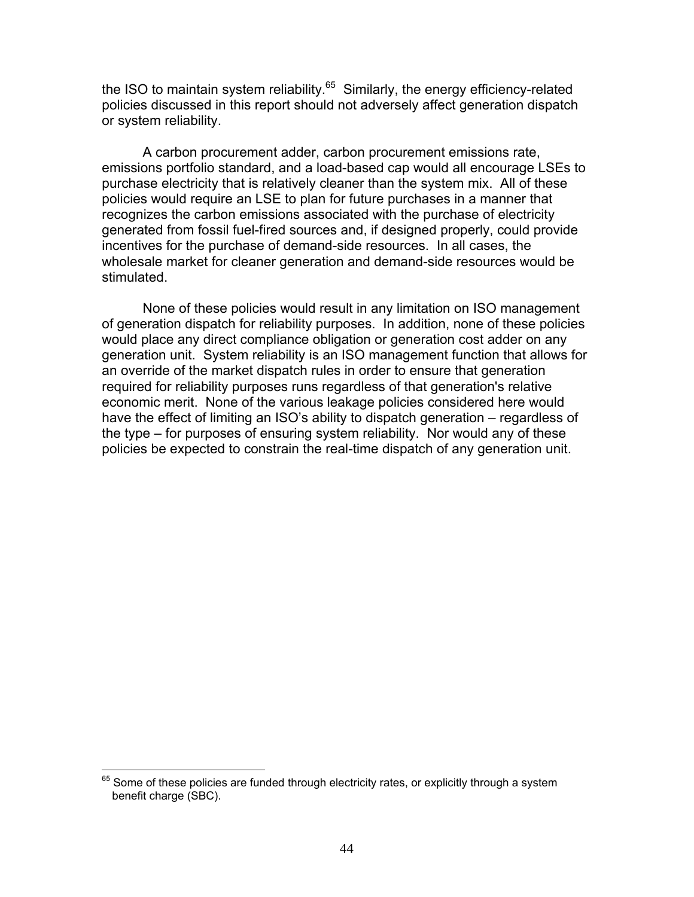the ISO to maintain system reliability.[65] Similarly, the energy efficiency-related policies discussed in this report should not adversely affect generation dispatch or system reliability.

A carbon procurement adder, carbon procurement emissions rate, emissions portfolio standard, and a load-based cap would all encourage LSEs to purchase electricity that is relatively cleaner than the system mix. All of these policies would require an LSE to plan for future purchases in a manner that recognizes the carbon emissions associated with the purchase of electricity generated from fossil fuel-fired sources and, if designed properly, could provide incentives for the purchase of demand-side resources. In all cases, the wholesale market for cleaner generation and demand-side resources would be stimulated.

None of these policies would result in any limitation on ISO management of generation dispatch for reliability purposes. In addition, none of these policies would place any direct compliance obligation or generation cost adder on any generation unit. System reliability is an ISO management function that allows for an override of the market dispatch rules in order to ensure that generation required for reliability purposes runs regardless of that generation's relative economic merit. None of the various leakage policies considered here would have the effect of limiting an ISO's ability to dispatch generation – regardless of the type – for purposes of ensuring system reliability. Nor would any of these policies be expected to constrain the real-time dispatch of any generation unit.

---

[65] Some of these policies are funded through electricity rates, or explicitly through a system benefit charge (SBC).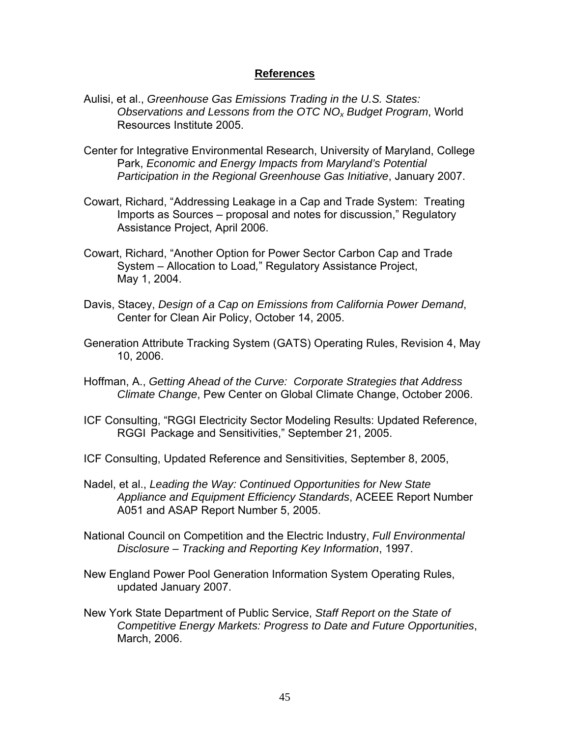## References

Aulisi, et al., *Greenhouse Gas Emissions Trading in the U.S. States: Observations and Lessons from the OTC $NO_x$ Budget Program*, World Resources Institute 2005.

Center for Integrative Environmental Research, University of Maryland, College Park, *Economic and Energy Impacts from Maryland's Potential Participation in the Regional Greenhouse Gas Initiative*, January 2007.

Cowart, Richard, "Addressing Leakage in a Cap and Trade System: Treating Imports as Sources – proposal and notes for discussion," Regulatory Assistance Project, April 2006.

Cowart, Richard, "Another Option for Power Sector Carbon Cap and Trade System – Allocation to Load," Regulatory Assistance Project, May 1, 2004.

Davis, Stacey, *Design of a Cap on Emissions from California Power Demand*, Center for Clean Air Policy, October 14, 2005.

Generation Attribute Tracking System (GATS) Operating Rules, Revision 4, May 10, 2006.

Hoffman, A., *Getting Ahead of the Curve: Corporate Strategies that Address Climate Change*, Pew Center on Global Climate Change, October 2006.

ICF Consulting, "RGGI Electricity Sector Modeling Results: Updated Reference, RGGI Package and Sensitivities," September 21, 2005.

ICF Consulting, Updated Reference and Sensitivities, September 8, 2005,

Nadel, et al., *Leading the Way: Continued Opportunities for New State Appliance and Equipment Efficiency Standards*, ACEEE Report Number A051 and ASAP Report Number 5, 2005.

National Council on Competition and the Electric Industry, *Full Environmental Disclosure – Tracking and Reporting Key Information*, 1997.

New England Power Pool Generation Information System Operating Rules, updated January 2007.

New York State Department of Public Service, *Staff Report on the State of Competitive Energy Markets: Progress to Date and Future Opportunities*, March, 2006.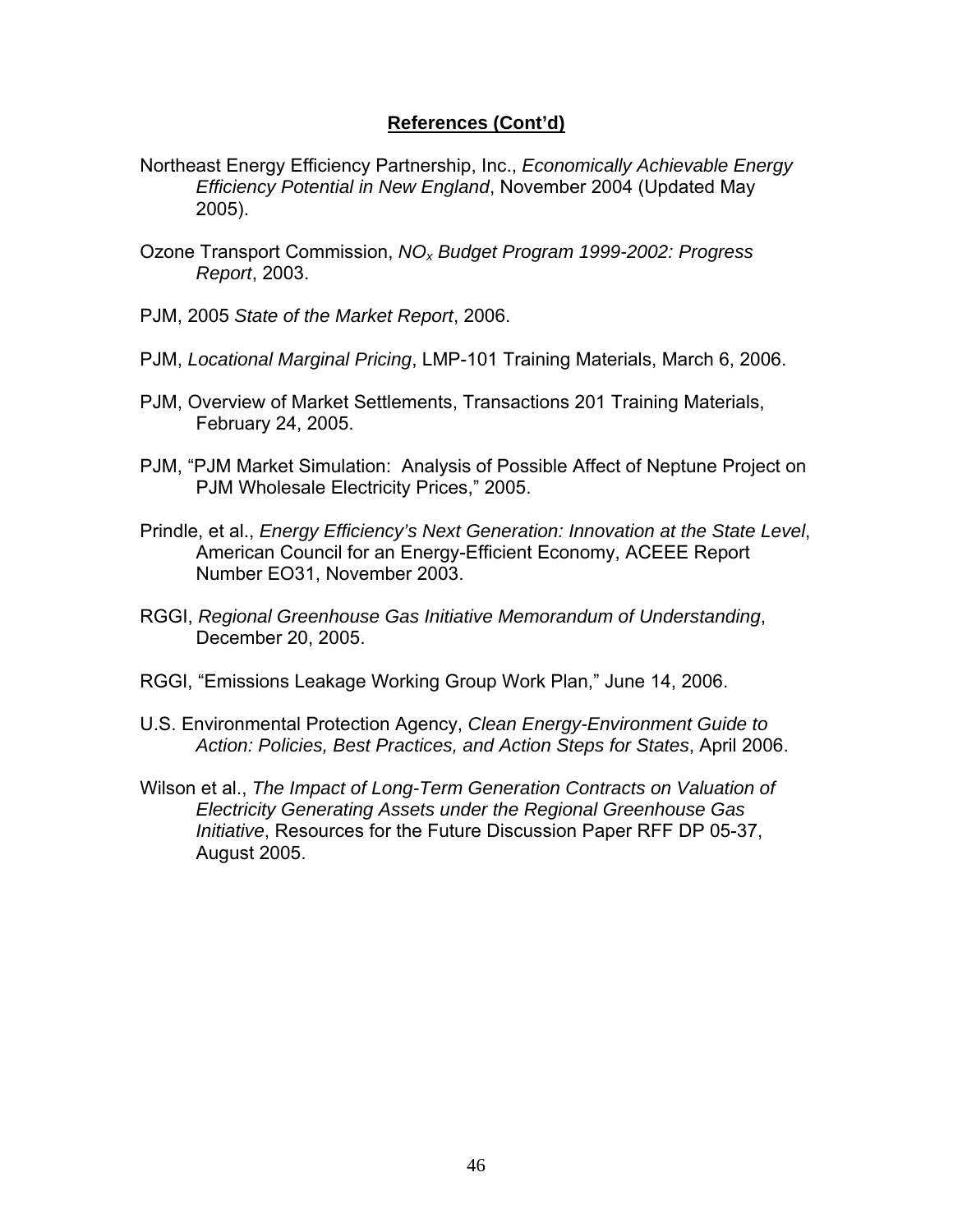## References (Cont'd)

Northeast Energy Efficiency Partnership, Inc., *Economically Achievable Energy Efficiency Potential in New England*, November 2004 (Updated May 2005).

Ozone Transport Commission, *$NO_x$ Budget Program 1999-2002: Progress Report*, 2003.

PJM, 2005 *State of the Market Report*, 2006.

PJM, *Locational Marginal Pricing*, LMP-101 Training Materials, March 6, 2006.

PJM, Overview of Market Settlements, Transactions 201 Training Materials, February 24, 2005.

PJM, "PJM Market Simulation: Analysis of Possible Affect of Neptune Project on PJM Wholesale Electricity Prices," 2005.

Prindle, et al., *Energy Efficiency's Next Generation: Innovation at the State Level*, American Council for an Energy-Efficient Economy, ACEEE Report Number EO31, November 2003.

RGGI, *Regional Greenhouse Gas Initiative Memorandum of Understanding*, December 20, 2005.

RGGI, "Emissions Leakage Working Group Work Plan," June 14, 2006.

U.S. Environmental Protection Agency, *Clean Energy-Environment Guide to Action: Policies, Best Practices, and Action Steps for States*, April 2006.

Wilson et al., *The Impact of Long-Term Generation Contracts on Valuation of Electricity Generating Assets under the Regional Greenhouse Gas Initiative*, Resources for the Future Discussion Paper RFF DP 05-37, August 2005.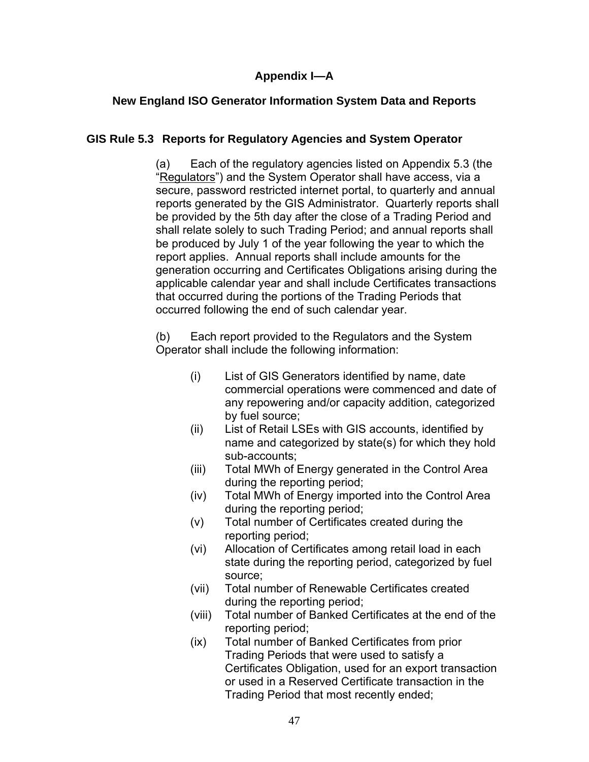# Appendix I—A

## New England ISO Generator Information System Data and Reports

### GIS Rule 5.3 Reports for Regulatory Agencies and System Operator

(a) Each of the regulatory agencies listed on Appendix 5.3 (the "Regulators") and the System Operator shall have access, via a secure, password restricted internet portal, to quarterly and annual reports generated by the GIS Administrator. Quarterly reports shall be provided by the 5th day after the close of a Trading Period and shall relate solely to such Trading Period; and annual reports shall be produced by July 1 of the year following the year to which the report applies. Annual reports shall include amounts for the generation occurring and Certificates Obligations arising during the applicable calendar year and shall include Certificates transactions that occurred during the portions of the Trading Periods that occurred following the end of such calendar year.

(b) Each report provided to the Regulators and the System Operator shall include the following information:

- (i) List of GIS Generators identified by name, date commercial operations were commenced and date of any repowering and/or capacity addition, categorized by fuel source;
- (ii) List of Retail LSEs with GIS accounts, identified by name and categorized by state(s) for which they hold sub-accounts;
- (iii) Total MWh of Energy generated in the Control Area during the reporting period;
- (iv) Total MWh of Energy imported into the Control Area during the reporting period;
- (v) Total number of Certificates created during the reporting period;
- (vi) Allocation of Certificates among retail load in each state during the reporting period, categorized by fuel source;
- (vii) Total number of Renewable Certificates created during the reporting period;
- (viii) Total number of Banked Certificates at the end of the reporting period;
- (ix) Total number of Banked Certificates from prior Trading Periods that were used to satisfy a Certificates Obligation, used for an export transaction or used in a Reserved Certificate transaction in the Trading Period that most recently ended;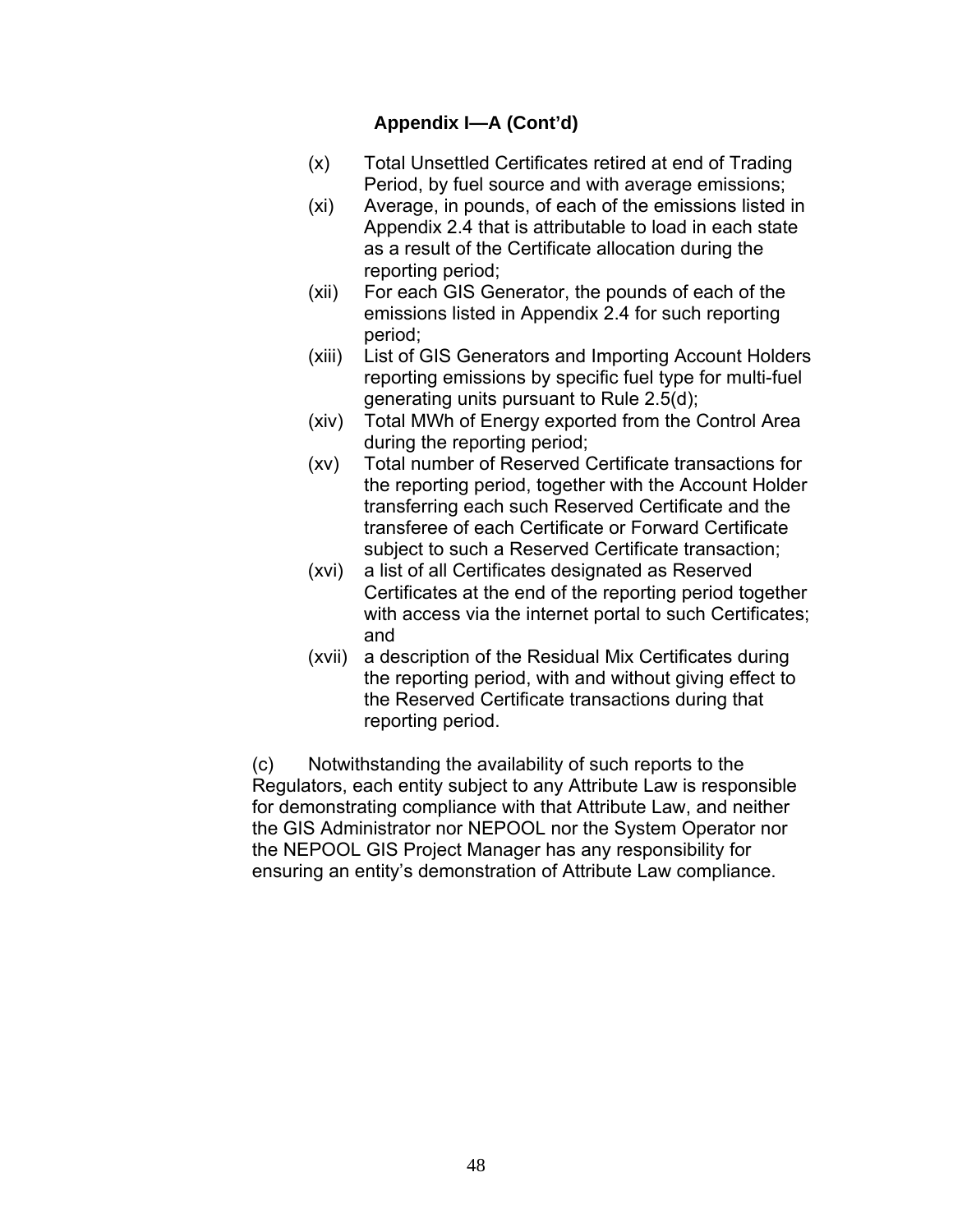### Appendix I—A (Cont'd)

(x) Total Unsettled Certificates retired at end of Trading Period, by fuel source and with average emissions;

(xi) Average, in pounds, of each of the emissions listed in Appendix 2.4 that is attributable to load in each state as a result of the Certificate allocation during the reporting period;

(xii) For each GIS Generator, the pounds of each of the emissions listed in Appendix 2.4 for such reporting period;

(xiii) List of GIS Generators and Importing Account Holders reporting emissions by specific fuel type for multi-fuel generating units pursuant to Rule 2.5(d);

(xiv) Total MWh of Energy exported from the Control Area during the reporting period;

(xv) Total number of Reserved Certificate transactions for the reporting period, together with the Account Holder transferring each such Reserved Certificate and the transferee of each Certificate or Forward Certificate subject to such a Reserved Certificate transaction;

(xvi) a list of all Certificates designated as Reserved Certificates at the end of the reporting period together with access via the internet portal to such Certificates; and

(xvii) a description of the Residual Mix Certificates during the reporting period, with and without giving effect to the Reserved Certificate transactions during that reporting period.

(c) Notwithstanding the availability of such reports to the Regulators, each entity subject to any Attribute Law is responsible for demonstrating compliance with that Attribute Law, and neither the GIS Administrator nor NEPOOL nor the System Operator nor the NEPOOL GIS Project Manager has any responsibility for ensuring an entity's demonstration of Attribute Law compliance.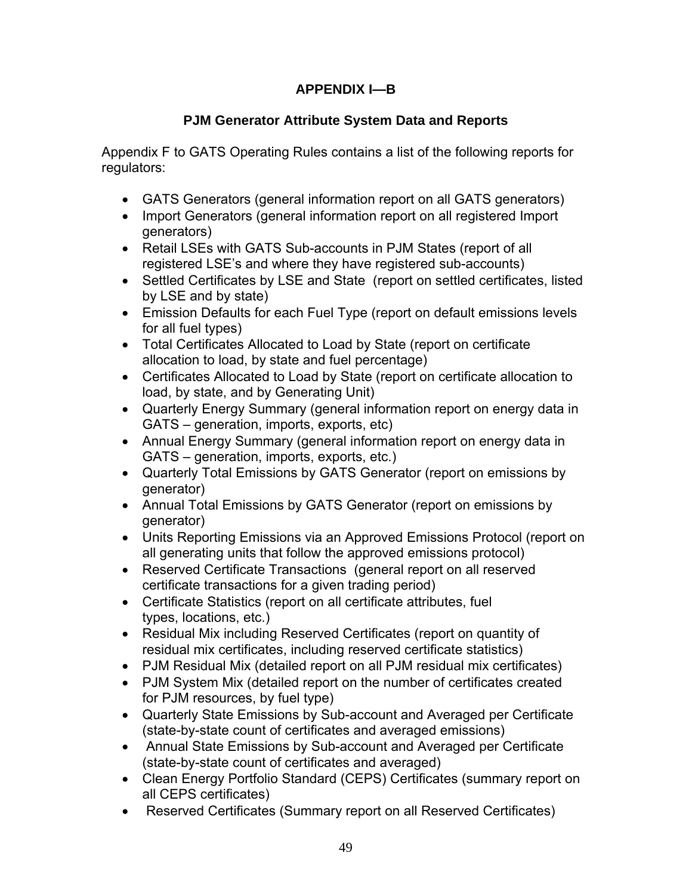## APPENDIX I—B

### PJM Generator Attribute System Data and Reports

Appendix F to GATS Operating Rules contains a list of the following reports for regulators:

- GATS Generators (general information report on all GATS generators)
- Import Generators (general information report on all registered Import generators)
- Retail LSEs with GATS Sub-accounts in PJM States (report of all registered LSE's and where they have registered sub-accounts)
- Settled Certificates by LSE and State (report on settled certificates, listed by LSE and by state)
- Emission Defaults for each Fuel Type (report on default emissions levels for all fuel types)
- Total Certificates Allocated to Load by State (report on certificate allocation to load, by state and fuel percentage)
- Certificates Allocated to Load by State (report on certificate allocation to load, by state, and by Generating Unit)
- Quarterly Energy Summary (general information report on energy data in GATS – generation, imports, exports, etc)
- Annual Energy Summary (general information report on energy data in GATS – generation, imports, exports, etc.)
- Quarterly Total Emissions by GATS Generator (report on emissions by generator)
- Annual Total Emissions by GATS Generator (report on emissions by generator)
- Units Reporting Emissions via an Approved Emissions Protocol (report on all generating units that follow the approved emissions protocol)
- Reserved Certificate Transactions (general report on all reserved certificate transactions for a given trading period)
- Certificate Statistics (report on all certificate attributes, fuel types, locations, etc.)
- Residual Mix including Reserved Certificates (report on quantity of residual mix certificates, including reserved certificate statistics)
- PJM Residual Mix (detailed report on all PJM residual mix certificates)
- PJM System Mix (detailed report on the number of certificates created for PJM resources, by fuel type)
- Quarterly State Emissions by Sub-account and Averaged per Certificate (state-by-state count of certificates and averaged emissions)
- Annual State Emissions by Sub-account and Averaged per Certificate (state-by-state count of certificates and averaged)
- Clean Energy Portfolio Standard (CEPS) Certificates (summary report on all CEPS certificates)
- Reserved Certificates (Summary report on all Reserved Certificates)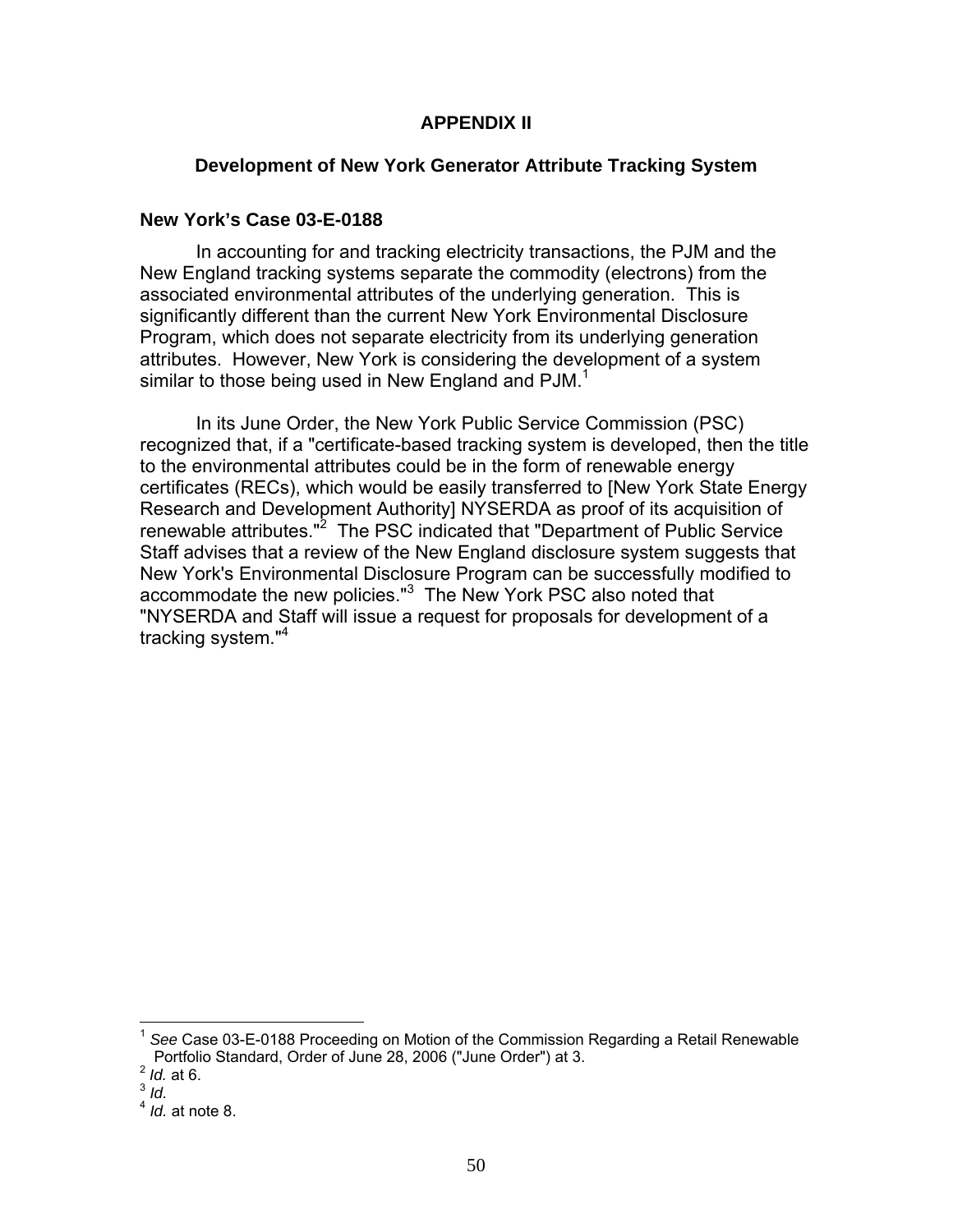# APPENDIX II

## Development of New York Generator Attribute Tracking System

### New York's Case 03-E-0188

In accounting for and tracking electricity transactions, the PJM and the New England tracking systems separate the commodity (electrons) from the associated environmental attributes of the underlying generation. This is significantly different than the current New York Environmental Disclosure Program, which does not separate electricity from its underlying generation attributes. However, New York is considering the development of a system similar to those being used in New England and PJM.[1]

In its June Order, the New York Public Service Commission (PSC) recognized that, if a "certificate-based tracking system is developed, then the title to the environmental attributes could be in the form of renewable energy certificates (RECs), which would be easily transferred to [New York State Energy Research and Development Authority] NYSERDA as proof of its acquisition of renewable attributes."[2] The PSC indicated that "Department of Public Service Staff advises that a review of the New England disclosure system suggests that New York's Environmental Disclosure Program can be successfully modified to accommodate the new policies."[3] The New York PSC also noted that "NYSERDA and Staff will issue a request for proposals for development of a tracking system."[4]

---

[1] *See* Case 03-E-0188 Proceeding on Motion of the Commission Regarding a Retail Renewable Portfolio Standard, Order of June 28, 2006 ("June Order") at 3.

[2] *Id.* at 6.

[3] *Id.*

[4] *Id.* at note 8.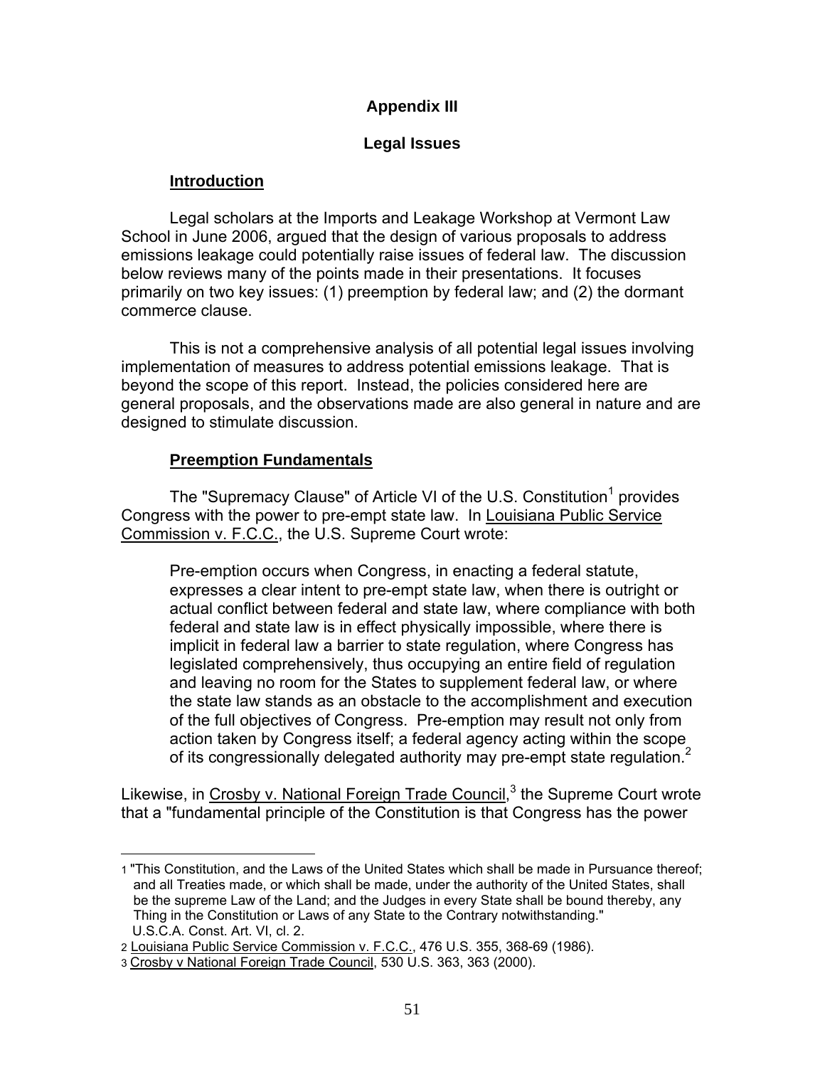# Appendix III

## Legal Issues

### Introduction

Legal scholars at the Imports and Leakage Workshop at Vermont Law School in June 2006, argued that the design of various proposals to address emissions leakage could potentially raise issues of federal law. The discussion below reviews many of the points made in their presentations. It focuses primarily on two key issues: (1) preemption by federal law; and (2) the dormant commerce clause.

This is not a comprehensive analysis of all potential legal issues involving implementation of measures to address potential emissions leakage. That is beyond the scope of this report. Instead, the policies considered here are general proposals, and the observations made are also general in nature and are designed to stimulate discussion.

### Preemption Fundamentals

The "Supremacy Clause" of Article VI of the U.S. Constitution[1] provides Congress with the power to pre-empt state law. In Louisiana Public Service Commission v. F.C.C., the U.S. Supreme Court wrote:

> Pre-emption occurs when Congress, in enacting a federal statute, expresses a clear intent to pre-empt state law, when there is outright or actual conflict between federal and state law, where compliance with both federal and state law is in effect physically impossible, where there is implicit in federal law a barrier to state regulation, where Congress has legislated comprehensively, thus occupying an entire field of regulation and leaving no room for the States to supplement federal law, or where the state law stands as an obstacle to the accomplishment and execution of the full objectives of Congress. Pre-emption may result not only from action taken by Congress itself; a federal agency acting within the scope of its congressionally delegated authority may pre-empt state regulation.[2]

Likewise, in Crosby v. National Foreign Trade Council,[3] the Supreme Court wrote that a "fundamental principle of the Constitution is that Congress has the power

---

1 "This Constitution, and the Laws of the United States which shall be made in Pursuance thereof; and all Treaties made, or which shall be made, under the authority of the United States, shall be the supreme Law of the Land; and the Judges in every State shall be bound thereby, any Thing in the Constitution or Laws of any State to the Contrary notwithstanding." U.S.C.A. Const. Art. VI, cl. 2.

2 Louisiana Public Service Commission v. F.C.C., 476 U.S. 355, 368-69 (1986).

3 Crosby v National Foreign Trade Council, 530 U.S. 363, 363 (2000).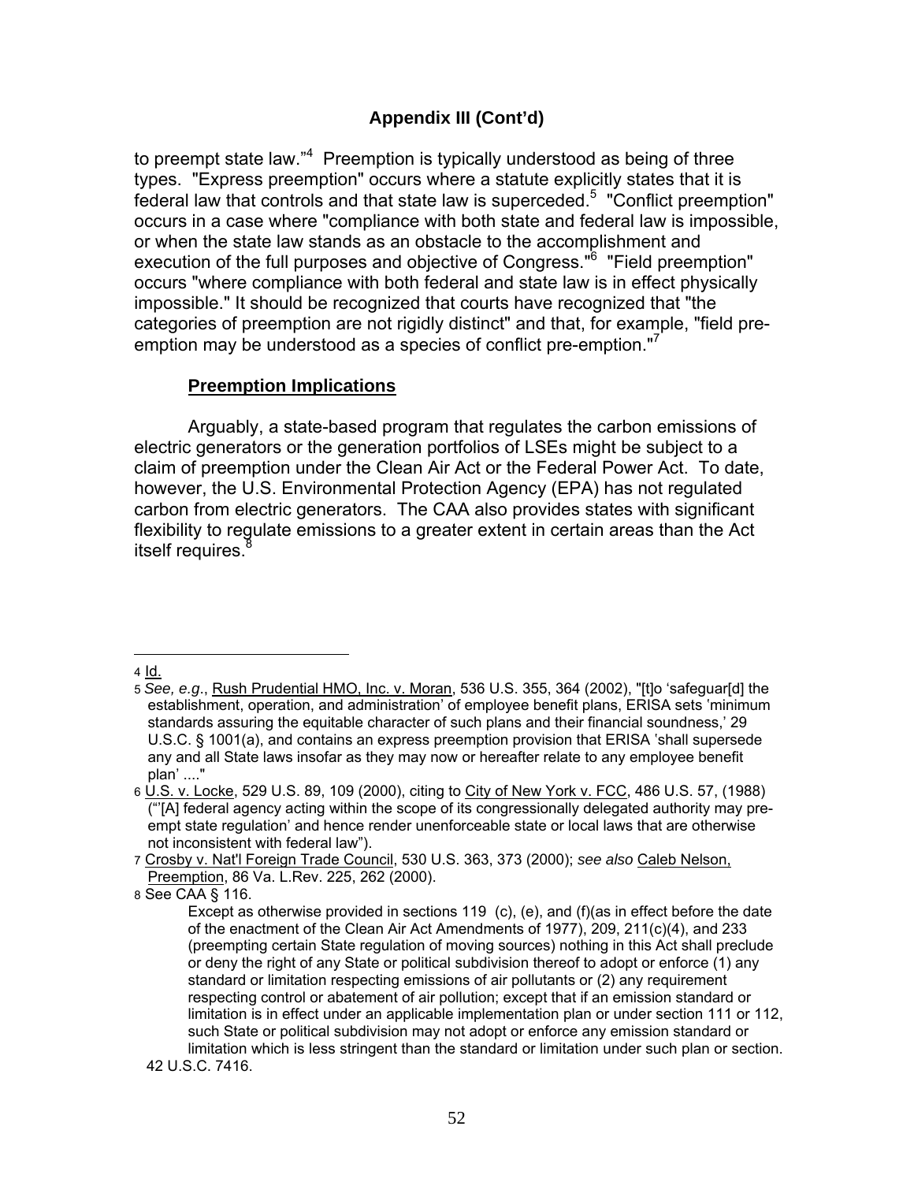## Appendix III (Cont'd)

to preempt state law."[4] Preemption is typically understood as being of three types. "Express preemption" occurs where a statute explicitly states that it is federal law that controls and that state law is superceded.[5] "Conflict preemption" occurs in a case where "compliance with both state and federal law is impossible, or when the state law stands as an obstacle to the accomplishment and execution of the full purposes and objective of Congress."[6] "Field preemption" occurs "where compliance with both federal and state law is in effect physically impossible." It should be recognized that courts have recognized that "the categories of preemption are not rigidly distinct" and that, for example, "field pre-emption may be understood as a species of conflict pre-emption."[7]

### Preemption Implications

Arguably, a state-based program that regulates the carbon emissions of electric generators or the generation portfolios of LSEs might be subject to a claim of preemption under the Clean Air Act or the Federal Power Act. To date, however, the U.S. Environmental Protection Agency (EPA) has not regulated carbon from electric generators. The CAA also provides states with significant flexibility to regulate emissions to a greater extent in certain areas than the Act itself requires.[8]

---

4 Id.

5 *See, e.g.*, Rush Prudential HMO, Inc. v. Moran, 536 U.S. 355, 364 (2002), "[t]o 'safeguar[d] the establishment, operation, and administration' of employee benefit plans, ERISA sets 'minimum standards assuring the equitable character of such plans and their financial soundness,' 29 U.S.C. § 1001(a), and contains an express preemption provision that ERISA 'shall supersede any and all State laws insofar as they may now or hereafter relate to any employee benefit plan' ...."

6 U.S. v. Locke, 529 U.S. 89, 109 (2000), citing to City of New York v. FCC, 486 U.S. 57, (1988) ("'[A] federal agency acting within the scope of its congressionally delegated authority may pre-empt state regulation' and hence render unenforceable state or local laws that are otherwise not inconsistent with federal law").

7 Crosby v. Nat'l Foreign Trade Council, 530 U.S. 363, 373 (2000); *see also* Caleb Nelson, Preemption, 86 Va. L.Rev. 225, 262 (2000).

8 See CAA § 116.

> Except as otherwise provided in sections 119 (c), (e), and (f)(as in effect before the date of the enactment of the Clean Air Act Amendments of 1977), 209, 211(c)(4), and 233 (preempting certain State regulation of moving sources) nothing in this Act shall preclude or deny the right of any State or political subdivision thereof to adopt or enforce (1) any standard or limitation respecting emissions of air pollutants or (2) any requirement respecting control or abatement of air pollution; except that if an emission standard or limitation is in effect under an applicable implementation plan or under section 111 or 112, such State or political subdivision may not adopt or enforce any emission standard or limitation which is less stringent than the standard or limitation under such plan or section.

42 U.S.C. 7416.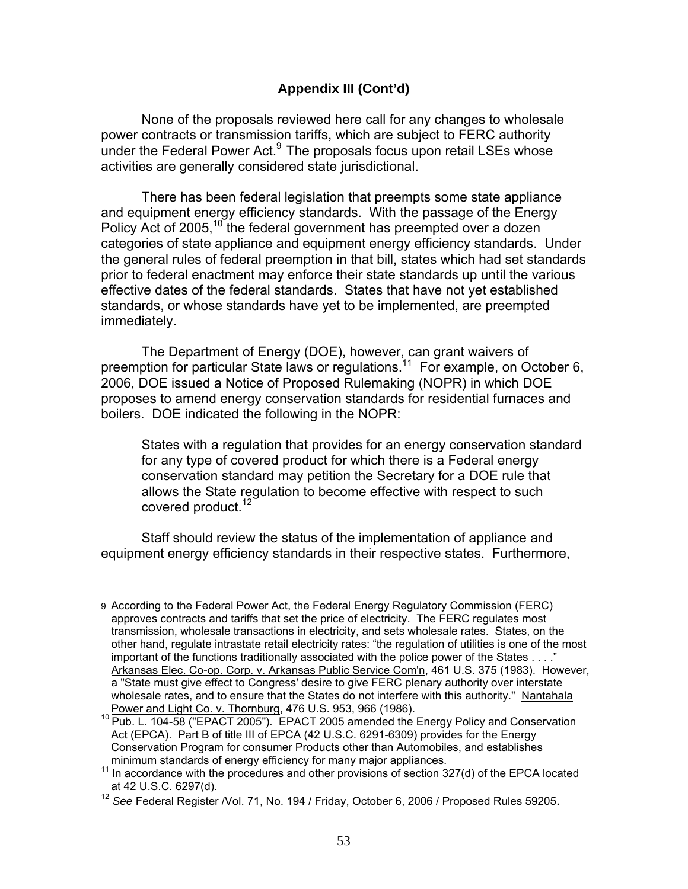## Appendix III (Cont'd)

None of the proposals reviewed here call for any changes to wholesale power contracts or transmission tariffs, which are subject to FERC authority under the Federal Power Act.[9] The proposals focus upon retail LSEs whose activities are generally considered state jurisdictional.

There has been federal legislation that preempts some state appliance and equipment energy efficiency standards. With the passage of the Energy Policy Act of 2005,[10] the federal government has preempted over a dozen categories of state appliance and equipment energy efficiency standards. Under the general rules of federal preemption in that bill, states which had set standards prior to federal enactment may enforce their state standards up until the various effective dates of the federal standards. States that have not yet established standards, or whose standards have yet to be implemented, are preempted immediately.

The Department of Energy (DOE), however, can grant waivers of preemption for particular State laws or regulations.[11] For example, on October 6, 2006, DOE issued a Notice of Proposed Rulemaking (NOPR) in which DOE proposes to amend energy conservation standards for residential furnaces and boilers. DOE indicated the following in the NOPR:

> States with a regulation that provides for an energy conservation standard for any type of covered product for which there is a Federal energy conservation standard may petition the Secretary for a DOE rule that allows the State regulation to become effective with respect to such covered product.[12]

Staff should review the status of the implementation of appliance and equipment energy efficiency standards in their respective states. Furthermore,

---

9 According to the Federal Power Act, the Federal Energy Regulatory Commission (FERC) approves contracts and tariffs that set the price of electricity. The FERC regulates most transmission, wholesale transactions in electricity, and sets wholesale rates. States, on the other hand, regulate intrastate retail electricity rates: "the regulation of utilities is one of the most important of the functions traditionally associated with the police power of the States . . . ." Arkansas Elec. Co-op. Corp. v. Arkansas Public Service Com'n, 461 U.S. 375 (1983). However, a "State must give effect to Congress' desire to give FERC plenary authority over interstate wholesale rates, and to ensure that the States do not interfere with this authority." Nantahala Power and Light Co. v. Thornburg, 476 U.S. 953, 966 (1986).

10 Pub. L. 104-58 ("EPACT 2005"). EPACT 2005 amended the Energy Policy and Conservation Act (EPCA). Part B of title III of EPCA (42 U.S.C. 6291-6309) provides for the Energy Conservation Program for consumer Products other than Automobiles, and establishes minimum standards of energy efficiency for many major appliances.

11 In accordance with the procedures and other provisions of section 327(d) of the EPCA located at 42 U.S.C. 6297(d).

12 *See* Federal Register /Vol. 71, No. 194 / Friday, October 6, 2006 / Proposed Rules 59205.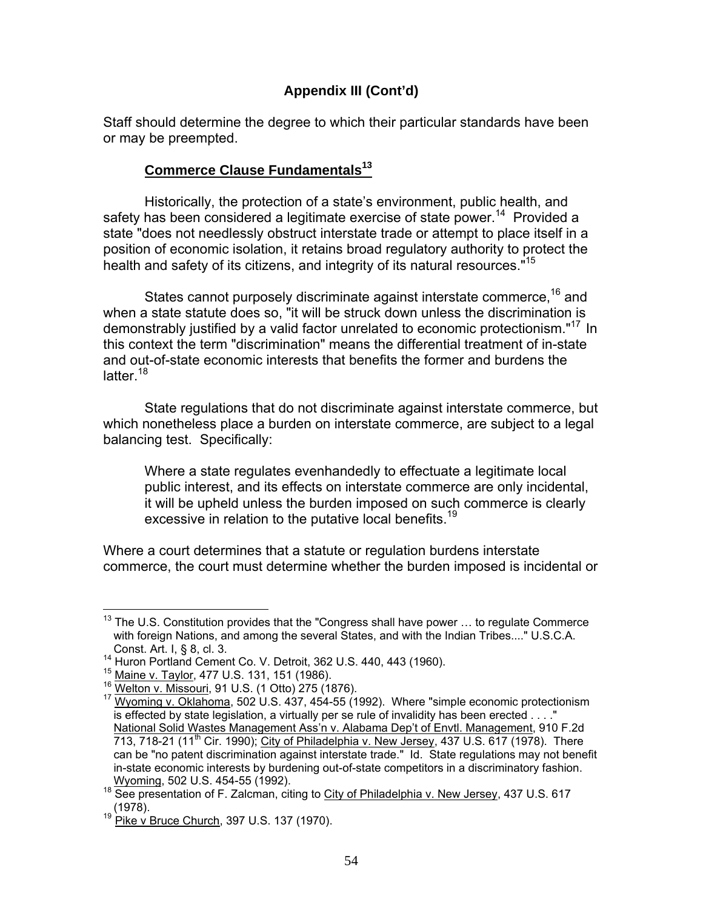### Appendix III (Cont'd)

Staff should determine the degree to which their particular standards have been or may be preempted.

**Commerce Clause Fundamentals**[13]

Historically, the protection of a state's environment, public health, and safety has been considered a legitimate exercise of state power.[14] Provided a state "does not needlessly obstruct interstate trade or attempt to place itself in a position of economic isolation, it retains broad regulatory authority to protect the health and safety of its citizens, and integrity of its natural resources."[15]

States cannot purposely discriminate against interstate commerce,[16] and when a state statute does so, "it will be struck down unless the discrimination is demonstrably justified by a valid factor unrelated to economic protectionism."[17] In this context the term "discrimination" means the differential treatment of in-state and out-of-state economic interests that benefits the former and burdens the latter.[18]

State regulations that do not discriminate against interstate commerce, but which nonetheless place a burden on interstate commerce, are subject to a legal balancing test. Specifically:

> Where a state regulates evenhandedly to effectuate a legitimate local public interest, and its effects on interstate commerce are only incidental, it will be upheld unless the burden imposed on such commerce is clearly excessive in relation to the putative local benefits.[19]

Where a court determines that a statute or regulation burdens interstate commerce, the court must determine whether the burden imposed is incidental or

---

[13] The U.S. Constitution provides that the "Congress shall have power … to regulate Commerce with foreign Nations, and among the several States, and with the Indian Tribes...." U.S.C.A. Const. Art. I, § 8, cl. 3.

[14] Huron Portland Cement Co. V. Detroit, 362 U.S. 440, 443 (1960).

[15] Maine v. Taylor, 477 U.S. 131, 151 (1986).

[16] Welton v. Missouri, 91 U.S. (1 Otto) 275 (1876).

[17] Wyoming v. Oklahoma, 502 U.S. 437, 454-55 (1992). Where "simple economic protectionism is effected by state legislation, a virtually per se rule of invalidity has been erected . . . ." National Solid Wastes Management Ass'n v. Alabama Dep't of Envtl. Management, 910 F.2d 713, 718-21 (11th Cir. 1990); City of Philadelphia v. New Jersey, 437 U.S. 617 (1978). There can be "no patent discrimination against interstate trade." Id. State regulations may not benefit in-state economic interests by burdening out-of-state competitors in a discriminatory fashion. Wyoming, 502 U.S. 454-55 (1992).

[18] See presentation of F. Zalcman, citing to City of Philadelphia v. New Jersey, 437 U.S. 617 (1978).

[19] Pike v Bruce Church, 397 U.S. 137 (1970).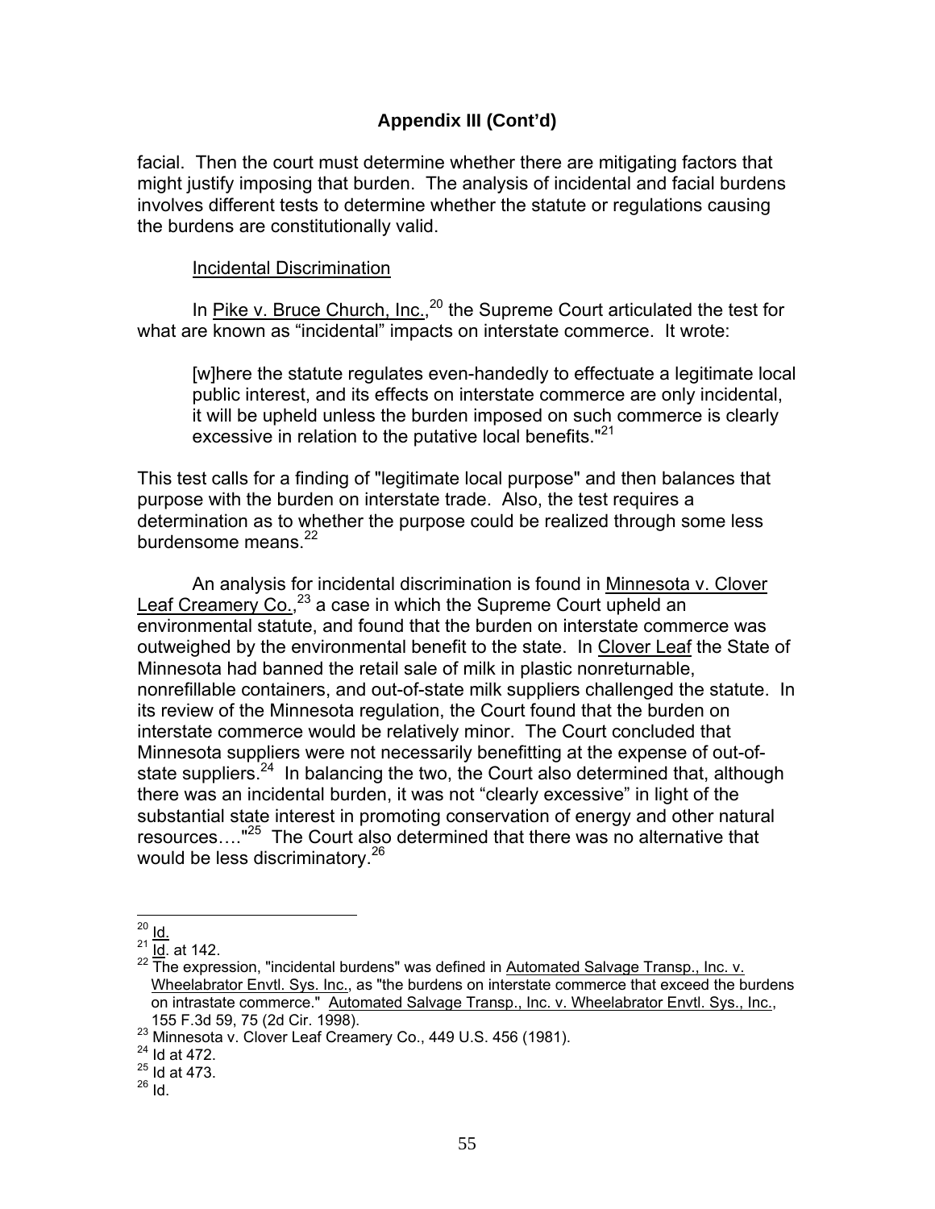## Appendix III (Cont'd)

facial. Then the court must determine whether there are mitigating factors that might justify imposing that burden. The analysis of incidental and facial burdens involves different tests to determine whether the statute or regulations causing the burdens are constitutionally valid.

Incidental Discrimination

In Pike v. Bruce Church, Inc.,[20] the Supreme Court articulated the test for what are known as "incidental" impacts on interstate commerce. It wrote:

> [w]here the statute regulates even-handedly to effectuate a legitimate local public interest, and its effects on interstate commerce are only incidental, it will be upheld unless the burden imposed on such commerce is clearly excessive in relation to the putative local benefits."[21]

This test calls for a finding of "legitimate local purpose" and then balances that purpose with the burden on interstate trade. Also, the test requires a determination as to whether the purpose could be realized through some less burdensome means.[22]

An analysis for incidental discrimination is found in Minnesota v. Clover Leaf Creamery Co.,[23] a case in which the Supreme Court upheld an environmental statute, and found that the burden on interstate commerce was outweighed by the environmental benefit to the state. In Clover Leaf the State of Minnesota had banned the retail sale of milk in plastic nonreturnable, nonrefillable containers, and out-of-state milk suppliers challenged the statute. In its review of the Minnesota regulation, the Court found that the burden on interstate commerce would be relatively minor. The Court concluded that Minnesota suppliers were not necessarily benefitting at the expense of out-of-state suppliers.[24] In balancing the two, the Court also determined that, although there was an incidental burden, it was not "clearly excessive" in light of the substantial state interest in promoting conservation of energy and other natural resources…."[25] The Court also determined that there was no alternative that would be less discriminatory.[26]

---

[20] Id.
[21] Id. at 142.
[22] The expression, "incidental burdens" was defined in Automated Salvage Transp., Inc. v. Wheelabrator Envtl. Sys. Inc., as "the burdens on interstate commerce that exceed the burdens on intrastate commerce." Automated Salvage Transp., Inc. v. Wheelabrator Envtl. Sys., Inc., 155 F.3d 59, 75 (2d Cir. 1998).
[23] Minnesota v. Clover Leaf Creamery Co., 449 U.S. 456 (1981).
[24] Id at 472.
[25] Id at 473.
[26] Id.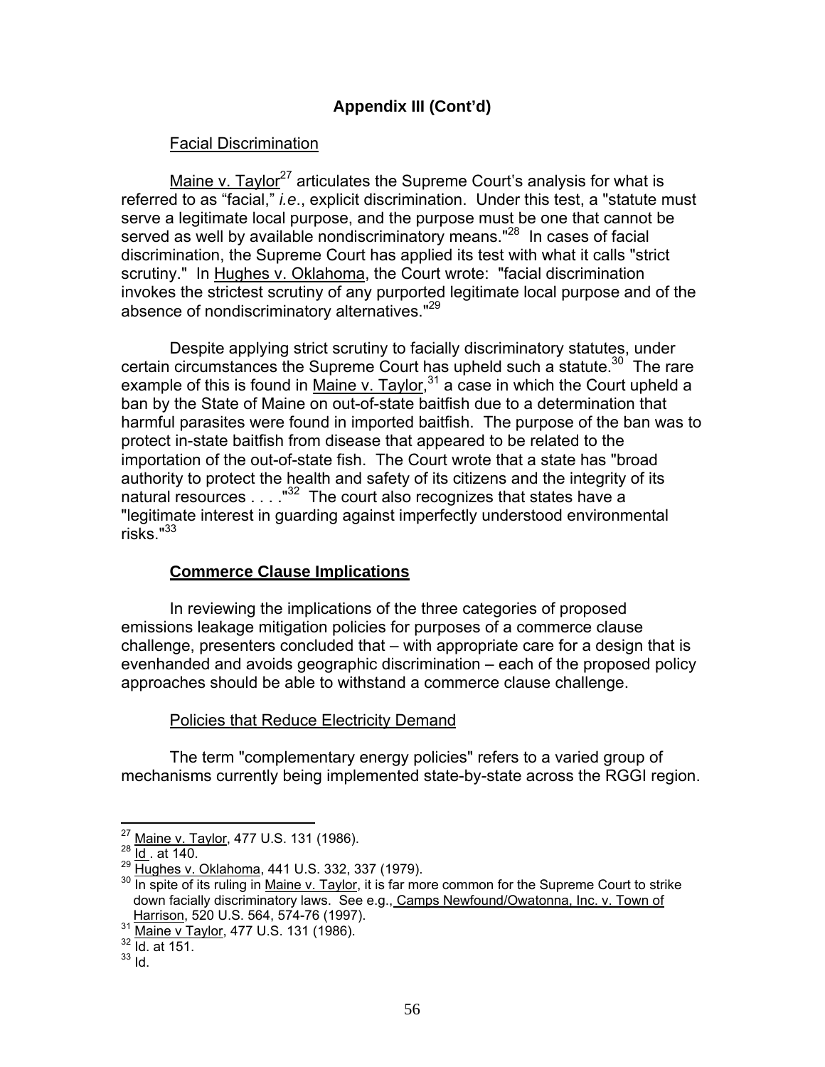**Appendix III (Cont'd)**

Facial Discrimination

Maine v. Taylor[27] articulates the Supreme Court's analysis for what is referred to as "facial," *i.e.*, explicit discrimination. Under this test, a "statute must serve a legitimate local purpose, and the purpose must be one that cannot be served as well by available nondiscriminatory means."[28] In cases of facial discrimination, the Supreme Court has applied its test with what it calls "strict scrutiny." In Hughes v. Oklahoma, the Court wrote: "facial discrimination invokes the strictest scrutiny of any purported legitimate local purpose and of the absence of nondiscriminatory alternatives."[29]

Despite applying strict scrutiny to facially discriminatory statutes, under certain circumstances the Supreme Court has upheld such a statute.[30] The rare example of this is found in Maine v. Taylor,[31] a case in which the Court upheld a ban by the State of Maine on out-of-state baitfish due to a determination that harmful parasites were found in imported baitfish. The purpose of the ban was to protect in-state baitfish from disease that appeared to be related to the importation of the out-of-state fish. The Court wrote that a state has "broad authority to protect the health and safety of its citizens and the integrity of its natural resources . . . ."[32] The court also recognizes that states have a "legitimate interest in guarding against imperfectly understood environmental risks."[33]

**Commerce Clause Implications**

In reviewing the implications of the three categories of proposed emissions leakage mitigation policies for purposes of a commerce clause challenge, presenters concluded that – with appropriate care for a design that is evenhanded and avoids geographic discrimination – each of the proposed policy approaches should be able to withstand a commerce clause challenge.

Policies that Reduce Electricity Demand

The term "complementary energy policies" refers to a varied group of mechanisms currently being implemented state-by-state across the RGGI region.

---

[27] Maine v. Taylor, 477 U.S. 131 (1986).

[28] Id. at 140.

[29] Hughes v. Oklahoma, 441 U.S. 332, 337 (1979).

[30] In spite of its ruling in Maine v. Taylor, it is far more common for the Supreme Court to strike down facially discriminatory laws. See e.g., Camps Newfound/Owatonna, Inc. v. Town of Harrison, 520 U.S. 564, 574-76 (1997).

[31] Maine v Taylor, 477 U.S. 131 (1986).

[32] Id. at 151.

[33] Id.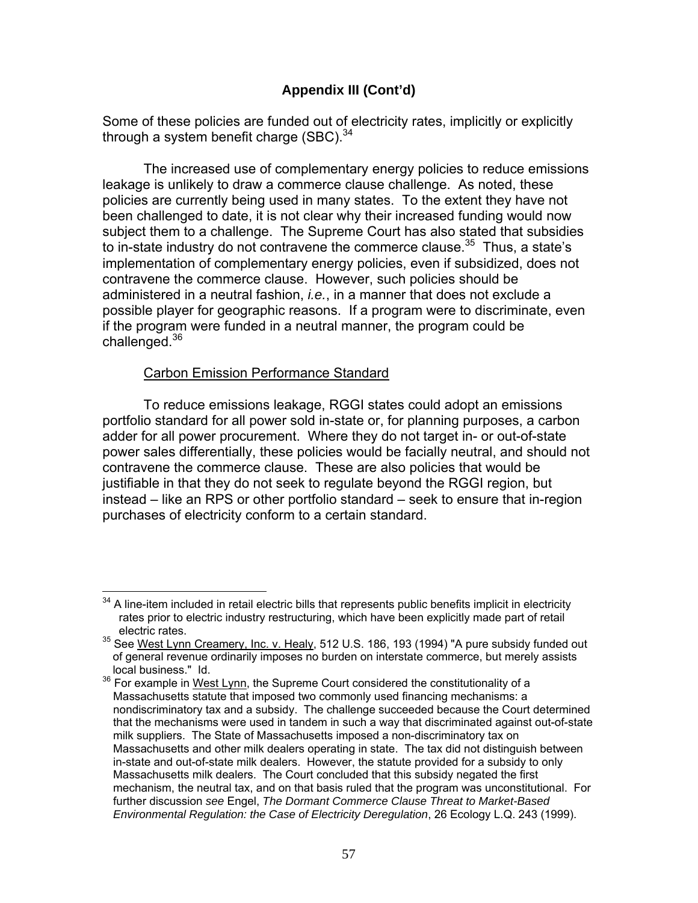## Appendix III (Cont'd)

Some of these policies are funded out of electricity rates, implicitly or explicitly through a system benefit charge (SBC).[34]

The increased use of complementary energy policies to reduce emissions leakage is unlikely to draw a commerce clause challenge. As noted, these policies are currently being used in many states. To the extent they have not been challenged to date, it is not clear why their increased funding would now subject them to a challenge. The Supreme Court has also stated that subsidies to in-state industry do not contravene the commerce clause.[35] Thus, a state's implementation of complementary energy policies, even if subsidized, does not contravene the commerce clause. However, such policies should be administered in a neutral fashion, *i.e.*, in a manner that does not exclude a possible player for geographic reasons. If a program were to discriminate, even if the program were funded in a neutral manner, the program could be challenged.[36]

<u>Carbon Emission Performance Standard</u>

To reduce emissions leakage, RGGI states could adopt an emissions portfolio standard for all power sold in-state or, for planning purposes, a carbon adder for all power procurement. Where they do not target in- or out-of-state power sales differentially, these policies would be facially neutral, and should not contravene the commerce clause. These are also policies that would be justifiable in that they do not seek to regulate beyond the RGGI region, but instead – like an RPS or other portfolio standard – seek to ensure that in-region purchases of electricity conform to a certain standard.

---

[34] A line-item included in retail electric bills that represents public benefits implicit in electricity rates prior to electric industry restructuring, which have been explicitly made part of retail electric rates.

[35] See <u>West Lynn Creamery, Inc. v. Healy</u>, 512 U.S. 186, 193 (1994) "A pure subsidy funded out of general revenue ordinarily imposes no burden on interstate commerce, but merely assists local business." Id.

[36] For example in <u>West Lynn</u>, the Supreme Court considered the constitutionality of a Massachusetts statute that imposed two commonly used financing mechanisms: a nondiscriminatory tax and a subsidy. The challenge succeeded because the Court determined that the mechanisms were used in tandem in such a way that discriminated against out-of-state milk suppliers. The State of Massachusetts imposed a non-discriminatory tax on Massachusetts and other milk dealers operating in state. The tax did not distinguish between in-state and out-of-state milk dealers. However, the statute provided for a subsidy to only Massachusetts milk dealers. The Court concluded that this subsidy negated the first mechanism, the neutral tax, and on that basis ruled that the program was unconstitutional. For further discussion *see* Engel, *The Dormant Commerce Clause Threat to Market-Based Environmental Regulation: the Case of Electricity Deregulation*, 26 Ecology L.Q. 243 (1999).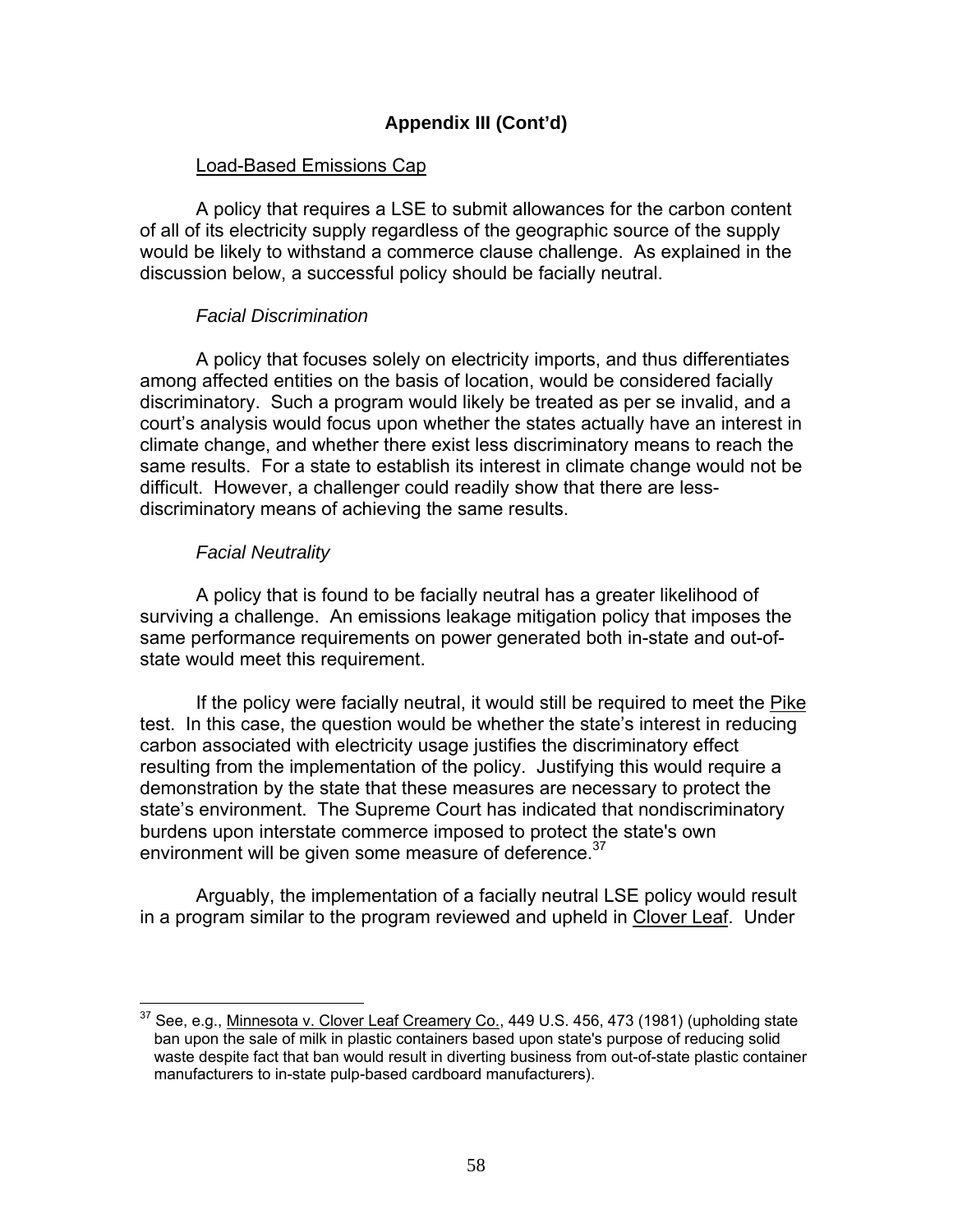## Appendix III (Cont'd)

Load-Based Emissions Cap

A policy that requires a LSE to submit allowances for the carbon content of all of its electricity supply regardless of the geographic source of the supply would be likely to withstand a commerce clause challenge. As explained in the discussion below, a successful policy should be facially neutral.

*Facial Discrimination*

A policy that focuses solely on electricity imports, and thus differentiates among affected entities on the basis of location, would be considered facially discriminatory. Such a program would likely be treated as per se invalid, and a court's analysis would focus upon whether the states actually have an interest in climate change, and whether there exist less discriminatory means to reach the same results. For a state to establish its interest in climate change would not be difficult. However, a challenger could readily show that there are less-discriminatory means of achieving the same results.

*Facial Neutrality*

A policy that is found to be facially neutral has a greater likelihood of surviving a challenge. An emissions leakage mitigation policy that imposes the same performance requirements on power generated both in-state and out-of-state would meet this requirement.

If the policy were facially neutral, it would still be required to meet the Pike test. In this case, the question would be whether the state's interest in reducing carbon associated with electricity usage justifies the discriminatory effect resulting from the implementation of the policy. Justifying this would require a demonstration by the state that these measures are necessary to protect the state's environment. The Supreme Court has indicated that nondiscriminatory burdens upon interstate commerce imposed to protect the state's own environment will be given some measure of deference.[37]

Arguably, the implementation of a facially neutral LSE policy would result in a program similar to the program reviewed and upheld in Clover Leaf. Under

---

[37] See, e.g., Minnesota v. Clover Leaf Creamery Co., 449 U.S. 456, 473 (1981) (upholding state ban upon the sale of milk in plastic containers based upon state's purpose of reducing solid waste despite fact that ban would result in diverting business from out-of-state plastic container manufacturers to in-state pulp-based cardboard manufacturers).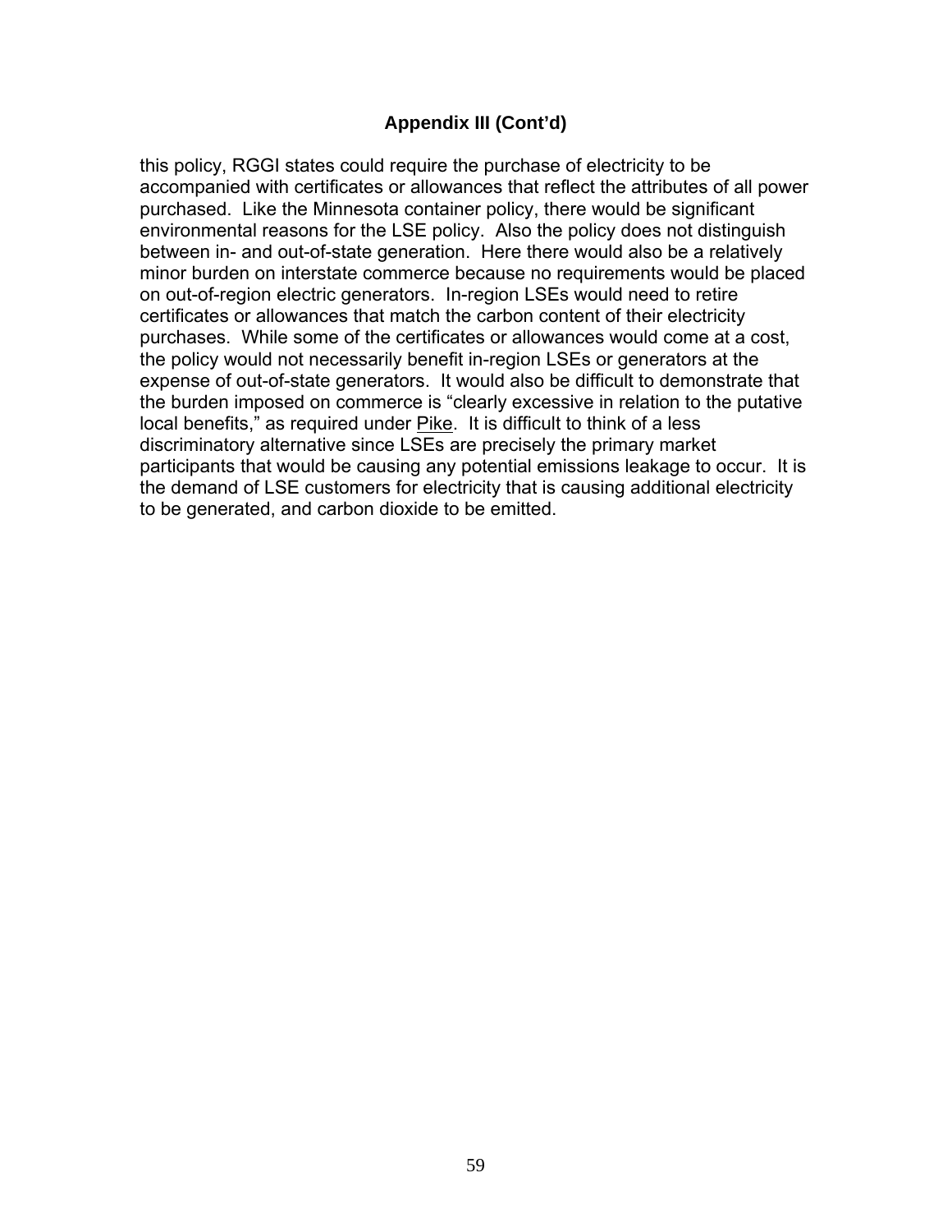**Appendix III (Cont'd)**

this policy, RGGI states could require the purchase of electricity to be accompanied with certificates or allowances that reflect the attributes of all power purchased. Like the Minnesota container policy, there would be significant environmental reasons for the LSE policy. Also the policy does not distinguish between in- and out-of-state generation. Here there would also be a relatively minor burden on interstate commerce because no requirements would be placed on out-of-region electric generators. In-region LSEs would need to retire certificates or allowances that match the carbon content of their electricity purchases. While some of the certificates or allowances would come at a cost, the policy would not necessarily benefit in-region LSEs or generators at the expense of out-of-state generators. It would also be difficult to demonstrate that the burden imposed on commerce is "clearly excessive in relation to the putative local benefits," as required under Pike. It is difficult to think of a less discriminatory alternative since LSEs are precisely the primary market participants that would be causing any potential emissions leakage to occur. It is the demand of LSE customers for electricity that is causing additional electricity to be generated, and carbon dioxide to be emitted.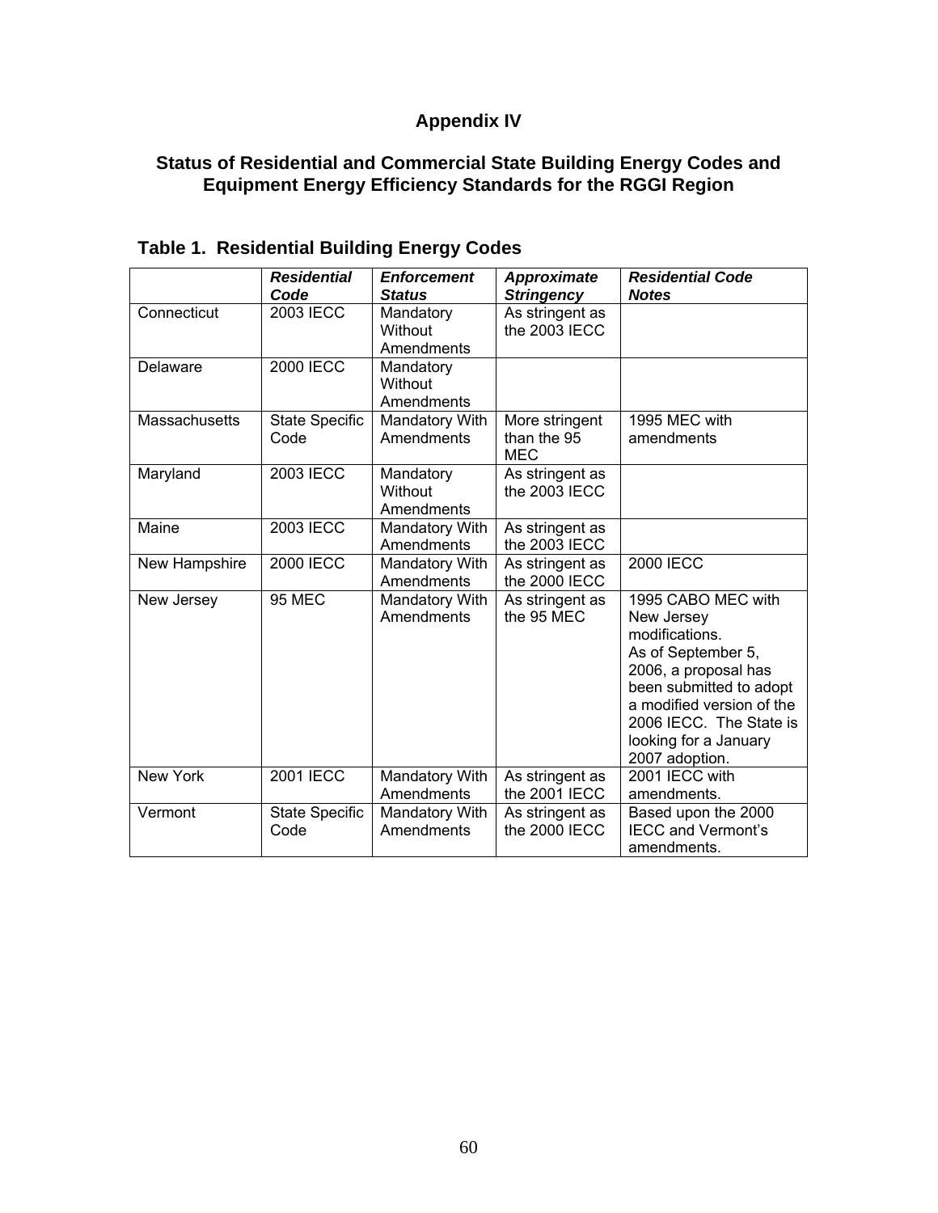# Appendix IV

## Status of Residential and Commercial State Building Energy Codes and Equipment Energy Efficiency Standards for the RGGI Region

### Table 1. Residential Building Energy Codes

| | *Residential Code* | *Enforcement Status* | *Approximate Stringency* | *Residential Code Notes* |
|---|---|---|---|---|
| Connecticut | 2003 IECC | Mandatory Without Amendments | As stringent as the 2003 IECC | |
| Delaware | 2000 IECC | Mandatory Without Amendments | | |
| Massachusetts | State Specific Code | Mandatory With Amendments | More stringent than the 95 MEC | 1995 MEC with amendments |
| Maryland | 2003 IECC | Mandatory Without Amendments | As stringent as the 2003 IECC | |
| Maine | 2003 IECC | Mandatory With Amendments | As stringent as the 2003 IECC | |
| New Hampshire | 2000 IECC | Mandatory With Amendments | As stringent as the 2000 IECC | 2000 IECC |
| New Jersey | 95 MEC | Mandatory With Amendments | As stringent as the 95 MEC | 1995 CABO MEC with New Jersey modifications. As of September 5, 2006, a proposal has been submitted to adopt a modified version of the 2006 IECC. The State is looking for a January 2007 adoption. |
| New York | 2001 IECC | Mandatory With Amendments | As stringent as the 2001 IECC | 2001 IECC with amendments. |
| Vermont | State Specific Code | Mandatory With Amendments | As stringent as the 2000 IECC | Based upon the 2000 IECC and Vermont's amendments. |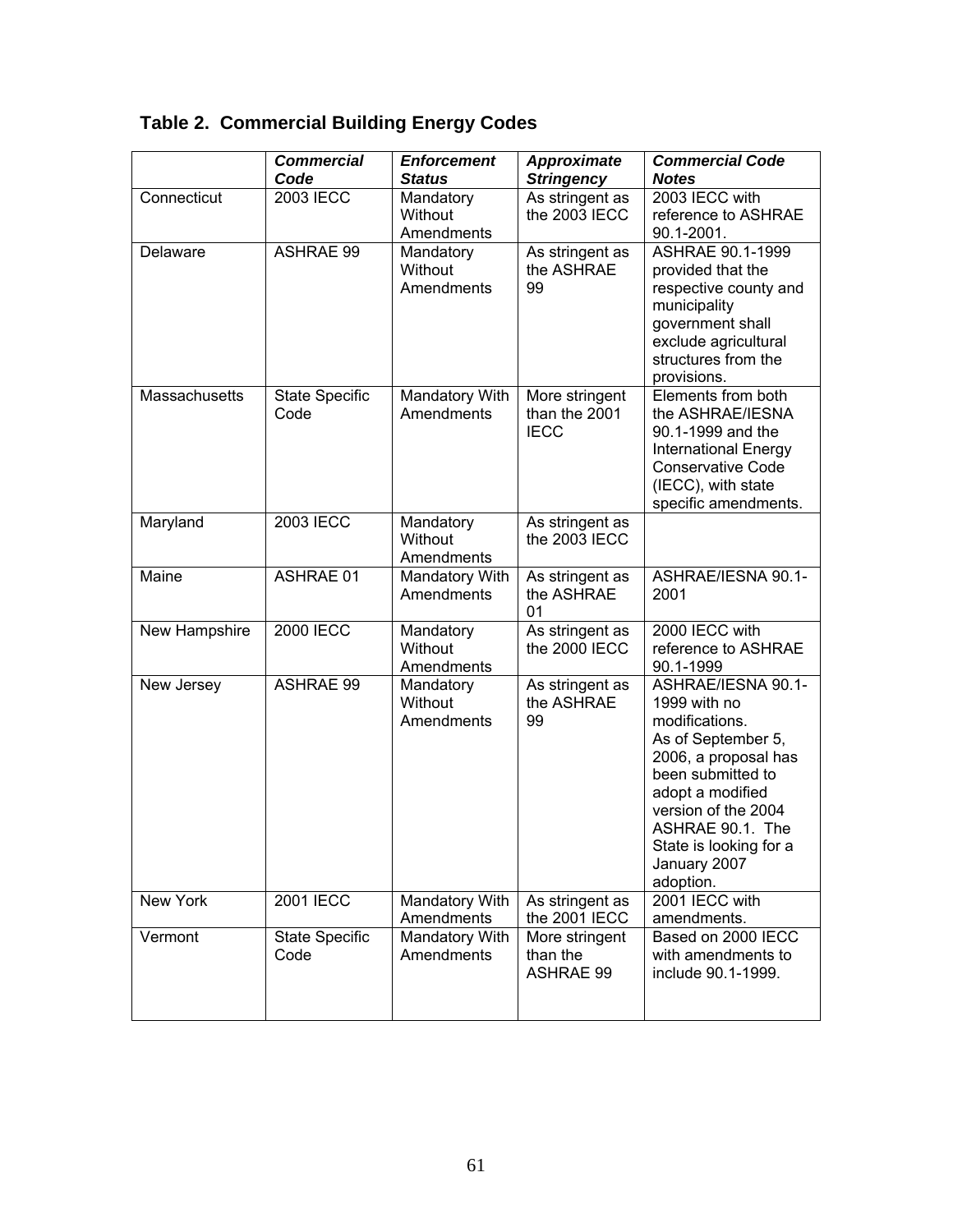**Table 2. Commercial Building Energy Codes**

| | ***Commercial Code*** | ***Enforcement Status*** | ***Approximate Stringency*** | ***Commercial Code Notes*** |
|---|---|---|---|---|
| Connecticut | 2003 IECC | Mandatory Without Amendments | As stringent as the 2003 IECC | 2003 IECC with reference to ASHRAE 90.1-2001. |
| Delaware | ASHRAE 99 | Mandatory Without Amendments | As stringent as the ASHRAE 99 | ASHRAE 90.1-1999 provided that the respective county and municipality government shall exclude agricultural structures from the provisions. |
| Massachusetts | State Specific Code | Mandatory With Amendments | More stringent than the 2001 IECC | Elements from both the ASHRAE/IESNA 90.1-1999 and the International Energy Conservative Code (IECC), with state specific amendments. |
| Maryland | 2003 IECC | Mandatory Without Amendments | As stringent as the 2003 IECC | |
| Maine | ASHRAE 01 | Mandatory With Amendments | As stringent as the ASHRAE 01 | ASHRAE/IESNA 90.1-2001 |
| New Hampshire | 2000 IECC | Mandatory Without Amendments | As stringent as the 2000 IECC | 2000 IECC with reference to ASHRAE 90.1-1999 |
| New Jersey | ASHRAE 99 | Mandatory Without Amendments | As stringent as the ASHRAE 99 | ASHRAE/IESNA 90.1-1999 with no modifications. As of September 5, 2006, a proposal has been submitted to adopt a modified version of the 2004 ASHRAE 90.1. The State is looking for a January 2007 adoption. |
| New York | 2001 IECC | Mandatory With Amendments | As stringent as the 2001 IECC | 2001 IECC with amendments. |
| Vermont | State Specific Code | Mandatory With Amendments | More stringent than the ASHRAE 99 | Based on 2000 IECC with amendments to include 90.1-1999. |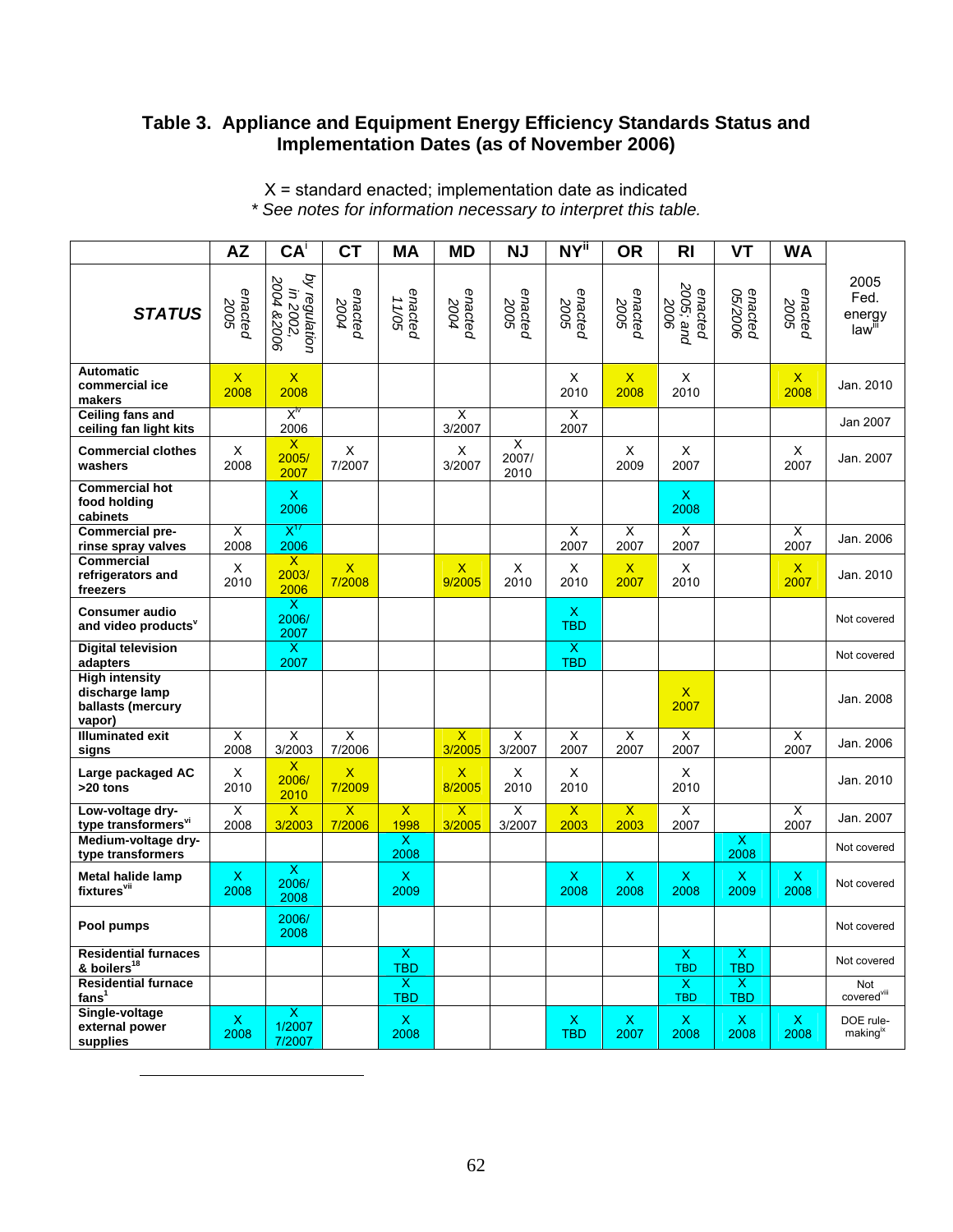### Table 3. Appliance and Equipment Energy Efficiency Standards Status and Implementation Dates (as of November 2006)

X = standard enacted; implementation date as indicated
*\* See notes for information necessary to interpret this table.*

| | AZ | CA[i] | CT | MA | MD | NJ | NY[ii] | OR | RI | VT | WA | |
|---|---|---|---|---|---|---|---|---|---|---|---|---|
| **STATUS** | *enacted 2005* | *by regulation in 2002, 2004 &2006* | *enacted 2004* | *enacted 11/05* | *enacted 2004* | *enacted 2005* | *enacted 2005* | *enacted 2005* | *enacted 2005; and 2006* | *enacted 05/2006* | *enacted 2005* | 2005 Fed. energy law[iii] |
| **Automatic commercial ice makers** | X 2008 | X 2008 | | | | | X 2010 | X 2008 | X 2010 | | X 2008 | Jan. 2010 |
| **Ceiling fans and ceiling fan light kits** | | X[iv] 2006 | | | X 3/2007 | | X 2007 | | | | | Jan 2007 |
| **Commercial clothes washers** | X 2008 | X 2005/ 2007 | X 7/2007 | | X 3/2007 | X 2007/ 2010 | | X 2009 | X 2007 | | X 2007 | Jan. 2007 |
| **Commercial hot food holding cabinets** | | X 2006 | | | | | | | X 2008 | | | |
| **Commercial pre-rinse spray valves** | X 2008 | X[17] 2006 | | | | | X 2007 | X 2007 | X 2007 | | X 2007 | Jan. 2006 |
| **Commercial refrigerators and freezers** | X 2010 | X 2003/ 2006 | X 7/2008 | | X 9/2005 | X 2010 | X 2010 | X 2007 | X 2010 | | X 2007 | Jan. 2010 |
| **Consumer audio and video products**[v] | | X 2006/ 2007 | | | | | X TBD | | | | | Not covered |
| **Digital television adapters** | | X 2007 | | | | | X TBD | | | | | Not covered |
| **High intensity discharge lamp ballasts (mercury vapor)** | | | | | | | | | X 2007 | | | Jan. 2008 |
| **Illuminated exit signs** | X 2008 | X 3/2003 | X 7/2006 | | X 3/2005 | X 3/2007 | X 2007 | X 2007 | X 2007 | | X 2007 | Jan. 2006 |
| **Large packaged AC >20 tons** | X 2010 | X 2006/ 2010 | X 7/2009 | | X 8/2005 | X 2010 | X 2010 | | X 2010 | | | Jan. 2010 |
| **Low-voltage dry-type transformers**[vi] | X 2008 | X 3/2003 | X 7/2006 | X 1998 | X 3/2005 | X 3/2007 | X 2003 | X 2003 | X 2007 | | X 2007 | Jan. 2007 |
| **Medium-voltage dry-type transformers** | | | | X 2008 | | | | | | X 2008 | | Not covered |
| **Metal halide lamp fixtures**[vii] | X 2008 | X 2006/ 2008 | | X 2009 | | | X 2008 | X 2008 | X 2008 | X 2009 | X 2008 | Not covered |
| **Pool pumps** | | 2006/ 2008 | | | | | | | | | | Not covered |
| **Residential furnaces & boilers**[18] | | | | X TBD | | | | | X TBD | X TBD | | Not covered |
| **Residential furnace fans**[1] | | | | X TBD | | | | | X TBD | X TBD | | Not covered[viii] |
| **Single-voltage external power supplies** | X 2008 | X 1/2007 7/2007 | | X 2008 | | | X TBD | X 2007 | X 2008 | X 2008 | X 2008 | DOE rule-making[ix] |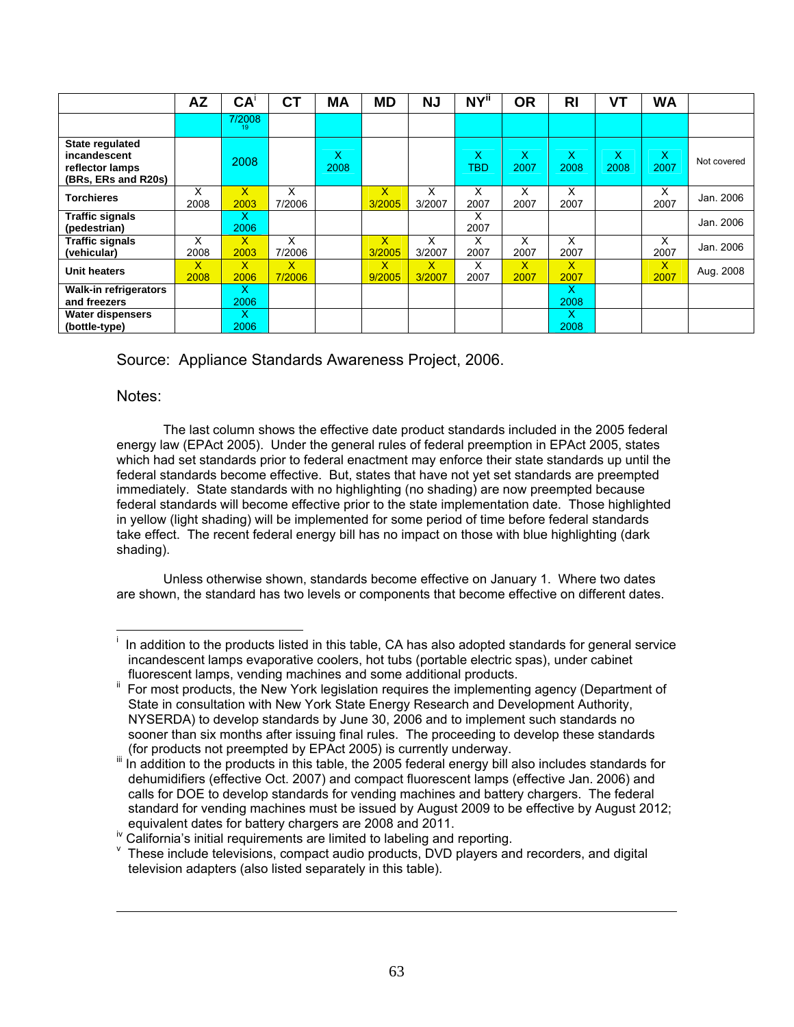| | AZ | CA[i] | CT | MA | MD | NJ | NY[ii] | OR | RI | VT | WA | |
|---|---|---|---|---|---|---|---|---|---|---|---|---|
| | | 7/2008 19 | | | | | | | | | | |
| State regulated incandescent reflector lamps (BRs, ERs and R20s) | | 2008 | | X 2008 | | | X TBD | X 2007 | X 2008 | X 2008 | X 2007 | Not covered |
| Torchieres | X 2008 | X 2003 | X 7/2006 | | X 3/2005 | X 3/2007 | X 2007 | X 2007 | X 2007 | | X 2007 | Jan. 2006 |
| Traffic signals (pedestrian) | | X 2006 | | | | | X 2007 | | | | | Jan. 2006 |
| Traffic signals (vehicular) | X 2008 | X 2003 | X 7/2006 | | X 3/2005 | X 3/2007 | X 2007 | X 2007 | X 2007 | | X 2007 | Jan. 2006 |
| Unit heaters | X 2008 | X 2006 | X 7/2006 | | X 9/2005 | X 3/2007 | X 2007 | X 2007 | X 2007 | | X 2007 | Aug. 2008 |
| Walk-in refrigerators and freezers | | X 2006 | | | | | | | X 2008 | | | |
| Water dispensers (bottle-type) | | X 2006 | | | | | | | X 2008 | | | |

Source: Appliance Standards Awareness Project, 2006.

Notes:

The last column shows the effective date product standards included in the 2005 federal energy law (EPAct 2005). Under the general rules of federal preemption in EPAct 2005, states which had set standards prior to federal enactment may enforce their state standards up until the federal standards become effective. But, states that have not yet set standards are preempted immediately. State standards with no highlighting (no shading) are now preempted because federal standards will become effective prior to the state implementation date. Those highlighted in yellow (light shading) will be implemented for some period of time before federal standards take effect. The recent federal energy bill has no impact on those with blue highlighting (dark shading).

Unless otherwise shown, standards become effective on January 1. Where two dates are shown, the standard has two levels or components that become effective on different dates.

---

[i] In addition to the products listed in this table, CA has also adopted standards for general service incandescent lamps evaporative coolers, hot tubs (portable electric spas), under cabinet fluorescent lamps, vending machines and some additional products.

[ii] For most products, the New York legislation requires the implementing agency (Department of State in consultation with New York State Energy Research and Development Authority, NYSERDA) to develop standards by June 30, 2006 and to implement such standards no sooner than six months after issuing final rules. The proceeding to develop these standards (for products not preempted by EPAct 2005) is currently underway.

[iii] In addition to the products in this table, the 2005 federal energy bill also includes standards for dehumidifiers (effective Oct. 2007) and compact fluorescent lamps (effective Jan. 2006) and calls for DOE to develop standards for vending machines and battery chargers. The federal standard for vending machines must be issued by August 2009 to be effective by August 2012; equivalent dates for battery chargers are 2008 and 2011.

[iv] California's initial requirements are limited to labeling and reporting.

[v] These include televisions, compact audio products, DVD players and recorders, and digital television adapters (also listed separately in this table).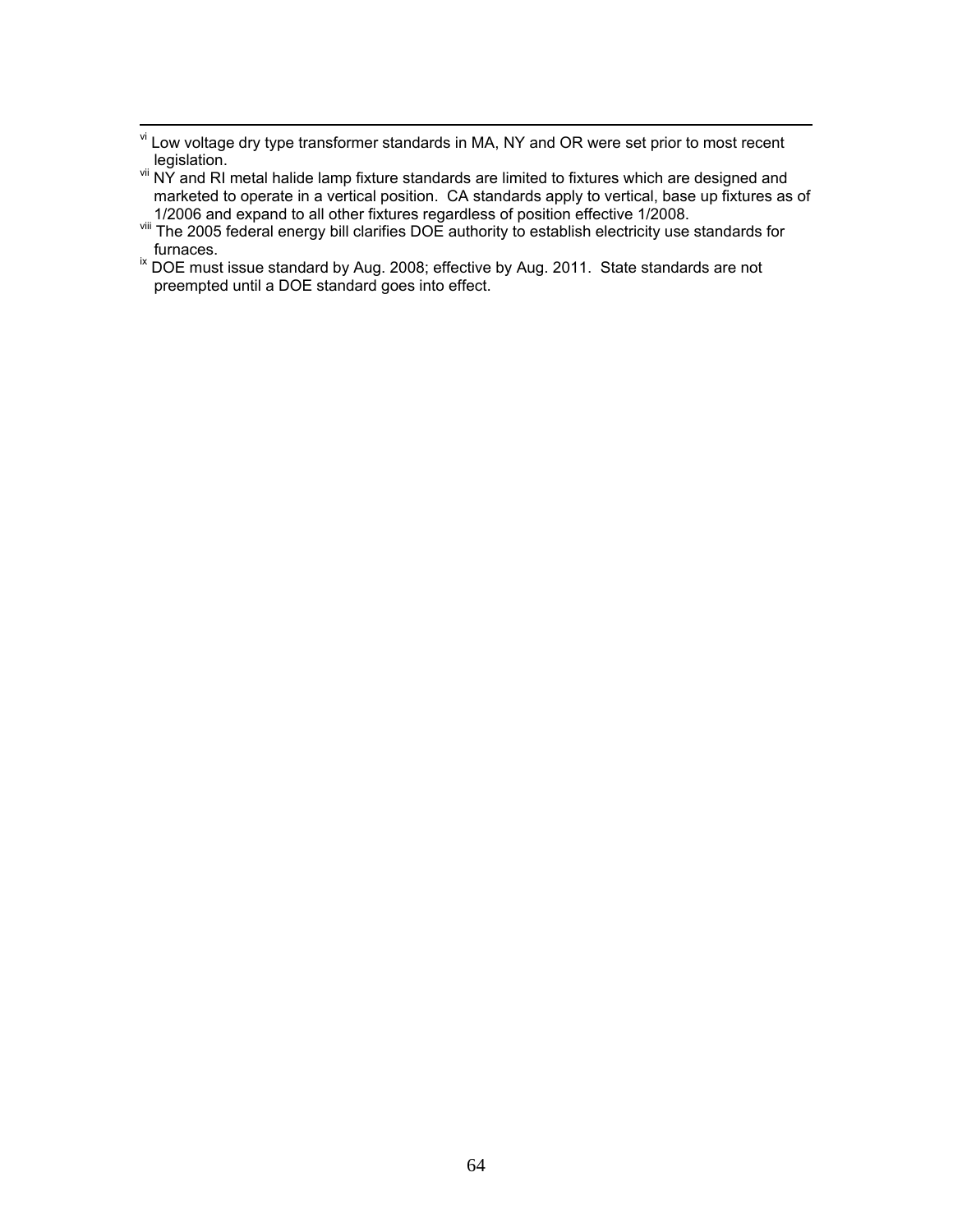[vi] Low voltage dry type transformer standards in MA, NY and OR were set prior to most recent legislation.

[vii] NY and RI metal halide lamp fixture standards are limited to fixtures which are designed and marketed to operate in a vertical position. CA standards apply to vertical, base up fixtures as of 1/2006 and expand to all other fixtures regardless of position effective 1/2008.

[viii] The 2005 federal energy bill clarifies DOE authority to establish electricity use standards for furnaces.

[ix] DOE must issue standard by Aug. 2008; effective by Aug. 2011. State standards are not preempted until a DOE standard goes into effect.